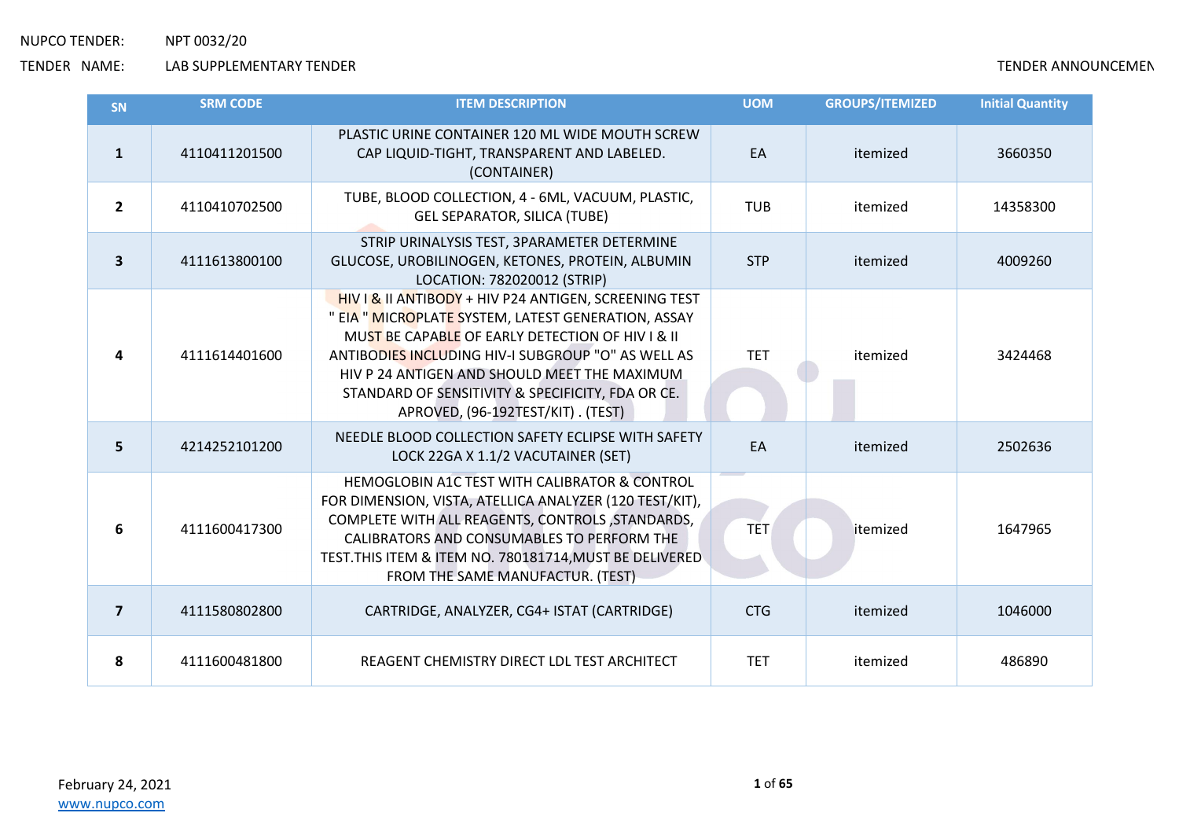NUPCO TENDER: NPT 0032/20

TENDER NAME: LAB SUPPLEMENTARY TENDER

TENDER ANNOUNCEMEN

| SN | SRM CODE | ITEM DESCRIPTION | UOM | GROUPS/ITEMIZED | Initial Quantity |
|---|---|---|---|---|---|
| 1 | 4110411201500 | PLASTIC URINE CONTAINER 120 ML WIDE MOUTH SCREW CAP LIQUID-TIGHT, TRANSPARENT AND LABELED. (CONTAINER) | EA | itemized | 3660350 |
| 2 | 4110410702500 | TUBE, BLOOD COLLECTION, 4 - 6ML, VACUUM, PLASTIC, GEL SEPARATOR, SILICA (TUBE) | TUB | itemized | 14358300 |
| 3 | 4111613800100 | STRIP URINALYSIS TEST, 3PARAMETER DETERMINE GLUCOSE, UROBILINOGEN, KETONES, PROTEIN, ALBUMIN LOCATION: 782020012 (STRIP) | STP | itemized | 4009260 |
| 4 | 4111614401600 | HIV I & II ANTIBODY + HIV P24 ANTIGEN, SCREENING TEST " EIA " MICROPLATE SYSTEM, LATEST GENERATION, ASSAY MUST BE CAPABLE OF EARLY DETECTION OF HIV I & II ANTIBODIES INCLUDING HIV-I SUBGROUP "O" AS WELL AS HIV P 24 ANTIGEN AND SHOULD MEET THE MAXIMUM STANDARD OF SENSITIVITY & SPECIFICITY, FDA OR CE. APROVED, (96-192TEST/KIT) . (TEST) | TET | itemized | 3424468 |
| 5 | 4214252101200 | NEEDLE BLOOD COLLECTION SAFETY ECLIPSE WITH SAFETY LOCK 22GA X 1.1/2 VACUTAINER (SET) | EA | itemized | 2502636 |
| 6 | 4111600417300 | HEMOGLOBIN A1C TEST WITH CALIBRATOR & CONTROL FOR DIMENSION, VISTA, ATELLICA ANALYZER (120 TEST/KIT), COMPLETE WITH ALL REAGENTS, CONTROLS ,STANDARDS, CALIBRATORS AND CONSUMABLES TO PERFORM THE TEST.THIS ITEM & ITEM NO. 780181714,MUST BE DELIVERED FROM THE SAME MANUFACTUR. (TEST) | TET | itemized | 1647965 |
| 7 | 4111580802800 | CARTRIDGE, ANALYZER, CG4+ ISTAT (CARTRIDGE) | CTG | itemized | 1046000 |
| 8 | 4111600481800 | REAGENT CHEMISTRY DIRECT LDL TEST ARCHITECT | TET | itemized | 486890 |

February 24, 2021

www.nupco.com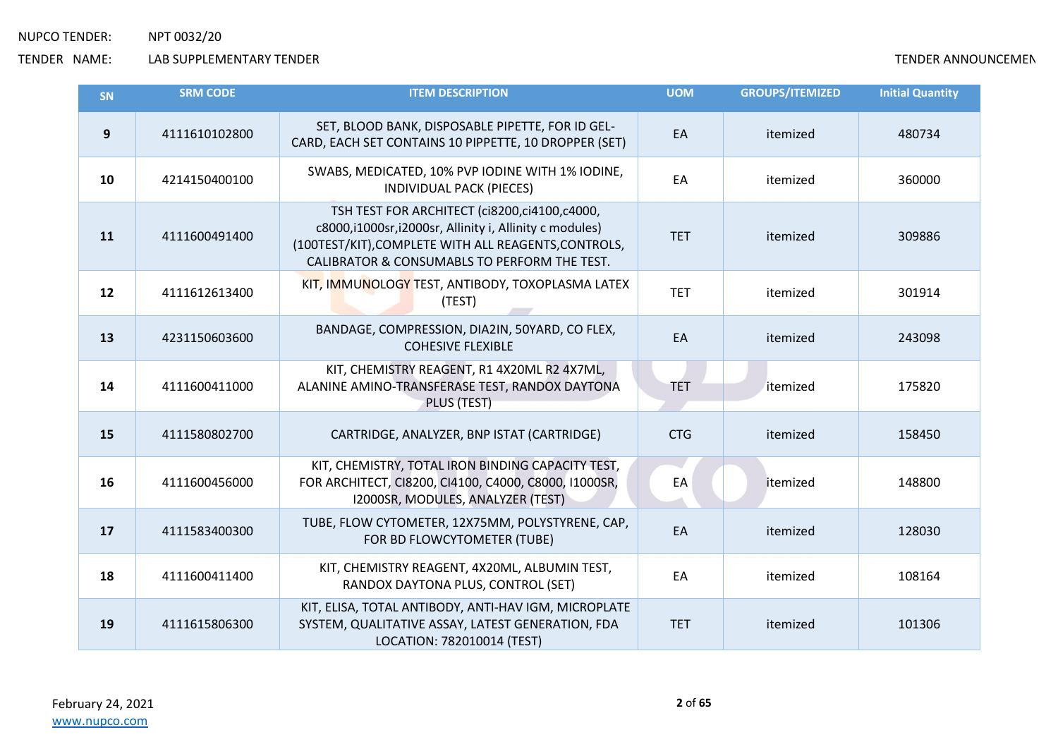| SN | SRM CODE | ITEM DESCRIPTION | UOM | GROUPS/ITEMIZED | Initial Quantity |
|---|---|---|---|---|---|
| 9 | 4111610102800 | SET, BLOOD BANK, DISPOSABLE PIPETTE, FOR ID GEL-CARD, EACH SET CONTAINS 10 PIPPETTE, 10 DROPPER (SET) | EA | itemized | 480734 |
| 10 | 4214150400100 | SWABS, MEDICATED, 10% PVP IODINE WITH 1% IODINE, INDIVIDUAL PACK (PIECES) | EA | itemized | 360000 |
| 11 | 4111600491400 | TSH TEST FOR ARCHITECT (ci8200,ci4100,c4000, c8000,i1000sr,i2000sr, Allinity i, Allinity c modules) (100TEST/KIT),COMPLETE WITH ALL REAGENTS,CONTROLS, CALIBRATOR & CONSUMABLS TO PERFORM THE TEST. | TET | itemized | 309886 |
| 12 | 4111612613400 | KIT, IMMUNOLOGY TEST, ANTIBODY, TOXOPLASMA LATEX (TEST) | TET | itemized | 301914 |
| 13 | 4231150603600 | BANDAGE, COMPRESSION, DIA2IN, 50YARD, CO FLEX, COHESIVE FLEXIBLE | EA | itemized | 243098 |
| 14 | 4111600411000 | KIT, CHEMISTRY REAGENT, R1 4X20ML R2 4X7ML, ALANINE AMINO-TRANSFERASE TEST, RANDOX DAYTONA PLUS (TEST) | TET | itemized | 175820 |
| 15 | 4111580802700 | CARTRIDGE, ANALYZER, BNP ISTAT (CARTRIDGE) | CTG | itemized | 158450 |
| 16 | 4111600456000 | KIT, CHEMISTRY, TOTAL IRON BINDING CAPACITY TEST, FOR ARCHITECT, CI8200, CI4100, C4000, C8000, I1000SR, I2000SR, MODULES, ANALYZER (TEST) | EA | itemized | 148800 |
| 17 | 4111583400300 | TUBE, FLOW CYTOMETER, 12X75MM, POLYSTYRENE, CAP, FOR BD FLOWCYTOMETER (TUBE) | EA | itemized | 128030 |
| 18 | 4111600411400 | KIT, CHEMISTRY REAGENT, 4X20ML, ALBUMIN TEST, RANDOX DAYTONA PLUS, CONTROL (SET) | EA | itemized | 108164 |
| 19 | 4111615806300 | KIT, ELISA, TOTAL ANTIBODY, ANTI-HAV IGM, MICROPLATE SYSTEM, QUALITATIVE ASSAY, LATEST GENERATION, FDA LOCATION: 782010014 (TEST) | TET | itemized | 101306 |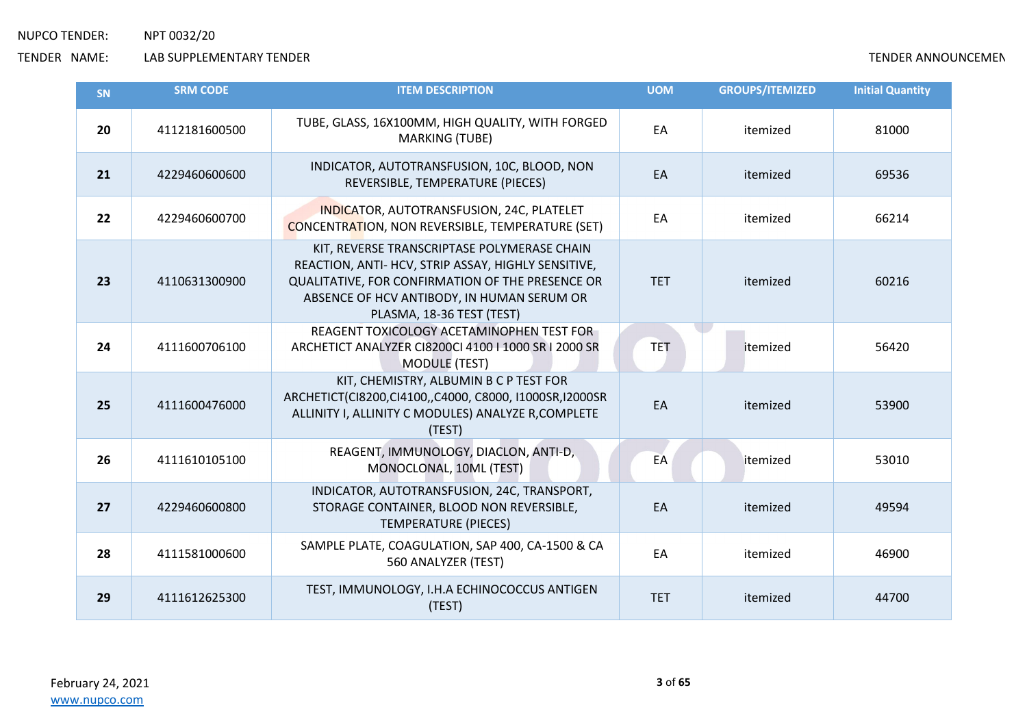| SN | SRM CODE | ITEM DESCRIPTION | UOM | GROUPS/ITEMIZED | Initial Quantity |
|---|---|---|---|---|---|
| 20 | 4112181600500 | TUBE, GLASS, 16X100MM, HIGH QUALITY, WITH FORGED MARKING (TUBE) | EA | itemized | 81000 |
| 21 | 4229460600600 | INDICATOR, AUTOTRANSFUSION, 10C, BLOOD, NON REVERSIBLE, TEMPERATURE (PIECES) | EA | itemized | 69536 |
| 22 | 4229460600700 | INDICATOR, AUTOTRANSFUSION, 24C, PLATELET CONCENTRATION, NON REVERSIBLE, TEMPERATURE (SET) | EA | itemized | 66214 |
| 23 | 4110631300900 | KIT, REVERSE TRANSCRIPTASE POLYMERASE CHAIN REACTION, ANTI- HCV, STRIP ASSAY, HIGHLY SENSITIVE, QUALITATIVE, FOR CONFIRMATION OF THE PRESENCE OR ABSENCE OF HCV ANTIBODY, IN HUMAN SERUM OR PLASMA, 18-36 TEST (TEST) | TET | itemized | 60216 |
| 24 | 4111600706100 | REAGENT TOXICOLOGY ACETAMINOPHEN TEST FOR ARCHETICT ANALYZER CI8200CI 4100 I 1000 SR I 2000 SR MODULE (TEST) | TET | itemized | 56420 |
| 25 | 4111600476000 | KIT, CHEMISTRY, ALBUMIN B C P TEST FOR ARCHETICT(CI8200,CI4100,,C4000, C8000, I1000SR,I2000SR ALLINITY I, ALLINITY C MODULES) ANALYZE R,COMPLETE (TEST) | EA | itemized | 53900 |
| 26 | 4111610105100 | REAGENT, IMMUNOLOGY, DIACLON, ANTI-D, MONOCLONAL, 10ML (TEST) | EA | itemized | 53010 |
| 27 | 4229460600800 | INDICATOR, AUTOTRANSFUSION, 24C, TRANSPORT, STORAGE CONTAINER, BLOOD NON REVERSIBLE, TEMPERATURE (PIECES) | EA | itemized | 49594 |
| 28 | 4111581000600 | SAMPLE PLATE, COAGULATION, SAP 400, CA-1500 & CA 560 ANALYZER (TEST) | EA | itemized | 46900 |
| 29 | 4111612625300 | TEST, IMMUNOLOGY, I.H.A ECHINOCOCCUS ANTIGEN (TEST) | TET | itemized | 44700 |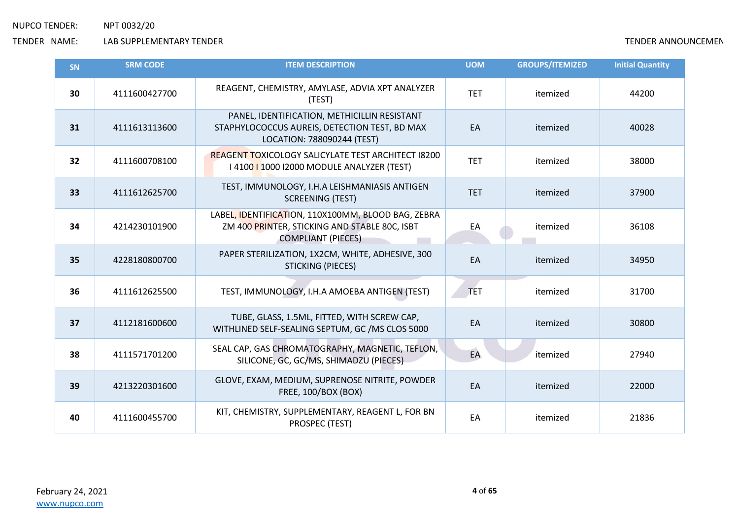NUPCO TENDER: NPT 0032/20

TENDER NAME: LAB SUPPLEMENTARY TENDER

TENDER ANNOUNCEMEN

| SN | SRM CODE | ITEM DESCRIPTION | UOM | GROUPS/ITEMIZED | Initial Quantity |
|---|---|---|---|---|---|
| **30** | 4111600427700 | REAGENT, CHEMISTRY, AMYLASE, ADVIA XPT ANALYZER (TEST) | TET | itemized | 44200 |
| **31** | 4111613113600 | PANEL, IDENTIFICATION, METHICILLIN RESISTANT STAPHYLOCOCCUS AUREIS, DETECTION TEST, BD MAX LOCATION: 788090244 (TEST) | EA | itemized | 40028 |
| **32** | 4111600708100 | REAGENT TOXICOLOGY SALICYLATE TEST ARCHITECT I8200 I 4100 I 1000 I2000 MODULE ANALYZER (TEST) | TET | itemized | 38000 |
| **33** | 4111612625700 | TEST, IMMUNOLOGY, I.H.A LEISHMANIASIS ANTIGEN SCREENING (TEST) | TET | itemized | 37900 |
| **34** | 4214230101900 | LABEL, IDENTIFICATION, 110X100MM, BLOOD BAG, ZEBRA ZM 400 PRINTER, STICKING AND STABLE 80C, ISBT COMPLIANT (PIECES) | EA | itemized | 36108 |
| **35** | 4228180800700 | PAPER STERILIZATION, 1X2CM, WHITE, ADHESIVE, 300 STICKING (PIECES) | EA | itemized | 34950 |
| **36** | 4111612625500 | TEST, IMMUNOLOGY, I.H.A AMOEBA ANTIGEN (TEST) | TET | itemized | 31700 |
| **37** | 4112181600600 | TUBE, GLASS, 1.5ML, FITTED, WITH SCREW CAP, WITHLINED SELF-SEALING SEPTUM, GC /MS CLOS 5000 | EA | itemized | 30800 |
| **38** | 4111571701200 | SEAL CAP, GAS CHROMATOGRAPHY, MAGNETIC, TEFLON, SILICONE, GC, GC/MS, SHIMADZU (PIECES) | EA | itemized | 27940 |
| **39** | 4213220301600 | GLOVE, EXAM, MEDIUM, SUPRENOSE NITRITE, POWDER FREE, 100/BOX (BOX) | EA | itemized | 22000 |
| **40** | 4111600455700 | KIT, CHEMISTRY, SUPPLEMENTARY, REAGENT L, FOR BN PROSPEC (TEST) | EA | itemized | 21836 |

February 24, 2021

www.nupco.com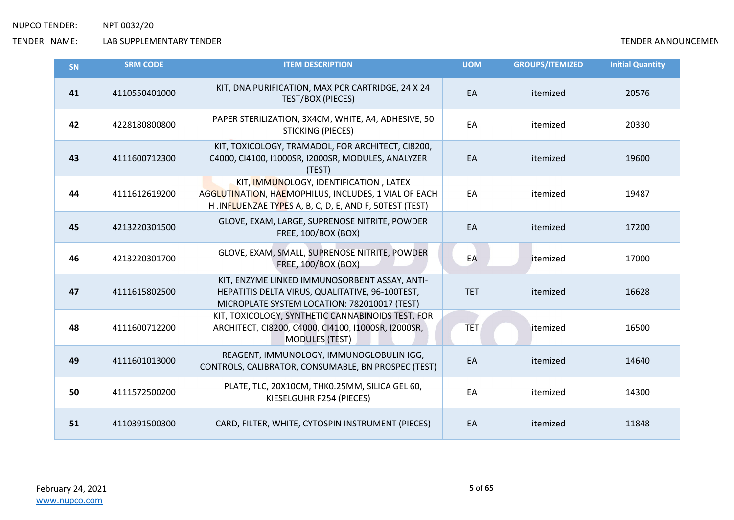NUPCO TENDER: NPT 0032/20

TENDER NAME: LAB SUPPLEMENTARY TENDER

TENDER ANNOUNCEMEN

| SN | SRM CODE | ITEM DESCRIPTION | UOM | GROUPS/ITEMIZED | Initial Quantity |
|---|---|---|---|---|---|
| 41 | 4110550401000 | KIT, DNA PURIFICATION, MAX PCR CARTRIDGE, 24 X 24 TEST/BOX (PIECES) | EA | itemized | 20576 |
| 42 | 4228180800800 | PAPER STERILIZATION, 3X4CM, WHITE, A4, ADHESIVE, 50 STICKING (PIECES) | EA | itemized | 20330 |
| 43 | 4111600712300 | KIT, TOXICOLOGY, TRAMADOL, FOR ARCHITECT, CI8200, C4000, CI4100, I1000SR, I2000SR, MODULES, ANALYZER (TEST) | EA | itemized | 19600 |
| 44 | 4111612619200 | KIT, IMMUNOLOGY, IDENTIFICATION , LATEX AGGLUTINATION, HAEMOPHILUS, INCLUDES, 1 VIAL OF EACH H .INFLUENZAE TYPES A, B, C, D, E, AND F, 50TEST (TEST) | EA | itemized | 19487 |
| 45 | 4213220301500 | GLOVE, EXAM, LARGE, SUPRENOSE NITRITE, POWDER FREE, 100/BOX (BOX) | EA | itemized | 17200 |
| 46 | 4213220301700 | GLOVE, EXAM, SMALL, SUPRENOSE NITRITE, POWDER FREE, 100/BOX (BOX) | EA | itemized | 17000 |
| 47 | 4111615802500 | KIT, ENZYME LINKED IMMUNOSORBENT ASSAY, ANTI-HEPATITIS DELTA VIRUS, QUALITATIVE, 96-100TEST, MICROPLATE SYSTEM LOCATION: 782010017 (TEST) | TET | itemized | 16628 |
| 48 | 4111600712200 | KIT, TOXICOLOGY, SYNTHETIC CANNABINOIDS TEST, FOR ARCHITECT, CI8200, C4000, CI4100, I1000SR, I2000SR, MODULES (TEST) | TET | itemized | 16500 |
| 49 | 4111601013000 | REAGENT, IMMUNOLOGY, IMMUNOGLOBULIN IGG, CONTROLS, CALIBRATOR, CONSUMABLE, BN PROSPEC (TEST) | EA | itemized | 14640 |
| 50 | 4111572500200 | PLATE, TLC, 20X10CM, THK0.25MM, SILICA GEL 60, KIESELGUHR F254 (PIECES) | EA | itemized | 14300 |
| 51 | 4110391500300 | CARD, FILTER, WHITE, CYTOSPIN INSTRUMENT (PIECES) | EA | itemized | 11848 |

February 24, 2021

www.nupco.com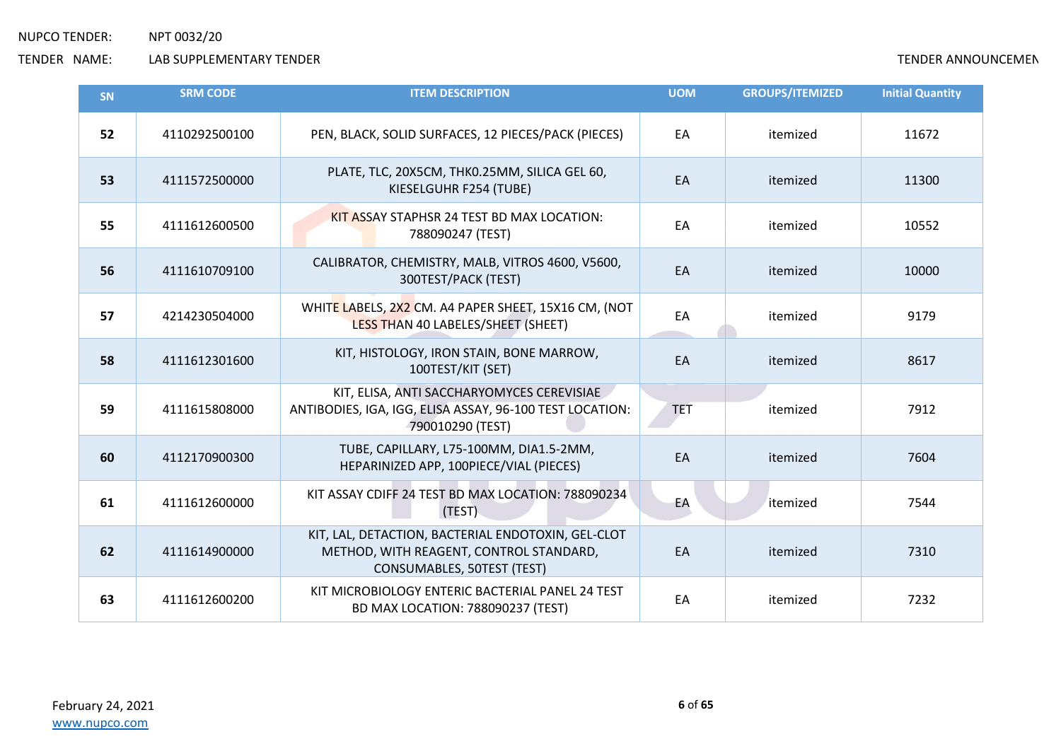NUPCO TENDER: NPT 0032/20

TENDER NAME: LAB SUPPLEMENTARY TENDER

TENDER ANNOUNCEMEN

| SN | SRM CODE | ITEM DESCRIPTION | UOM | GROUPS/ITEMIZED | Initial Quantity |
|---|---|---|---|---|---|
| 52 | 4110292500100 | PEN, BLACK, SOLID SURFACES, 12 PIECES/PACK (PIECES) | EA | itemized | 11672 |
| 53 | 4111572500000 | PLATE, TLC, 20X5CM, THK0.25MM, SILICA GEL 60, KIESELGUHR F254 (TUBE) | EA | itemized | 11300 |
| 55 | 4111612600500 | KIT ASSAY STAPHSR 24 TEST BD MAX LOCATION: 788090247 (TEST) | EA | itemized | 10552 |
| 56 | 4111610709100 | CALIBRATOR, CHEMISTRY, MALB, VITROS 4600, V5600, 300TEST/PACK (TEST) | EA | itemized | 10000 |
| 57 | 4214230504000 | WHITE LABELS, 2X2 CM. A4 PAPER SHEET, 15X16 CM, (NOT LESS THAN 40 LABELES/SHEET (SHEET) | EA | itemized | 9179 |
| 58 | 4111612301600 | KIT, HISTOLOGY, IRON STAIN, BONE MARROW, 100TEST/KIT (SET) | EA | itemized | 8617 |
| 59 | 4111615808000 | KIT, ELISA, ANTI SACCHARYOMYCES CEREVISIAE ANTIBODIES, IGA, IGG, ELISA ASSAY, 96-100 TEST LOCATION: 790010290 (TEST) | TET | itemized | 7912 |
| 60 | 4112170900300 | TUBE, CAPILLARY, L75-100MM, DIA1.5-2MM, HEPARINIZED APP, 100PIECE/VIAL (PIECES) | EA | itemized | 7604 |
| 61 | 4111612600000 | KIT ASSAY CDIFF 24 TEST BD MAX LOCATION: 788090234 (TEST) | EA | itemized | 7544 |
| 62 | 4111614900000 | KIT, LAL, DETACTION, BACTERIAL ENDOTOXIN, GEL-CLOT METHOD, WITH REAGENT, CONTROL STANDARD, CONSUMABLES, 50TEST (TEST) | EA | itemized | 7310 |
| 63 | 4111612600200 | KIT MICROBIOLOGY ENTERIC BACTERIAL PANEL 24 TEST BD MAX LOCATION: 788090237 (TEST) | EA | itemized | 7232 |

February 24, 2021

www.nupco.com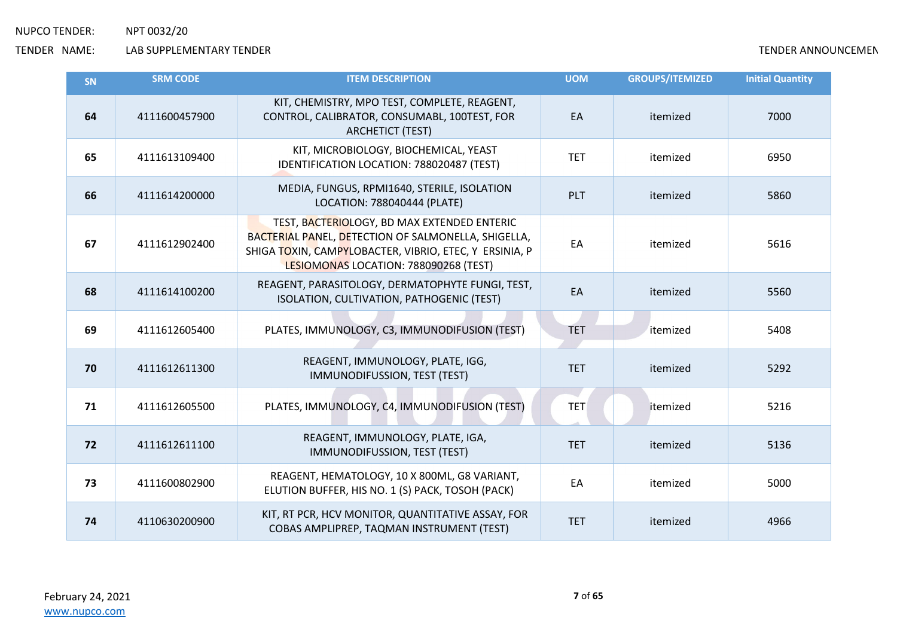NUPCO TENDER: NPT 0032/20

TENDER NAME: LAB SUPPLEMENTARY TENDER

TENDER ANNOUNCEMEN

| SN | SRM CODE | ITEM DESCRIPTION | UOM | GROUPS/ITEMIZED | Initial Quantity |
|---|---|---|---|---|---|
| 64 | 4111600457900 | KIT, CHEMISTRY, MPO TEST, COMPLETE, REAGENT, CONTROL, CALIBRATOR, CONSUMABL, 100TEST, FOR ARCHETICT (TEST) | EA | itemized | 7000 |
| 65 | 4111613109400 | KIT, MICROBIOLOGY, BIOCHEMICAL, YEAST IDENTIFICATION LOCATION: 788020487 (TEST) | TET | itemized | 6950 |
| 66 | 4111614200000 | MEDIA, FUNGUS, RPMI1640, STERILE, ISOLATION LOCATION: 788040444 (PLATE) | PLT | itemized | 5860 |
| 67 | 4111612902400 | TEST, BACTERIOLOGY, BD MAX EXTENDED ENTERIC BACTERIAL PANEL, DETECTION OF SALMONELLA, SHIGELLA, SHIGA TOXIN, CAMPYLOBACTER, VIBRIO, ETEC, Y ERSINIA, P LESIOMONAS LOCATION: 788090268 (TEST) | EA | itemized | 5616 |
| 68 | 4111614100200 | REAGENT, PARASITOLOGY, DERMATOPHYTE FUNGI, TEST, ISOLATION, CULTIVATION, PATHOGENIC (TEST) | EA | itemized | 5560 |
| 69 | 4111612605400 | PLATES, IMMUNOLOGY, C3, IMMUNODIFUSION (TEST) | TET | itemized | 5408 |
| 70 | 4111612611300 | REAGENT, IMMUNOLOGY, PLATE, IGG, IMMUNODIFUSSION, TEST (TEST) | TET | itemized | 5292 |
| 71 | 4111612605500 | PLATES, IMMUNOLOGY, C4, IMMUNODIFUSION (TEST) | TET | itemized | 5216 |
| 72 | 4111612611100 | REAGENT, IMMUNOLOGY, PLATE, IGA, IMMUNODIFUSSION, TEST (TEST) | TET | itemized | 5136 |
| 73 | 4111600802900 | REAGENT, HEMATOLOGY, 10 X 800ML, G8 VARIANT, ELUTION BUFFER, HIS NO. 1 (S) PACK, TOSOH (PACK) | EA | itemized | 5000 |
| 74 | 4110630200900 | KIT, RT PCR, HCV MONITOR, QUANTITATIVE ASSAY, FOR COBAS AMPLIPREP, TAQMAN INSTRUMENT (TEST) | TET | itemized | 4966 |

February 24, 2021

www.nupco.com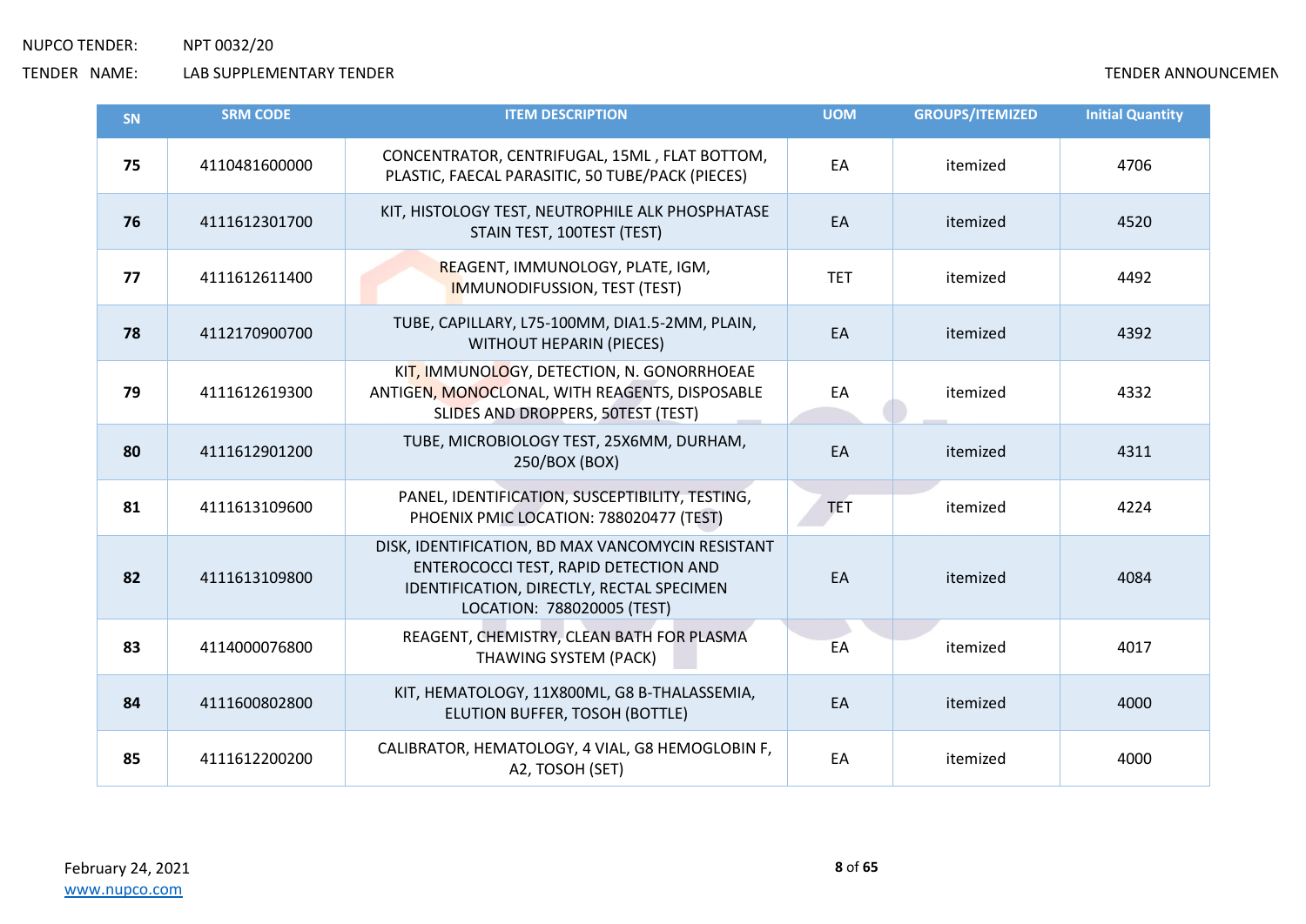NUPCO TENDER: NPT 0032/20

TENDER NAME: LAB SUPPLEMENTARY TENDER

TENDER ANNOUNCEMEN

| SN | SRM CODE | ITEM DESCRIPTION | UOM | GROUPS/ITEMIZED | Initial Quantity |
|---|---|---|---|---|---|
| **75** | 4110481600000 | CONCENTRATOR, CENTRIFUGAL, 15ML , FLAT BOTTOM, PLASTIC, FAECAL PARASITIC, 50 TUBE/PACK (PIECES) | EA | itemized | 4706 |
| **76** | 4111612301700 | KIT, HISTOLOGY TEST, NEUTROPHILE ALK PHOSPHATASE STAIN TEST, 100TEST (TEST) | EA | itemized | 4520 |
| **77** | 4111612611400 | REAGENT, IMMUNOLOGY, PLATE, IGM, IMMUNODIFUSSION, TEST (TEST) | TET | itemized | 4492 |
| **78** | 4112170900700 | TUBE, CAPILLARY, L75-100MM, DIA1.5-2MM, PLAIN, WITHOUT HEPARIN (PIECES) | EA | itemized | 4392 |
| **79** | 4111612619300 | KIT, IMMUNOLOGY, DETECTION, N. GONORRHOEAE ANTIGEN, MONOCLONAL, WITH REAGENTS, DISPOSABLE SLIDES AND DROPPERS, 50TEST (TEST) | EA | itemized | 4332 |
| **80** | 4111612901200 | TUBE, MICROBIOLOGY TEST, 25X6MM, DURHAM, 250/BOX (BOX) | EA | itemized | 4311 |
| **81** | 4111613109600 | PANEL, IDENTIFICATION, SUSCEPTIBILITY, TESTING, PHOENIX PMIC LOCATION: 788020477 (TEST) | TET | itemized | 4224 |
| **82** | 4111613109800 | DISK, IDENTIFICATION, BD MAX VANCOMYCIN RESISTANT ENTEROCOCCI TEST, RAPID DETECTION AND IDENTIFICATION, DIRECTLY, RECTAL SPECIMEN LOCATION: 788020005 (TEST) | EA | itemized | 4084 |
| **83** | 4114000076800 | REAGENT, CHEMISTRY, CLEAN BATH FOR PLASMA THAWING SYSTEM (PACK) | EA | itemized | 4017 |
| **84** | 4111600802800 | KIT, HEMATOLOGY, 11X800ML, G8 B-THALASSEMIA, ELUTION BUFFER, TOSOH (BOTTLE) | EA | itemized | 4000 |
| **85** | 4111612200200 | CALIBRATOR, HEMATOLOGY, 4 VIAL, G8 HEMOGLOBIN F, A2, TOSOH (SET) | EA | itemized | 4000 |

February 24, 2021

www.nupco.com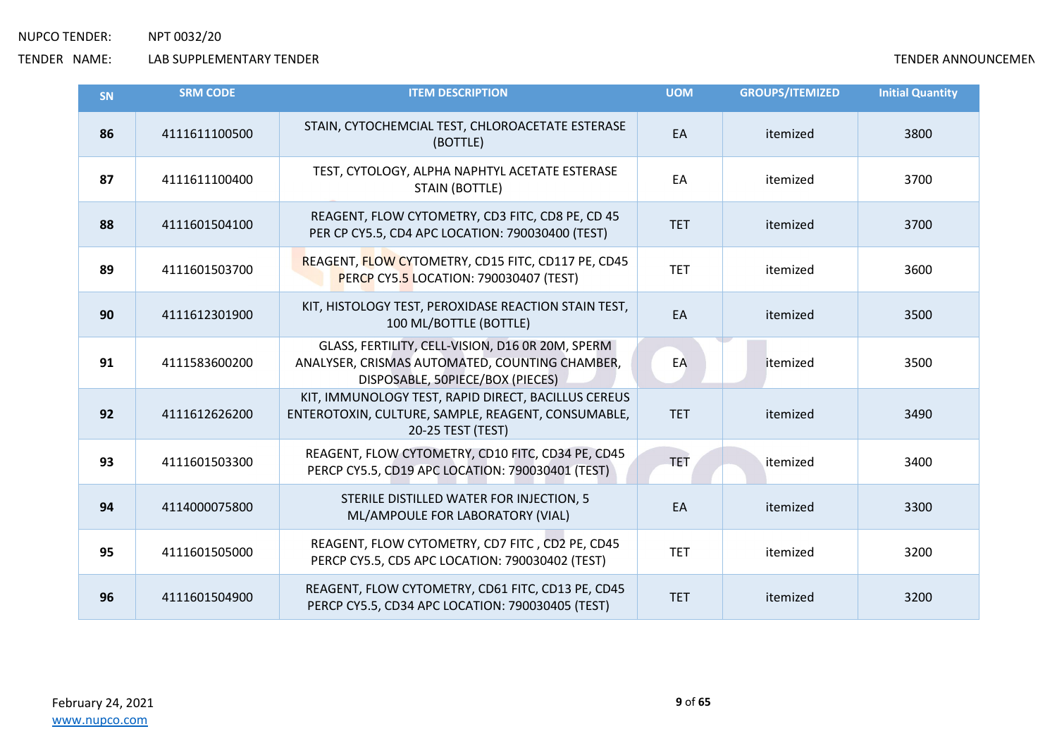| SN | SRM CODE | ITEM DESCRIPTION | UOM | GROUPS/ITEMIZED | Initial Quantity |
|---|---|---|---|---|---|
| 86 | 4111611100500 | STAIN, CYTOCHEMCIAL TEST, CHLOROACETATE ESTERASE (BOTTLE) | EA | itemized | 3800 |
| 87 | 4111611100400 | TEST, CYTOLOGY, ALPHA NAPHTYL ACETATE ESTERASE STAIN (BOTTLE) | EA | itemized | 3700 |
| 88 | 4111601504100 | REAGENT, FLOW CYTOMETRY, CD3 FITC, CD8 PE, CD 45 PER CP CY5.5, CD4 APC LOCATION: 790030400 (TEST) | TET | itemized | 3700 |
| 89 | 4111601503700 | REAGENT, FLOW CYTOMETRY, CD15 FITC, CD117 PE, CD45 PERCP CY5.5 LOCATION: 790030407 (TEST) | TET | itemized | 3600 |
| 90 | 4111612301900 | KIT, HISTOLOGY TEST, PEROXIDASE REACTION STAIN TEST, 100 ML/BOTTLE (BOTTLE) | EA | itemized | 3500 |
| 91 | 4111583600200 | GLASS, FERTILITY, CELL-VISION, D16 0R 20M, SPERM ANALYSER, CRISMAS AUTOMATED, COUNTING CHAMBER, DISPOSABLE, 50PIECE/BOX (PIECES) | EA | itemized | 3500 |
| 92 | 4111612626200 | KIT, IMMUNOLOGY TEST, RAPID DIRECT, BACILLUS CEREUS ENTEROTOXIN, CULTURE, SAMPLE, REAGENT, CONSUMABLE, 20-25 TEST (TEST) | TET | itemized | 3490 |
| 93 | 4111601503300 | REAGENT, FLOW CYTOMETRY, CD10 FITC, CD34 PE, CD45 PERCP CY5.5, CD19 APC LOCATION: 790030401 (TEST) | TET | itemized | 3400 |
| 94 | 4114000075800 | STERILE DISTILLED WATER FOR INJECTION, 5 ML/AMPOULE FOR LABORATORY (VIAL) | EA | itemized | 3300 |
| 95 | 4111601505000 | REAGENT, FLOW CYTOMETRY, CD7 FITC , CD2 PE, CD45 PERCP CY5.5, CD5 APC LOCATION: 790030402 (TEST) | TET | itemized | 3200 |
| 96 | 4111601504900 | REAGENT, FLOW CYTOMETRY, CD61 FITC, CD13 PE, CD45 PERCP CY5.5, CD34 APC LOCATION: 790030405 (TEST) | TET | itemized | 3200 |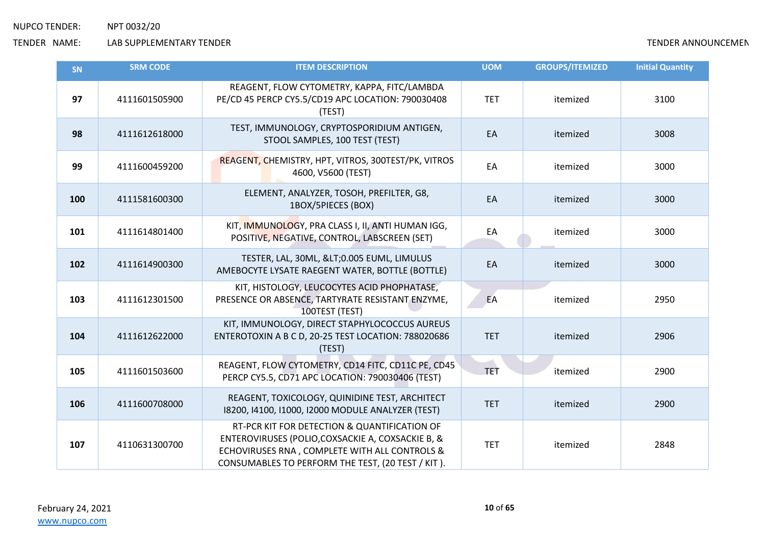| SN | SRM CODE | ITEM DESCRIPTION | UOM | GROUPS/ITEMIZED | Initial Quantity |
| --- | --- | --- | --- | --- | --- |
| **97** | 4111601505900 | REAGENT, FLOW CYTOMETRY, KAPPA, FITC/LAMBDA PE/CD 45 PERCP CY5.5/CD19 APC LOCATION: 790030408 (TEST) | TET | itemized | 3100 |
| **98** | 4111612618000 | TEST, IMMUNOLOGY, CRYPTOSPORIDIUM ANTIGEN, STOOL SAMPLES, 100 TEST (TEST) | EA | itemized | 3008 |
| **99** | 4111600459200 | REAGENT, CHEMISTRY, HPT, VITROS, 300TEST/PK, VITROS 4600, V5600 (TEST) | EA | itemized | 3000 |
| **100** | 4111581600300 | ELEMENT, ANALYZER, TOSOH, PREFILTER, G8, 1BOX/5PIECES (BOX) | EA | itemized | 3000 |
| **101** | 4111614801400 | KIT, IMMUNOLOGY, PRA CLASS I, II, ANTI HUMAN IGG, POSITIVE, NEGATIVE, CONTROL, LABSCREEN (SET) | EA | itemized | 3000 |
| **102** | 4111614900300 | TESTER, LAL, 30ML, &LT;0.005 EUML, LIMULUS AMEBOCYTE LYSATE RAEGENT WATER, BOTTLE (BOTTLE) | EA | itemized | 3000 |
| **103** | 4111612301500 | KIT, HISTOLOGY, LEUCOCYTES ACID PHOPHATASE, PRESENCE OR ABSENCE, TARTYRATE RESISTANT ENZYME, 100TEST (TEST) | EA | itemized | 2950 |
| **104** | 4111612622000 | KIT, IMMUNOLOGY, DIRECT STAPHYLOCOCCUS AUREUS ENTEROTOXIN A B C D, 20-25 TEST LOCATION: 788020686 (TEST) | TET | itemized | 2906 |
| **105** | 4111601503600 | REAGENT, FLOW CYTOMETRY, CD14 FITC, CD11C PE, CD45 PERCP CY5.5, CD71 APC LOCATION: 790030406 (TEST) | TET | itemized | 2900 |
| **106** | 4111600708000 | REAGENT, TOXICOLOGY, QUINIDINE TEST, ARCHITECT I8200, I4100, I1000, I2000 MODULE ANALYZER (TEST) | TET | itemized | 2900 |
| **107** | 4110631300700 | RT-PCR KIT FOR DETECTION & QUANTIFICATION OF ENTEROVIRUSES (POLIO,COXSACKIE A, COXSACKIE B, & ECHOVIRUSES RNA , COMPLETE WITH ALL CONTROLS & CONSUMABLES TO PERFORM THE TEST, (20 TEST / KIT ). | TET | itemized | 2848 |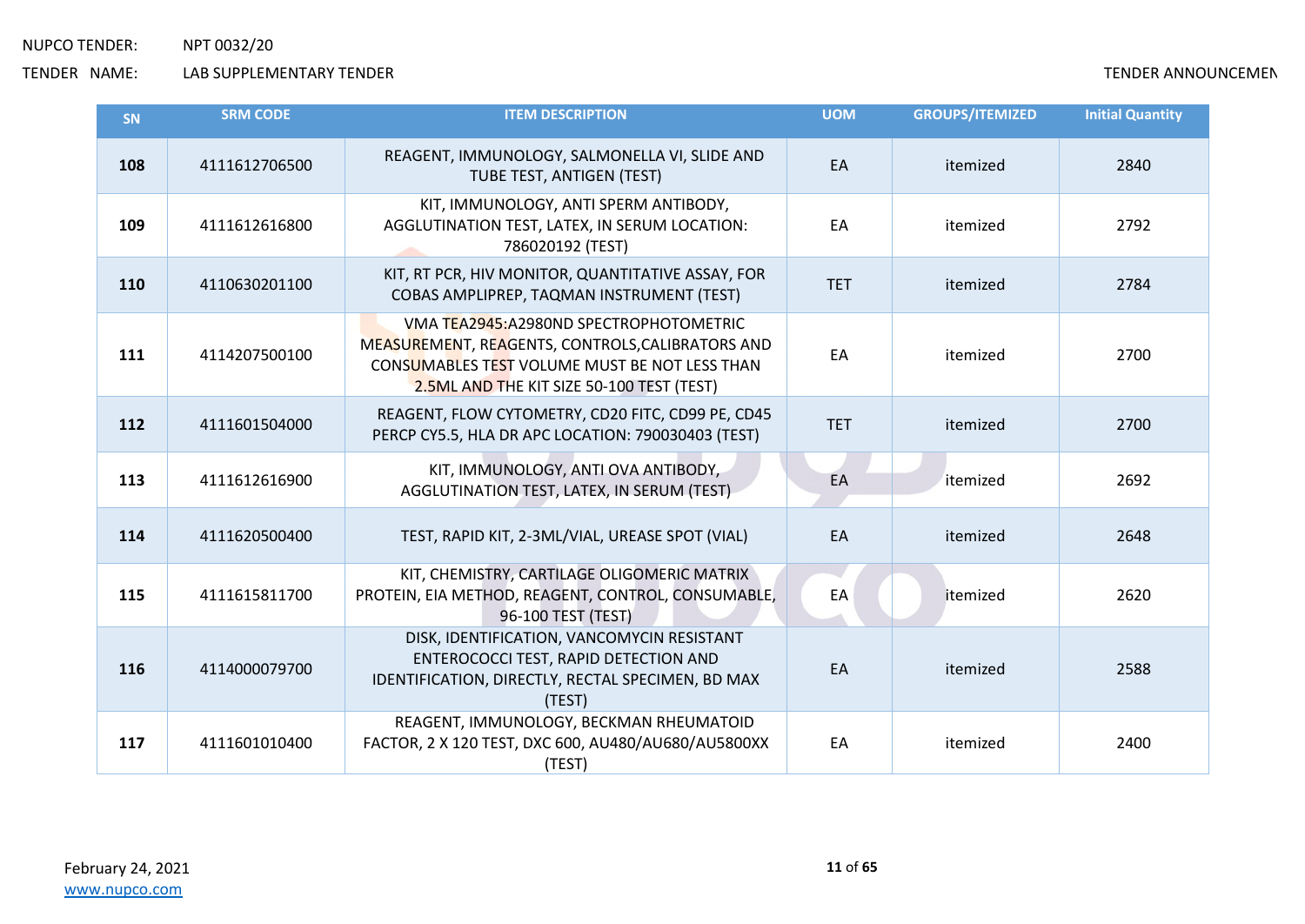NUPCO TENDER: NPT 0032/20

TENDER NAME: LAB SUPPLEMENTARY TENDER

TENDER ANNOUNCEMEN

| SN | SRM CODE | ITEM DESCRIPTION | UOM | GROUPS/ITEMIZED | Initial Quantity |
|---|---|---|---|---|---|
| **108** | 4111612706500 | REAGENT, IMMUNOLOGY, SALMONELLA VI, SLIDE AND TUBE TEST, ANTIGEN (TEST) | EA | itemized | 2840 |
| **109** | 4111612616800 | KIT, IMMUNOLOGY, ANTI SPERM ANTIBODY, AGGLUTINATION TEST, LATEX, IN SERUM LOCATION: 786020192 (TEST) | EA | itemized | 2792 |
| **110** | 4110630201100 | KIT, RT PCR, HIV MONITOR, QUANTITATIVE ASSAY, FOR COBAS AMPLIPREP, TAQMAN INSTRUMENT (TEST) | TET | itemized | 2784 |
| **111** | 4114207500100 | VMA TEA2945:A2980ND SPECTROPHOTOMETRIC MEASUREMENT, REAGENTS, CONTROLS,CALIBRATORS AND CONSUMABLES TEST VOLUME MUST BE NOT LESS THAN 2.5ML AND THE KIT SIZE 50-100 TEST (TEST) | EA | itemized | 2700 |
| **112** | 4111601504000 | REAGENT, FLOW CYTOMETRY, CD20 FITC, CD99 PE, CD45 PERCP CY5.5, HLA DR APC LOCATION: 790030403 (TEST) | TET | itemized | 2700 |
| **113** | 4111612616900 | KIT, IMMUNOLOGY, ANTI OVA ANTIBODY, AGGLUTINATION TEST, LATEX, IN SERUM (TEST) | EA | itemized | 2692 |
| **114** | 4111620500400 | TEST, RAPID KIT, 2-3ML/VIAL, UREASE SPOT (VIAL) | EA | itemized | 2648 |
| **115** | 4111615811700 | KIT, CHEMISTRY, CARTILAGE OLIGOMERIC MATRIX PROTEIN, EIA METHOD, REAGENT, CONTROL, CONSUMABLE, 96-100 TEST (TEST) | EA | itemized | 2620 |
| **116** | 4114000079700 | DISK, IDENTIFICATION, VANCOMYCIN RESISTANT ENTEROCOCCI TEST, RAPID DETECTION AND IDENTIFICATION, DIRECTLY, RECTAL SPECIMEN, BD MAX (TEST) | EA | itemized | 2588 |
| **117** | 4111601010400 | REAGENT, IMMUNOLOGY, BECKMAN RHEUMATOID FACTOR, 2 X 120 TEST, DXC 600, AU480/AU680/AU5800XX (TEST) | EA | itemized | 2400 |

February 24, 2021

www.nupco.com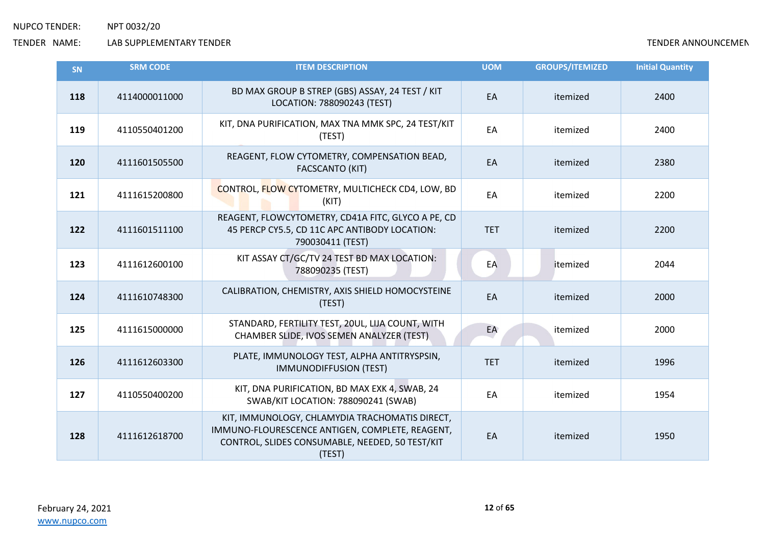| SN | SRM CODE | ITEM DESCRIPTION | UOM | GROUPS/ITEMIZED | Initial Quantity |
|---|---|---|---|---|---|
| **118** | 4114000011000 | BD MAX GROUP B STREP (GBS) ASSAY, 24 TEST / KIT LOCATION: 788090243 (TEST) | EA | itemized | 2400 |
| **119** | 4110550401200 | KIT, DNA PURIFICATION, MAX TNA MMK SPC, 24 TEST/KIT (TEST) | EA | itemized | 2400 |
| **120** | 4111601505500 | REAGENT, FLOW CYTOMETRY, COMPENSATION BEAD, FACSCANTO (KIT) | EA | itemized | 2380 |
| **121** | 4111615200800 | CONTROL, FLOW CYTOMETRY, MULTICHECK CD4, LOW, BD (KIT) | EA | itemized | 2200 |
| **122** | 4111601511100 | REAGENT, FLOWCYTOMETRY, CD41A FITC, GLYCO A PE, CD 45 PERCP CY5.5, CD 11C APC ANTIBODY LOCATION: 790030411 (TEST) | TET | itemized | 2200 |
| **123** | 4111612600100 | KIT ASSAY CT/GC/TV 24 TEST BD MAX LOCATION: 788090235 (TEST) | EA | itemized | 2044 |
| **124** | 4111610748300 | CALIBRATION, CHEMISTRY, AXIS SHIELD HOMOCYSTEINE (TEST) | EA | itemized | 2000 |
| **125** | 4111615000000 | STANDARD, FERTILITY TEST, 20UL, LIJA COUNT, WITH CHAMBER SLIDE, IVOS SEMEN ANALYZER (TEST) | EA | itemized | 2000 |
| **126** | 4111612603300 | PLATE, IMMUNOLOGY TEST, ALPHA ANTITRYSPSIN, IMMUNODIFFUSION (TEST) | TET | itemized | 1996 |
| **127** | 4110550400200 | KIT, DNA PURIFICATION, BD MAX EXK 4, SWAB, 24 SWAB/KIT LOCATION: 788090241 (SWAB) | EA | itemized | 1954 |
| **128** | 4111612618700 | KIT, IMMUNOLOGY, CHLAMYDIA TRACHOMATIS DIRECT, IMMUNO-FLOURESCENCE ANTIGEN, COMPLETE, REAGENT, CONTROL, SLIDES CONSUMABLE, NEEDED, 50 TEST/KIT (TEST) | EA | itemized | 1950 |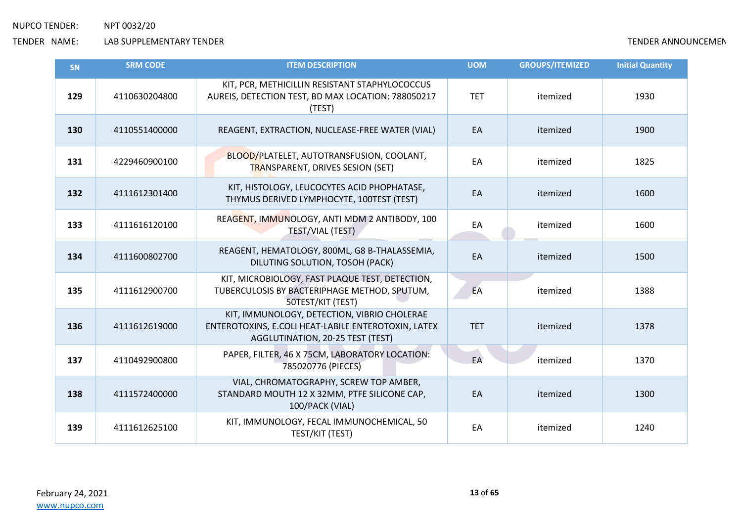NUPCO TENDER: NPT 0032/20

TENDER NAME: LAB SUPPLEMENTARY TENDER

TENDER ANNOUNCEMEN

| SN | SRM CODE | ITEM DESCRIPTION | UOM | GROUPS/ITEMIZED | Initial Quantity |
|---|---|---|---|---|---|
| **129** | 4110630204800 | KIT, PCR, METHICILLIN RESISTANT STAPHYLOCOCCUS AUREIS, DETECTION TEST, BD MAX LOCATION: 788050217 (TEST) | TET | itemized | 1930 |
| **130** | 4110551400000 | REAGENT, EXTRACTION, NUCLEASE-FREE WATER (VIAL) | EA | itemized | 1900 |
| **131** | 4229460900100 | BLOOD/PLATELET, AUTOTRANSFUSION, COOLANT, TRANSPARENT, DRIVES SESION (SET) | EA | itemized | 1825 |
| **132** | 4111612301400 | KIT, HISTOLOGY, LEUCOCYTES ACID PHOPHATASE, THYMUS DERIVED LYMPHOCYTE, 100TEST (TEST) | EA | itemized | 1600 |
| **133** | 4111616120100 | REAGENT, IMMUNOLOGY, ANTI MDM 2 ANTIBODY, 100 TEST/VIAL (TEST) | EA | itemized | 1600 |
| **134** | 4111600802700 | REAGENT, HEMATOLOGY, 800ML, G8 B-THALASSEMIA, DILUTING SOLUTION, TOSOH (PACK) | EA | itemized | 1500 |
| **135** | 4111612900700 | KIT, MICROBIOLOGY, FAST PLAQUE TEST, DETECTION, TUBERCULOSIS BY BACTERIPHAGE METHOD, SPUTUM, 50TEST/KIT (TEST) | EA | itemized | 1388 |
| **136** | 4111612619000 | KIT, IMMUNOLOGY, DETECTION, VIBRIO CHOLERAE ENTEROTOXINS, E.COLI HEAT-LABILE ENTEROTOXIN, LATEX AGGLUTINATION, 20-25 TEST (TEST) | TET | itemized | 1378 |
| **137** | 4110492900800 | PAPER, FILTER, 46 X 75CM, LABORATORY LOCATION: 785020776 (PIECES) | EA | itemized | 1370 |
| **138** | 4111572400000 | VIAL, CHROMATOGRAPHY, SCREW TOP AMBER, STANDARD MOUTH 12 X 32MM, PTFE SILICONE CAP, 100/PACK (VIAL) | EA | itemized | 1300 |
| **139** | 4111612625100 | KIT, IMMUNOLOGY, FECAL IMMUNOCHEMICAL, 50 TEST/KIT (TEST) | EA | itemized | 1240 |

February 24, 2021
www.nupco.com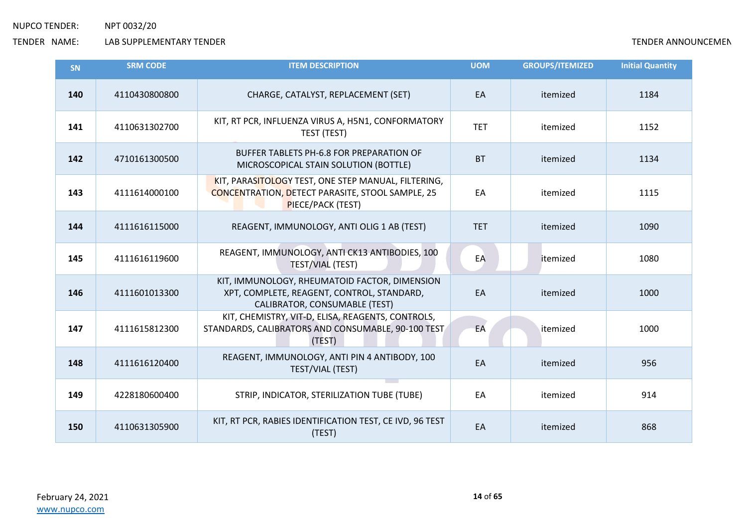| SN | SRM CODE | ITEM DESCRIPTION | UOM | GROUPS/ITEMIZED | Initial Quantity |
|---|---|---|---|---|---|
| **140** | 4110430800800 | CHARGE, CATALYST, REPLACEMENT (SET) | EA | itemized | 1184 |
| **141** | 4110631302700 | KIT, RT PCR, INFLUENZA VIRUS A, H5N1, CONFORMATORY TEST (TEST) | TET | itemized | 1152 |
| **142** | 4710161300500 | BUFFER TABLETS PH-6.8 FOR PREPARATION OF MICROSCOPICAL STAIN SOLUTION (BOTTLE) | BT | itemized | 1134 |
| **143** | 4111614000100 | KIT, PARASITOLOGY TEST, ONE STEP MANUAL, FILTERING, CONCENTRATION, DETECT PARASITE, STOOL SAMPLE, 25 PIECE/PACK (TEST) | EA | itemized | 1115 |
| **144** | 4111616115000 | REAGENT, IMMUNOLOGY, ANTI OLIG 1 AB (TEST) | TET | itemized | 1090 |
| **145** | 4111616119600 | REAGENT, IMMUNOLOGY, ANTI CK13 ANTIBODIES, 100 TEST/VIAL (TEST) | EA | itemized | 1080 |
| **146** | 4111601013300 | KIT, IMMUNOLOGY, RHEUMATOID FACTOR, DIMENSION XPT, COMPLETE, REAGENT, CONTROL, STANDARD, CALIBRATOR, CONSUMABLE (TEST) | EA | itemized | 1000 |
| **147** | 4111615812300 | KIT, CHEMISTRY, VIT-D, ELISA, REAGENTS, CONTROLS, STANDARDS, CALIBRATORS AND CONSUMABLE, 90-100 TEST (TEST) | EA | itemized | 1000 |
| **148** | 4111616120400 | REAGENT, IMMUNOLOGY, ANTI PIN 4 ANTIBODY, 100 TEST/VIAL (TEST) | EA | itemized | 956 |
| **149** | 4228180600400 | STRIP, INDICATOR, STERILIZATION TUBE (TUBE) | EA | itemized | 914 |
| **150** | 4110631305900 | KIT, RT PCR, RABIES IDENTIFICATION TEST, CE IVD, 96 TEST (TEST) | EA | itemized | 868 |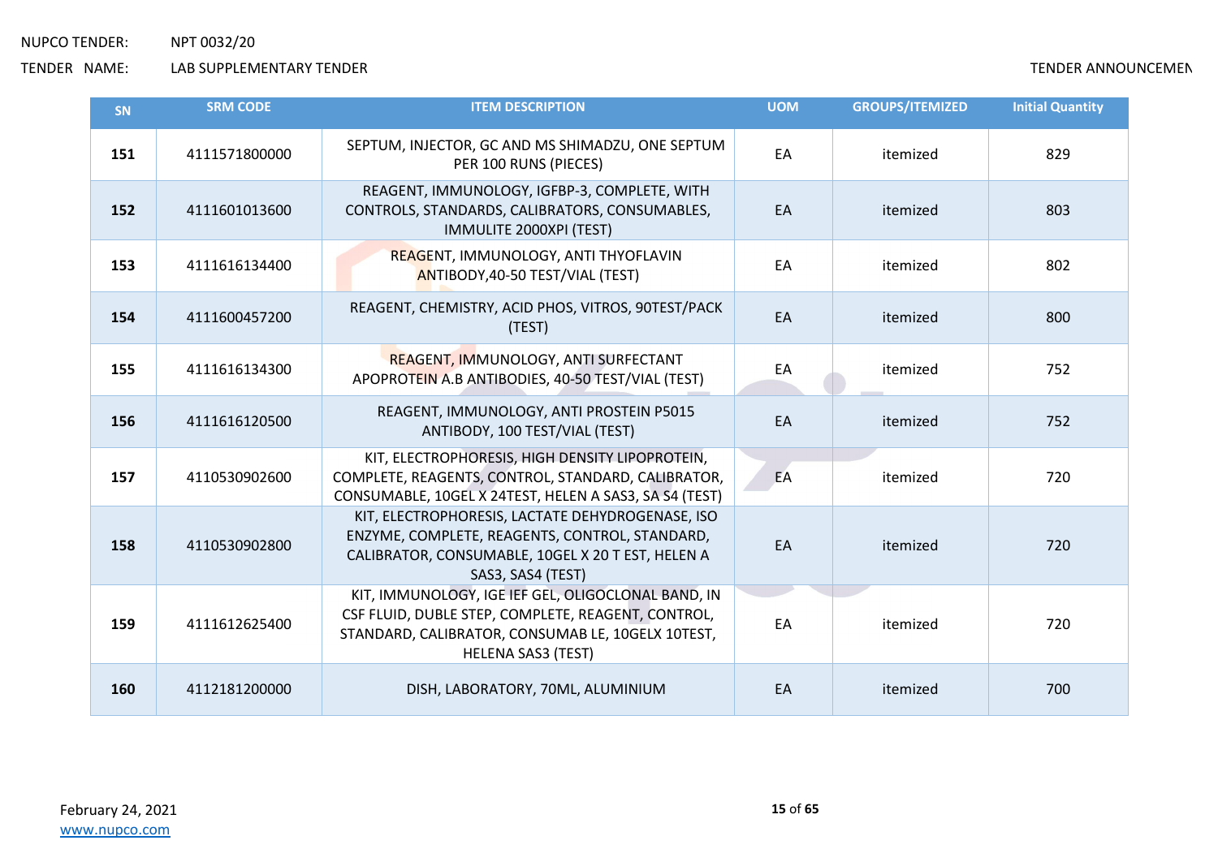NUPCO TENDER: NPT 0032/20

TENDER NAME: LAB SUPPLEMENTARY TENDER

TENDER ANNOUNCEMEN

| SN | SRM CODE | ITEM DESCRIPTION | UOM | GROUPS/ITEMIZED | Initial Quantity |
|---|---|---|---|---|---|
| **151** | 4111571800000 | SEPTUM, INJECTOR, GC AND MS SHIMADZU, ONE SEPTUM PER 100 RUNS (PIECES) | EA | itemized | 829 |
| **152** | 4111601013600 | REAGENT, IMMUNOLOGY, IGFBP-3, COMPLETE, WITH CONTROLS, STANDARDS, CALIBRATORS, CONSUMABLES, IMMULITE 2000XPI (TEST) | EA | itemized | 803 |
| **153** | 4111616134400 | REAGENT, IMMUNOLOGY, ANTI THYOFLAVIN ANTIBODY,40-50 TEST/VIAL (TEST) | EA | itemized | 802 |
| **154** | 4111600457200 | REAGENT, CHEMISTRY, ACID PHOS, VITROS, 90TEST/PACK (TEST) | EA | itemized | 800 |
| **155** | 4111616134300 | REAGENT, IMMUNOLOGY, ANTI SURFECTANT APOPROTEIN A.B ANTIBODIES, 40-50 TEST/VIAL (TEST) | EA | itemized | 752 |
| **156** | 4111616120500 | REAGENT, IMMUNOLOGY, ANTI PROSTEIN P5015 ANTIBODY, 100 TEST/VIAL (TEST) | EA | itemized | 752 |
| **157** | 4110530902600 | KIT, ELECTROPHORESIS, HIGH DENSITY LIPOPROTEIN, COMPLETE, REAGENTS, CONTROL, STANDARD, CALIBRATOR, CONSUMABLE, 10GEL X 24TEST, HELEN A SAS3, SA S4 (TEST) | EA | itemized | 720 |
| **158** | 4110530902800 | KIT, ELECTROPHORESIS, LACTATE DEHYDROGENASE, ISO ENZYME, COMPLETE, REAGENTS, CONTROL, STANDARD, CALIBRATOR, CONSUMABLE, 10GEL X 20 T EST, HELEN A SAS3, SAS4 (TEST) | EA | itemized | 720 |
| **159** | 4111612625400 | KIT, IMMUNOLOGY, IGE IEF GEL, OLIGOCLONAL BAND, IN CSF FLUID, DUBLE STEP, COMPLETE, REAGENT, CONTROL, STANDARD, CALIBRATOR, CONSUMAB LE, 10GELX 10TEST, HELENA SAS3 (TEST) | EA | itemized | 720 |
| **160** | 4112181200000 | DISH, LABORATORY, 70ML, ALUMINIUM | EA | itemized | 700 |

February 24, 2021

www.nupco.com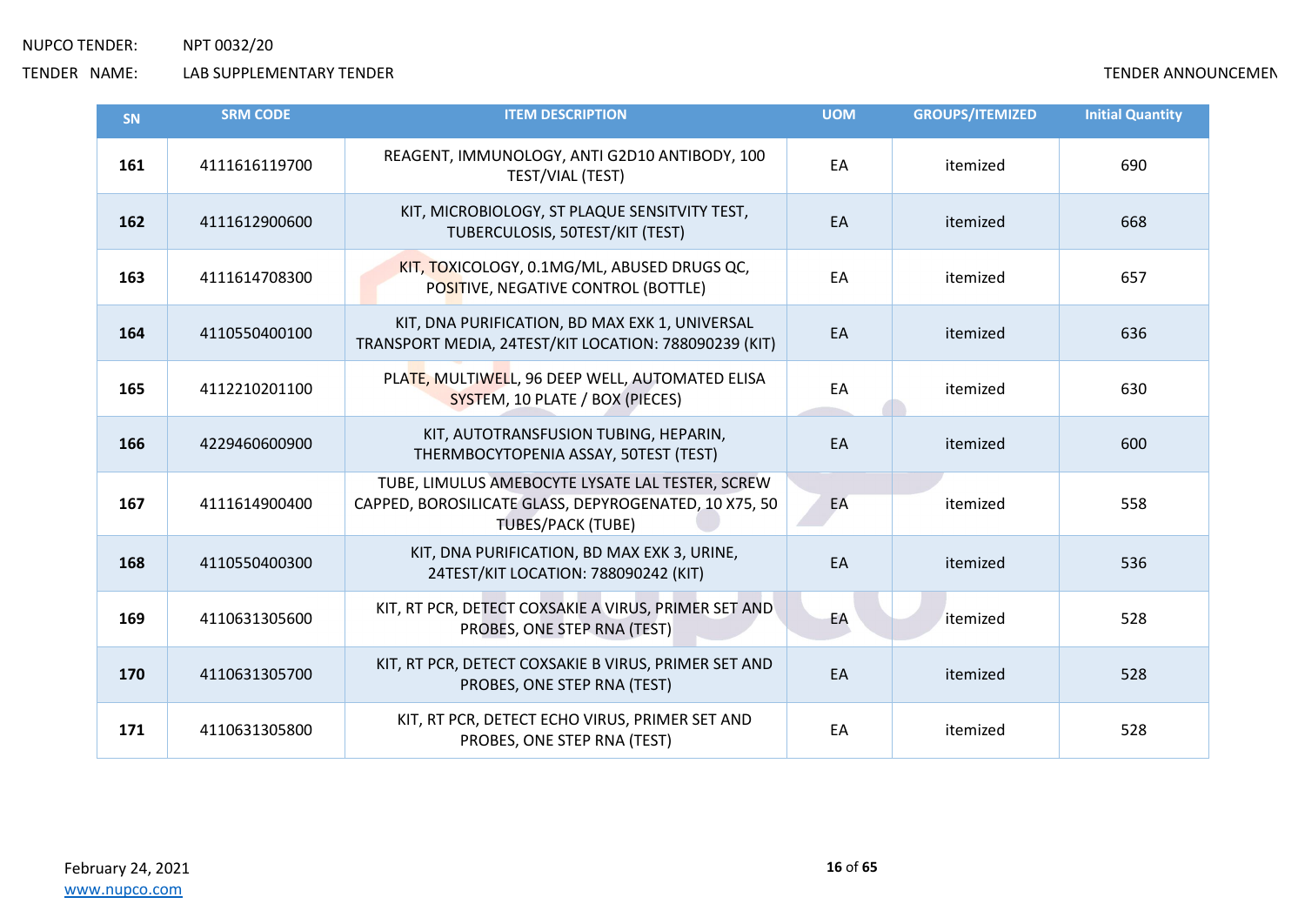NUPCO TENDER: NPT 0032/20

TENDER NAME: LAB SUPPLEMENTARY TENDER

TENDER ANNOUNCEMEN

| SN | SRM CODE | ITEM DESCRIPTION | UOM | GROUPS/ITEMIZED | Initial Quantity |
|---|---|---|---|---|---|
| 161 | 4111616119700 | REAGENT, IMMUNOLOGY, ANTI G2D10 ANTIBODY, 100 TEST/VIAL (TEST) | EA | itemized | 690 |
| 162 | 4111612900600 | KIT, MICROBIOLOGY, ST PLAQUE SENSITVITY TEST, TUBERCULOSIS, 50TEST/KIT (TEST) | EA | itemized | 668 |
| 163 | 4111614708300 | KIT, TOXICOLOGY, 0.1MG/ML, ABUSED DRUGS QC, POSITIVE, NEGATIVE CONTROL (BOTTLE) | EA | itemized | 657 |
| 164 | 4110550400100 | KIT, DNA PURIFICATION, BD MAX EXK 1, UNIVERSAL TRANSPORT MEDIA, 24TEST/KIT LOCATION: 788090239 (KIT) | EA | itemized | 636 |
| 165 | 4112210201100 | PLATE, MULTIWELL, 96 DEEP WELL, AUTOMATED ELISA SYSTEM, 10 PLATE / BOX (PIECES) | EA | itemized | 630 |
| 166 | 4229460600900 | KIT, AUTOTRANSFUSION TUBING, HEPARIN, THERMBOCYTOPENIA ASSAY, 50TEST (TEST) | EA | itemized | 600 |
| 167 | 4111614900400 | TUBE, LIMULUS AMEBOCYTE LYSATE LAL TESTER, SCREW CAPPED, BOROSILICATE GLASS, DEPYROGENATED, 10 X75, 50 TUBES/PACK (TUBE) | EA | itemized | 558 |
| 168 | 4110550400300 | KIT, DNA PURIFICATION, BD MAX EXK 3, URINE, 24TEST/KIT LOCATION: 788090242 (KIT) | EA | itemized | 536 |
| 169 | 4110631305600 | KIT, RT PCR, DETECT COXSAKIE A VIRUS, PRIMER SET AND PROBES, ONE STEP RNA (TEST) | EA | itemized | 528 |
| 170 | 4110631305700 | KIT, RT PCR, DETECT COXSAKIE B VIRUS, PRIMER SET AND PROBES, ONE STEP RNA (TEST) | EA | itemized | 528 |
| 171 | 4110631305800 | KIT, RT PCR, DETECT ECHO VIRUS, PRIMER SET AND PROBES, ONE STEP RNA (TEST) | EA | itemized | 528 |

February 24, 2021

www.nupco.com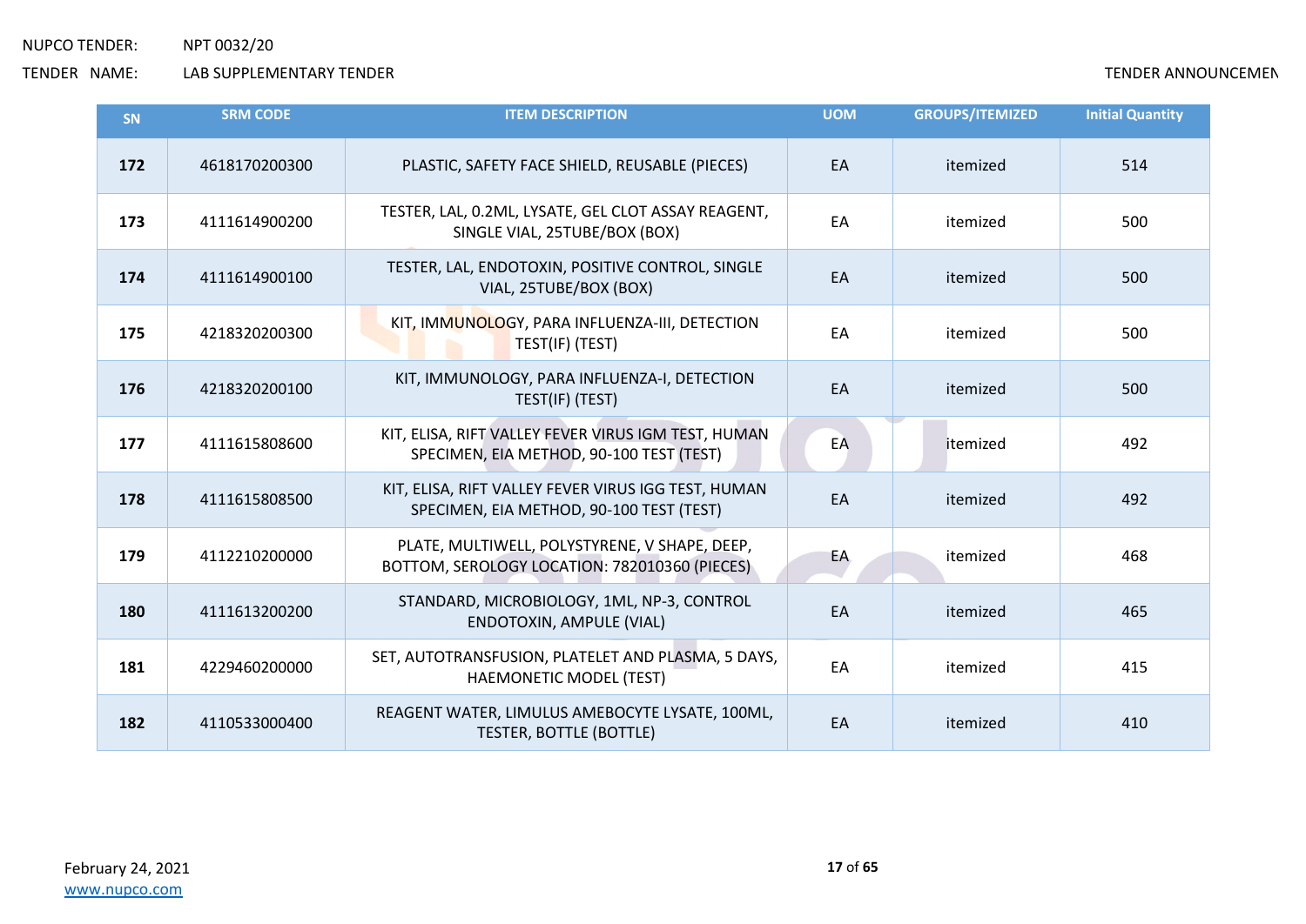NUPCO TENDER: NPT 0032/20

TENDER NAME: LAB SUPPLEMENTARY TENDER

TENDER ANNOUNCEMEN

| SN | SRM CODE | ITEM DESCRIPTION | UOM | GROUPS/ITEMIZED | Initial Quantity |
|---|---|---|---|---|---|
| **172** | 4618170200300 | PLASTIC, SAFETY FACE SHIELD, REUSABLE (PIECES) | EA | itemized | 514 |
| **173** | 4111614900200 | TESTER, LAL, 0.2ML, LYSATE, GEL CLOT ASSAY REAGENT, SINGLE VIAL, 25TUBE/BOX (BOX) | EA | itemized | 500 |
| **174** | 4111614900100 | TESTER, LAL, ENDOTOXIN, POSITIVE CONTROL, SINGLE VIAL, 25TUBE/BOX (BOX) | EA | itemized | 500 |
| **175** | 4218320200300 | KIT, IMMUNOLOGY, PARA INFLUENZA-III, DETECTION TEST(IF) (TEST) | EA | itemized | 500 |
| **176** | 4218320200100 | KIT, IMMUNOLOGY, PARA INFLUENZA-I, DETECTION TEST(IF) (TEST) | EA | itemized | 500 |
| **177** | 4111615808600 | KIT, ELISA, RIFT VALLEY FEVER VIRUS IGM TEST, HUMAN SPECIMEN, EIA METHOD, 90-100 TEST (TEST) | EA | itemized | 492 |
| **178** | 4111615808500 | KIT, ELISA, RIFT VALLEY FEVER VIRUS IGG TEST, HUMAN SPECIMEN, EIA METHOD, 90-100 TEST (TEST) | EA | itemized | 492 |
| **179** | 4112210200000 | PLATE, MULTIWELL, POLYSTYRENE, V SHAPE, DEEP, BOTTOM, SEROLOGY LOCATION: 782010360 (PIECES) | EA | itemized | 468 |
| **180** | 4111613200200 | STANDARD, MICROBIOLOGY, 1ML, NP-3, CONTROL ENDOTOXIN, AMPULE (VIAL) | EA | itemized | 465 |
| **181** | 4229460200000 | SET, AUTOTRANSFUSION, PLATELET AND PLASMA, 5 DAYS, HAEMONETIC MODEL (TEST) | EA | itemized | 415 |
| **182** | 4110533000400 | REAGENT WATER, LIMULUS AMEBOCYTE LYSATE, 100ML, TESTER, BOTTLE (BOTTLE) | EA | itemized | 410 |

February 24, 2021
www.nupco.com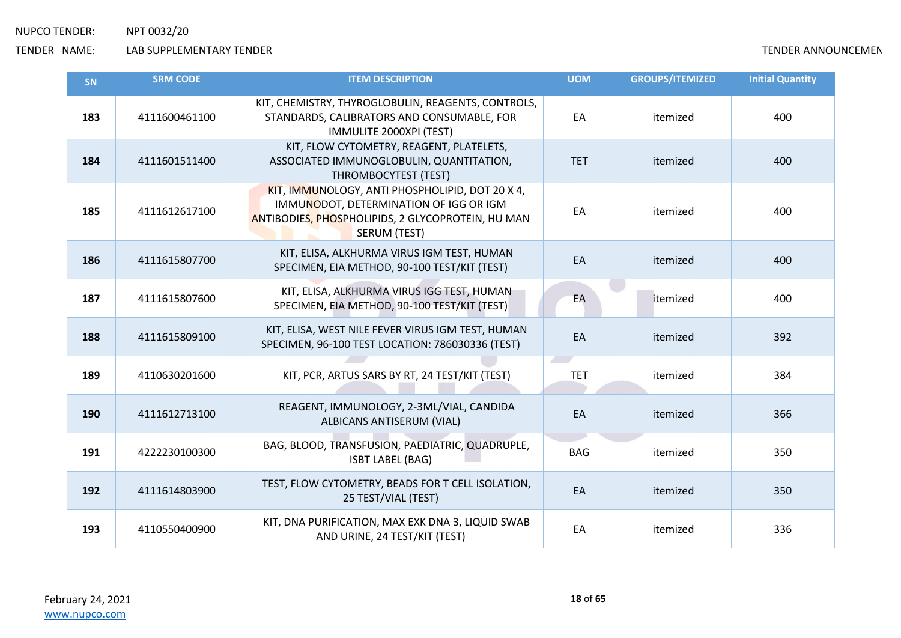NUPCO TENDER: NPT 0032/20

TENDER NAME: LAB SUPPLEMENTARY TENDER

TENDER ANNOUNCEMEN

| SN | SRM CODE | ITEM DESCRIPTION | UOM | GROUPS/ITEMIZED | Initial Quantity |
|---|---|---|---|---|---|
| **183** | 4111600461100 | KIT, CHEMISTRY, THYROGLOBULIN, REAGENTS, CONTROLS, STANDARDS, CALIBRATORS AND CONSUMABLE, FOR IMMULITE 2000XPI (TEST) | EA | itemized | 400 |
| **184** | 4111601511400 | KIT, FLOW CYTOMETRY, REAGENT, PLATELETS, ASSOCIATED IMMUNOGLOBULIN, QUANTITATION, THROMBOCYTEST (TEST) | TET | itemized | 400 |
| **185** | 4111612617100 | KIT, IMMUNOLOGY, ANTI PHOSPHOLIPID, DOT 20 X 4, IMMUNODOT, DETERMINATION OF IGG OR IGM ANTIBODIES, PHOSPHOLIPIDS, 2 GLYCOPROTEIN, HU MAN SERUM (TEST) | EA | itemized | 400 |
| **186** | 4111615807700 | KIT, ELISA, ALKHURMA VIRUS IGM TEST, HUMAN SPECIMEN, EIA METHOD, 90-100 TEST/KIT (TEST) | EA | itemized | 400 |
| **187** | 4111615807600 | KIT, ELISA, ALKHURMA VIRUS IGG TEST, HUMAN SPECIMEN, EIA METHOD, 90-100 TEST/KIT (TEST) | EA | itemized | 400 |
| **188** | 4111615809100 | KIT, ELISA, WEST NILE FEVER VIRUS IGM TEST, HUMAN SPECIMEN, 96-100 TEST LOCATION: 786030336 (TEST) | EA | itemized | 392 |
| **189** | 4110630201600 | KIT, PCR, ARTUS SARS BY RT, 24 TEST/KIT (TEST) | TET | itemized | 384 |
| **190** | 4111612713100 | REAGENT, IMMUNOLOGY, 2-3ML/VIAL, CANDIDA ALBICANS ANTISERUM (VIAL) | EA | itemized | 366 |
| **191** | 4222230100300 | BAG, BLOOD, TRANSFUSION, PAEDIATRIC, QUADRUPLE, ISBT LABEL (BAG) | BAG | itemized | 350 |
| **192** | 4111614803900 | TEST, FLOW CYTOMETRY, BEADS FOR T CELL ISOLATION, 25 TEST/VIAL (TEST) | EA | itemized | 350 |
| **193** | 4110550400900 | KIT, DNA PURIFICATION, MAX EXK DNA 3, LIQUID SWAB AND URINE, 24 TEST/KIT (TEST) | EA | itemized | 336 |

February 24, 2021

www.nupco.com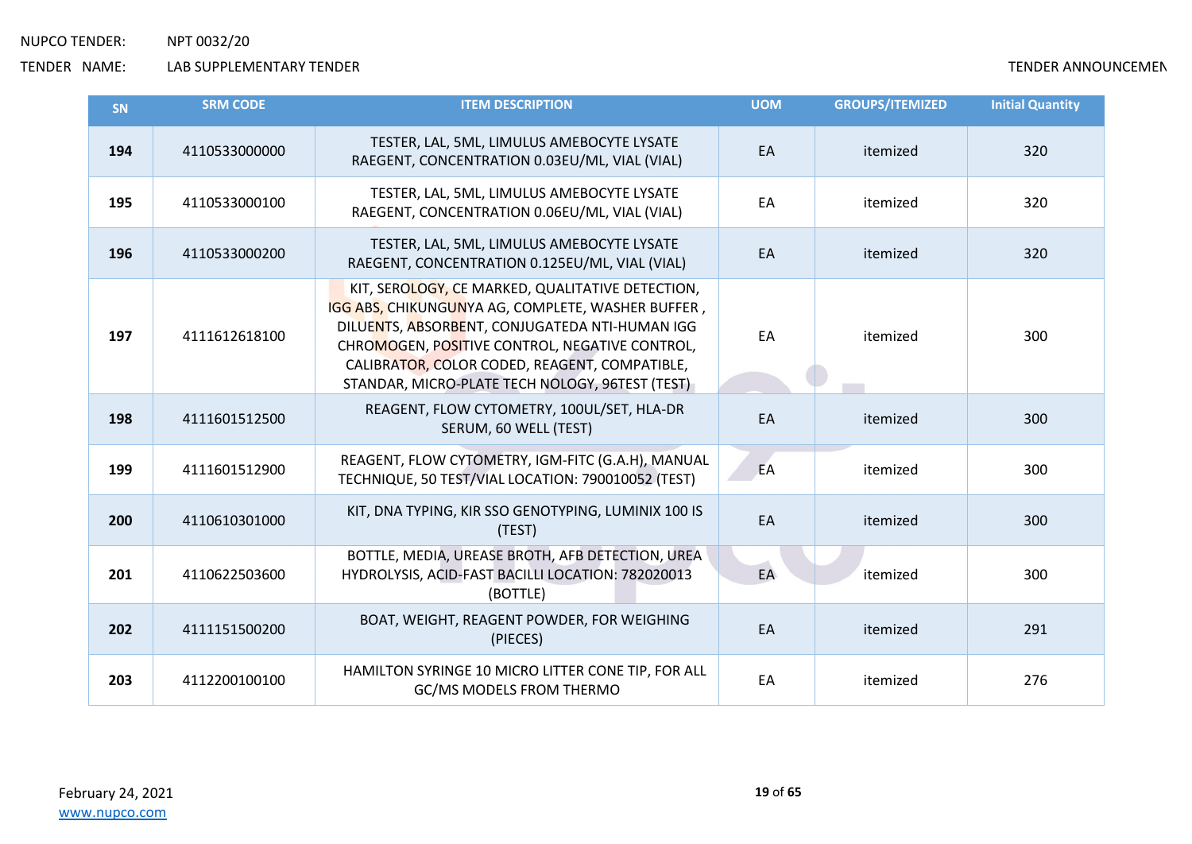NUPCO TENDER: NPT 0032/20

TENDER NAME: LAB SUPPLEMENTARY TENDER

TENDER ANNOUNCEMEN

| SN | SRM CODE | ITEM DESCRIPTION | UOM | GROUPS/ITEMIZED | Initial Quantity |
|---|---|---|---|---|---|
| **194** | 4110533000000 | TESTER, LAL, 5ML, LIMULUS AMEBOCYTE LYSATE RAEGENT, CONCENTRATION 0.03EU/ML, VIAL (VIAL) | EA | itemized | 320 |
| **195** | 4110533000100 | TESTER, LAL, 5ML, LIMULUS AMEBOCYTE LYSATE RAEGENT, CONCENTRATION 0.06EU/ML, VIAL (VIAL) | EA | itemized | 320 |
| **196** | 4110533000200 | TESTER, LAL, 5ML, LIMULUS AMEBOCYTE LYSATE RAEGENT, CONCENTRATION 0.125EU/ML, VIAL (VIAL) | EA | itemized | 320 |
| **197** | 4111612618100 | KIT, SEROLOGY, CE MARKED, QUALITATIVE DETECTION, IGG ABS, CHIKUNGUNYA AG, COMPLETE, WASHER BUFFER , DILUENTS, ABSORBENT, CONJUGATEDA NTI-HUMAN IGG CHROMOGEN, POSITIVE CONTROL, NEGATIVE CONTROL, CALIBRATOR, COLOR CODED, REAGENT, COMPATIBLE, STANDAR, MICRO-PLATE TECH NOLOGY, 96TEST (TEST) | EA | itemized | 300 |
| **198** | 4111601512500 | REAGENT, FLOW CYTOMETRY, 100UL/SET, HLA-DR SERUM, 60 WELL (TEST) | EA | itemized | 300 |
| **199** | 4111601512900 | REAGENT, FLOW CYTOMETRY, IGM-FITC (G.A.H), MANUAL TECHNIQUE, 50 TEST/VIAL LOCATION: 790010052 (TEST) | EA | itemized | 300 |
| **200** | 4110610301000 | KIT, DNA TYPING, KIR SSO GENOTYPING, LUMINIX 100 IS (TEST) | EA | itemized | 300 |
| **201** | 4110622503600 | BOTTLE, MEDIA, UREASE BROTH, AFB DETECTION, UREA HYDROLYSIS, ACID-FAST BACILLI LOCATION: 782020013 (BOTTLE) | EA | itemized | 300 |
| **202** | 4111151500200 | BOAT, WEIGHT, REAGENT POWDER, FOR WEIGHING (PIECES) | EA | itemized | 291 |
| **203** | 4112200100100 | HAMILTON SYRINGE 10 MICRO LITTER CONE TIP, FOR ALL GC/MS MODELS FROM THERMO | EA | itemized | 276 |

February 24, 2021

www.nupco.com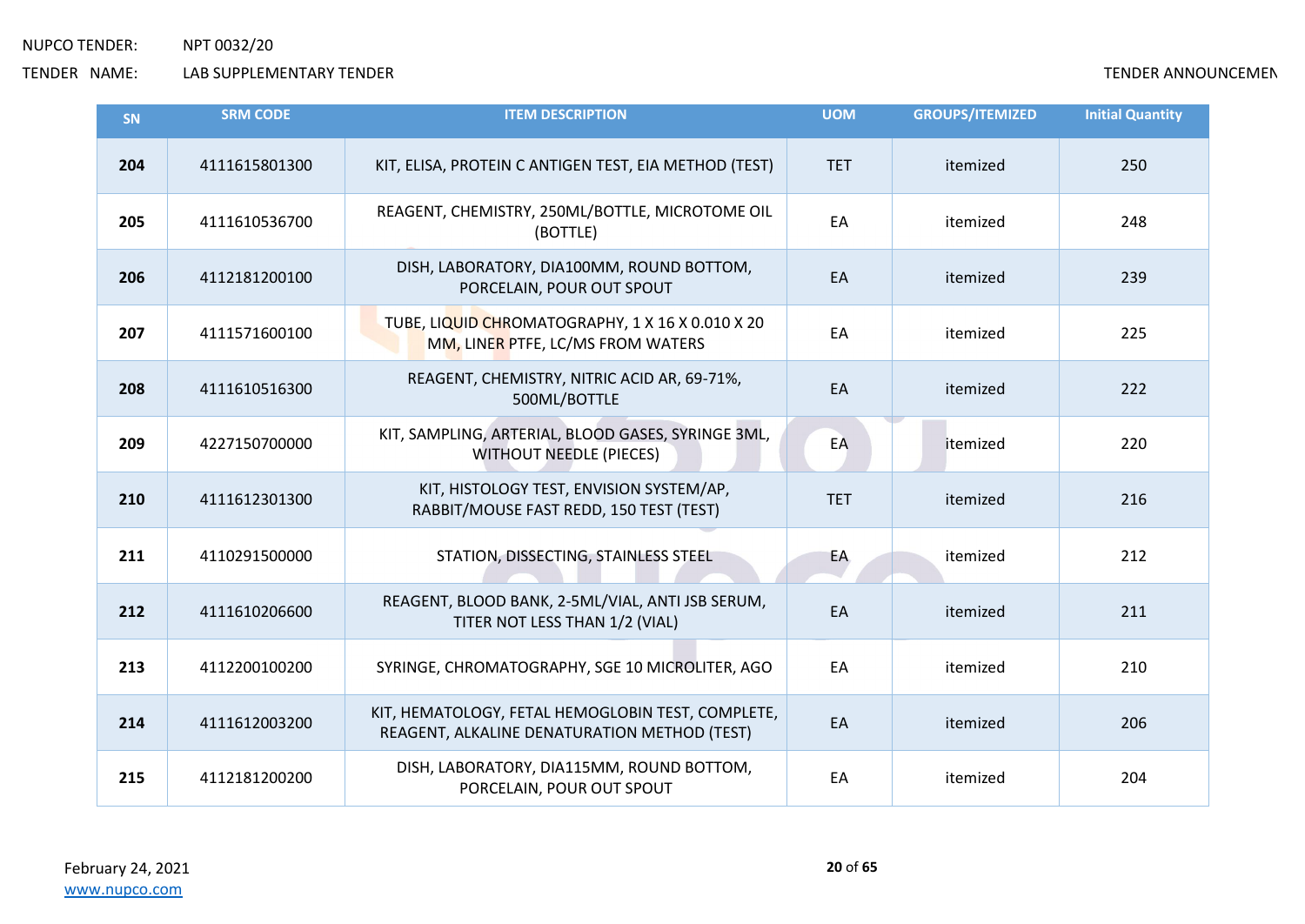| SN | SRM CODE | ITEM DESCRIPTION | UOM | GROUPS/ITEMIZED | Initial Quantity |
|---|---|---|---|---|---|
| 204 | 4111615801300 | KIT, ELISA, PROTEIN C ANTIGEN TEST, EIA METHOD (TEST) | TET | itemized | 250 |
| 205 | 4111610536700 | REAGENT, CHEMISTRY, 250ML/BOTTLE, MICROTOME OIL (BOTTLE) | EA | itemized | 248 |
| 206 | 4112181200100 | DISH, LABORATORY, DIA100MM, ROUND BOTTOM, PORCELAIN, POUR OUT SPOUT | EA | itemized | 239 |
| 207 | 4111571600100 | TUBE, LIQUID CHROMATOGRAPHY, 1 X 16 X 0.010 X 20 MM, LINER PTFE, LC/MS FROM WATERS | EA | itemized | 225 |
| 208 | 4111610516300 | REAGENT, CHEMISTRY, NITRIC ACID AR, 69-71%, 500ML/BOTTLE | EA | itemized | 222 |
| 209 | 4227150700000 | KIT, SAMPLING, ARTERIAL, BLOOD GASES, SYRINGE 3ML, WITHOUT NEEDLE (PIECES) | EA | itemized | 220 |
| 210 | 4111612301300 | KIT, HISTOLOGY TEST, ENVISION SYSTEM/AP, RABBIT/MOUSE FAST REDD, 150 TEST (TEST) | TET | itemized | 216 |
| 211 | 4110291500000 | STATION, DISSECTING, STAINLESS STEEL | EA | itemized | 212 |
| 212 | 4111610206600 | REAGENT, BLOOD BANK, 2-5ML/VIAL, ANTI JSB SERUM, TITER NOT LESS THAN 1/2 (VIAL) | EA | itemized | 211 |
| 213 | 4112200100200 | SYRINGE, CHROMATOGRAPHY, SGE 10 MICROLITER, AGO | EA | itemized | 210 |
| 214 | 4111612003200 | KIT, HEMATOLOGY, FETAL HEMOGLOBIN TEST, COMPLETE, REAGENT, ALKALINE DENATURATION METHOD (TEST) | EA | itemized | 206 |
| 215 | 4112181200200 | DISH, LABORATORY, DIA115MM, ROUND BOTTOM, PORCELAIN, POUR OUT SPOUT | EA | itemized | 204 |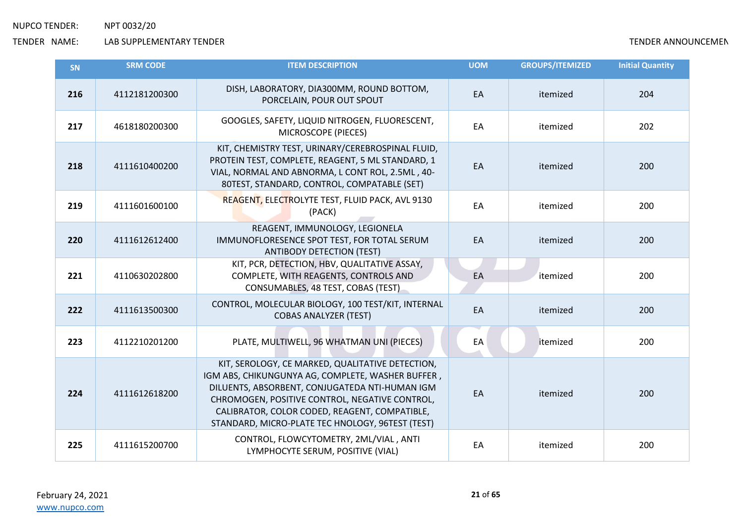NUPCO TENDER: NPT 0032/20

TENDER NAME: LAB SUPPLEMENTARY TENDER

TENDER ANNOUNCEMEN

| SN | SRM CODE | ITEM DESCRIPTION | UOM | GROUPS/ITEMIZED | Initial Quantity |
|---|---|---|---|---|---|
| **216** | 4112181200300 | DISH, LABORATORY, DIA300MM, ROUND BOTTOM, PORCELAIN, POUR OUT SPOUT | EA | itemized | 204 |
| **217** | 4618180200300 | GOOGLES, SAFETY, LIQUID NITROGEN, FLUORESCENT, MICROSCOPE (PIECES) | EA | itemized | 202 |
| **218** | 4111610400200 | KIT, CHEMISTRY TEST, URINARY/CEREBROSPINAL FLUID, PROTEIN TEST, COMPLETE, REAGENT, 5 ML STANDARD, 1 VIAL, NORMAL AND ABNORMA, L CONT ROL, 2.5ML , 40-80TEST, STANDARD, CONTROL, COMPATABLE (SET) | EA | itemized | 200 |
| **219** | 4111601600100 | REAGENT, ELECTROLYTE TEST, FLUID PACK, AVL 9130 (PACK) | EA | itemized | 200 |
| **220** | 4111612612400 | REAGENT, IMMUNOLOGY, LEGIONELA IMMUNOFLORESENCE SPOT TEST, FOR TOTAL SERUM ANTIBODY DETECTION (TEST) | EA | itemized | 200 |
| **221** | 4110630202800 | KIT, PCR, DETECTION, HBV, QUALITATIVE ASSAY, COMPLETE, WITH REAGENTS, CONTROLS AND CONSUMABLES, 48 TEST, COBAS (TEST) | EA | itemized | 200 |
| **222** | 4111613500300 | CONTROL, MOLECULAR BIOLOGY, 100 TEST/KIT, INTERNAL COBAS ANALYZER (TEST) | EA | itemized | 200 |
| **223** | 4112210201200 | PLATE, MULTIWELL, 96 WHATMAN UNI (PIECES) | EA | itemized | 200 |
| **224** | 4111612618200 | KIT, SEROLOGY, CE MARKED, QUALITATIVE DETECTION, IGM ABS, CHIKUNGUNYA AG, COMPLETE, WASHER BUFFER , DILUENTS, ABSORBENT, CONJUGATEDA NTI-HUMAN IGM CHROMOGEN, POSITIVE CONTROL, NEGATIVE CONTROL, CALIBRATOR, COLOR CODED, REAGENT, COMPATIBLE, STANDARD, MICRO-PLATE TEC HNOLOGY, 96TEST (TEST) | EA | itemized | 200 |
| **225** | 4111615200700 | CONTROL, FLOWCYTOMETRY, 2ML/VIAL , ANTI LYMPHOCYTE SERUM, POSITIVE (VIAL) | EA | itemized | 200 |

February 24, 2021

www.nupco.com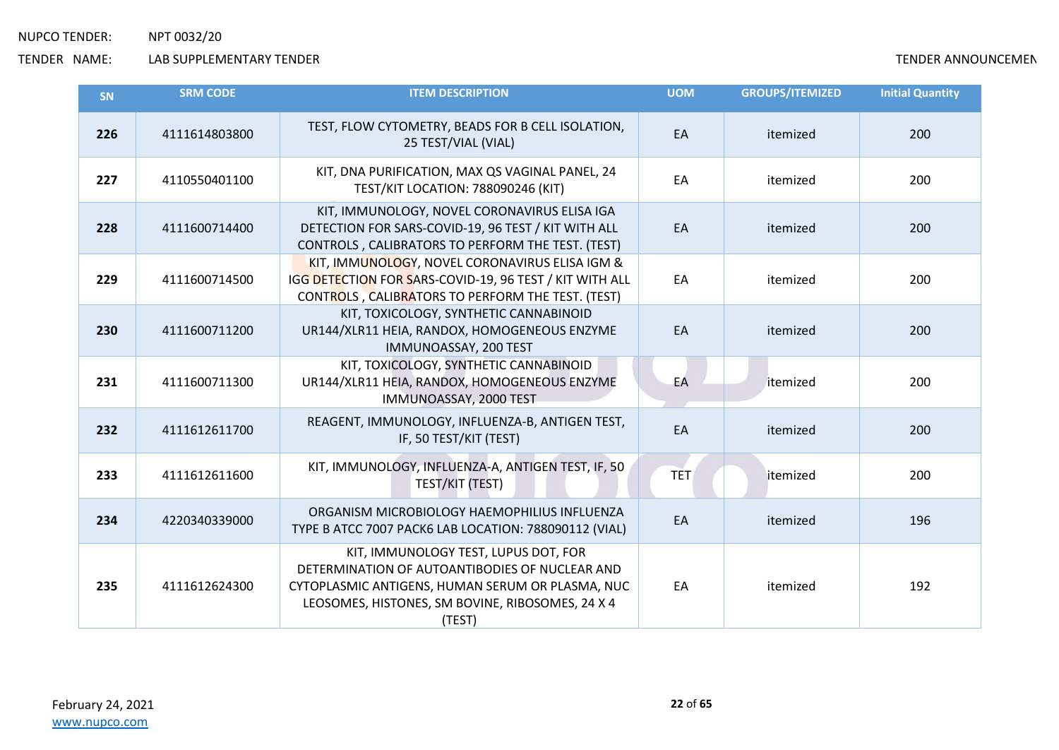NUPCO TENDER: NPT 0032/20

TENDER NAME: LAB SUPPLEMENTARY TENDER

TENDER ANNOUNCEMEN

| SN | SRM CODE | ITEM DESCRIPTION | UOM | GROUPS/ITEMIZED | Initial Quantity |
|---|---|---|---|---|---|
| **226** | 4111614803800 | TEST, FLOW CYTOMETRY, BEADS FOR B CELL ISOLATION, 25 TEST/VIAL (VIAL) | EA | itemized | 200 |
| **227** | 4110550401100 | KIT, DNA PURIFICATION, MAX QS VAGINAL PANEL, 24 TEST/KIT LOCATION: 788090246 (KIT) | EA | itemized | 200 |
| **228** | 4111600714400 | KIT, IMMUNOLOGY, NOVEL CORONAVIRUS ELISA IGA DETECTION FOR SARS-COVID-19, 96 TEST / KIT WITH ALL CONTROLS , CALIBRATORS TO PERFORM THE TEST. (TEST) | EA | itemized | 200 |
| **229** | 4111600714500 | KIT, IMMUNOLOGY, NOVEL CORONAVIRUS ELISA IGM & IGG DETECTION FOR SARS-COVID-19, 96 TEST / KIT WITH ALL CONTROLS , CALIBRATORS TO PERFORM THE TEST. (TEST) | EA | itemized | 200 |
| **230** | 4111600711200 | KIT, TOXICOLOGY, SYNTHETIC CANNABINOID UR144/XLR11 HEIA, RANDOX, HOMOGENEOUS ENZYME IMMUNOASSAY, 200 TEST | EA | itemized | 200 |
| **231** | 4111600711300 | KIT, TOXICOLOGY, SYNTHETIC CANNABINOID UR144/XLR11 HEIA, RANDOX, HOMOGENEOUS ENZYME IMMUNOASSAY, 2000 TEST | EA | itemized | 200 |
| **232** | 4111612611700 | REAGENT, IMMUNOLOGY, INFLUENZA-B, ANTIGEN TEST, IF, 50 TEST/KIT (TEST) | EA | itemized | 200 |
| **233** | 4111612611600 | KIT, IMMUNOLOGY, INFLUENZA-A, ANTIGEN TEST, IF, 50 TEST/KIT (TEST) | TET | itemized | 200 |
| **234** | 4220340339000 | ORGANISM MICROBIOLOGY HAEMOPHILIUS INFLUENZA TYPE B ATCC 7007 PACK6 LAB LOCATION: 788090112 (VIAL) | EA | itemized | 196 |
| **235** | 4111612624300 | KIT, IMMUNOLOGY TEST, LUPUS DOT, FOR DETERMINATION OF AUTOANTIBODIES OF NUCLEAR AND CYTOPLASMIC ANTIGENS, HUMAN SERUM OR PLASMA, NUC LEOSOMES, HISTONES, SM BOVINE, RIBOSOMES, 24 X 4 (TEST) | EA | itemized | 192 |

February 24, 2021

www.nupco.com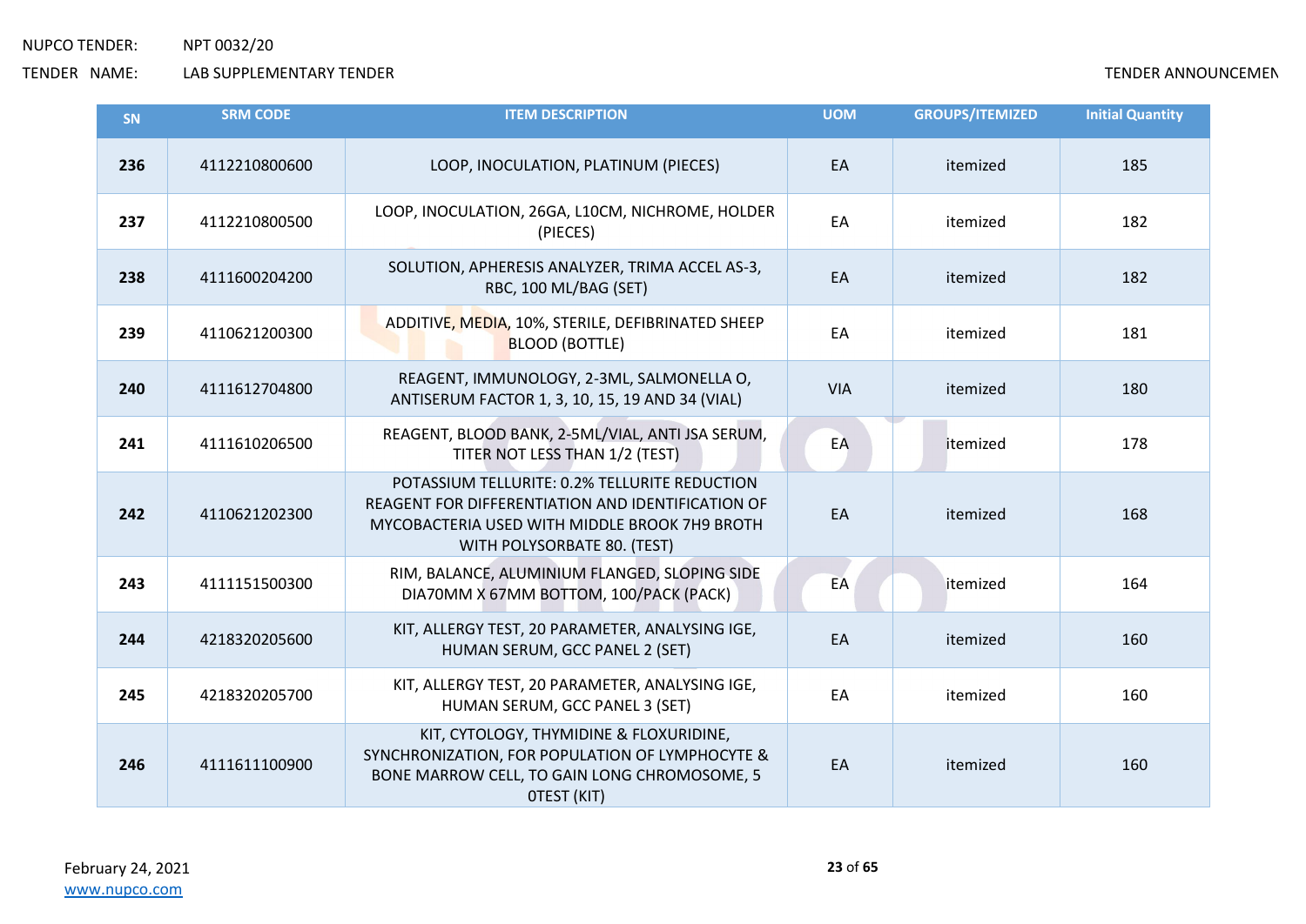NUPCO TENDER: NPT 0032/20

TENDER NAME: LAB SUPPLEMENTARY TENDER

TENDER ANNOUNCEMEN

| SN | SRM CODE | ITEM DESCRIPTION | UOM | GROUPS/ITEMIZED | Initial Quantity |
|---|---|---|---|---|---|
| **236** | 4112210800600 | LOOP, INOCULATION, PLATINUM (PIECES) | EA | itemized | 185 |
| **237** | 4112210800500 | LOOP, INOCULATION, 26GA, L10CM, NICHROME, HOLDER (PIECES) | EA | itemized | 182 |
| **238** | 4111600204200 | SOLUTION, APHERESIS ANALYZER, TRIMA ACCEL AS-3, RBC, 100 ML/BAG (SET) | EA | itemized | 182 |
| **239** | 4110621200300 | ADDITIVE, MEDIA, 10%, STERILE, DEFIBRINATED SHEEP BLOOD (BOTTLE) | EA | itemized | 181 |
| **240** | 4111612704800 | REAGENT, IMMUNOLOGY, 2-3ML, SALMONELLA O, ANTISERUM FACTOR 1, 3, 10, 15, 19 AND 34 (VIAL) | VIA | itemized | 180 |
| **241** | 4111610206500 | REAGENT, BLOOD BANK, 2-5ML/VIAL, ANTI JSA SERUM, TITER NOT LESS THAN 1/2 (TEST) | EA | itemized | 178 |
| **242** | 4110621202300 | POTASSIUM TELLURITE: 0.2% TELLURITE REDUCTION REAGENT FOR DIFFERENTIATION AND IDENTIFICATION OF MYCOBACTERIA USED WITH MIDDLE BROOK 7H9 BROTH WITH POLYSORBATE 80. (TEST) | EA | itemized | 168 |
| **243** | 4111151500300 | RIM, BALANCE, ALUMINIUM FLANGED, SLOPING SIDE DIA70MM X 67MM BOTTOM, 100/PACK (PACK) | EA | itemized | 164 |
| **244** | 4218320205600 | KIT, ALLERGY TEST, 20 PARAMETER, ANALYSING IGE, HUMAN SERUM, GCC PANEL 2 (SET) | EA | itemized | 160 |
| **245** | 4218320205700 | KIT, ALLERGY TEST, 20 PARAMETER, ANALYSING IGE, HUMAN SERUM, GCC PANEL 3 (SET) | EA | itemized | 160 |
| **246** | 4111611100900 | KIT, CYTOLOGY, THYMIDINE & FLOXURIDINE, SYNCHRONIZATION, FOR POPULATION OF LYMPHOCYTE & BONE MARROW CELL, TO GAIN LONG CHROMOSOME, 5 0TEST (KIT) | EA | itemized | 160 |

February 24, 2021

www.nupco.com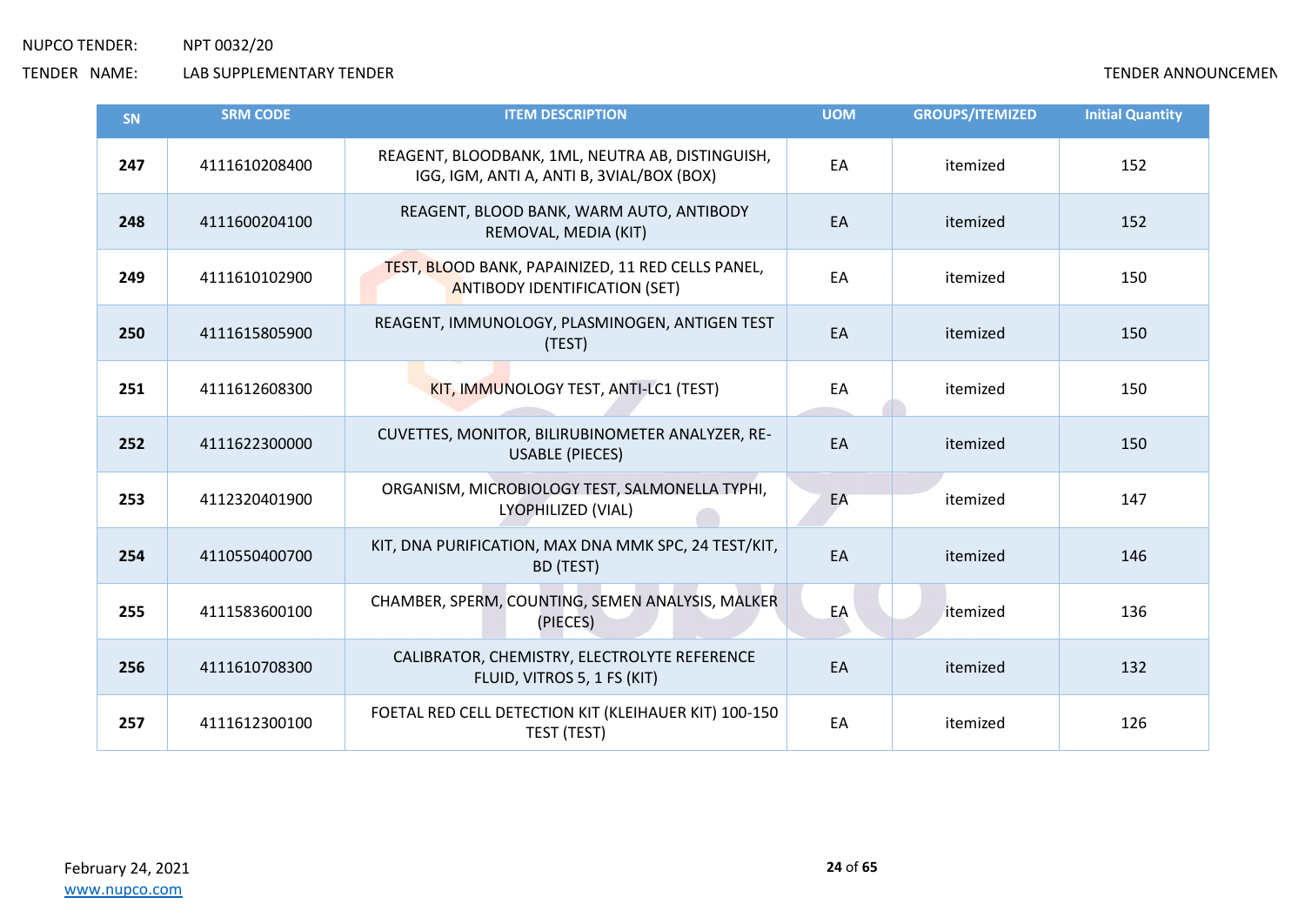| SN | SRM CODE | ITEM DESCRIPTION | UOM | GROUPS/ITEMIZED | Initial Quantity |
|---|---|---|---|---|---|
| **247** | 4111610208400 | REAGENT, BLOODBANK, 1ML, NEUTRA AB, DISTINGUISH, IGG, IGM, ANTI A, ANTI B, 3VIAL/BOX (BOX) | EA | itemized | 152 |
| **248** | 4111600204100 | REAGENT, BLOOD BANK, WARM AUTO, ANTIBODY REMOVAL, MEDIA (KIT) | EA | itemized | 152 |
| **249** | 4111610102900 | TEST, BLOOD BANK, PAPAINIZED, 11 RED CELLS PANEL, ANTIBODY IDENTIFICATION (SET) | EA | itemized | 150 |
| **250** | 4111615805900 | REAGENT, IMMUNOLOGY, PLASMINOGEN, ANTIGEN TEST (TEST) | EA | itemized | 150 |
| **251** | 4111612608300 | KIT, IMMUNOLOGY TEST, ANTI-LC1 (TEST) | EA | itemized | 150 |
| **252** | 4111622300000 | CUVETTES, MONITOR, BILIRUBINOMETER ANALYZER, RE-USABLE (PIECES) | EA | itemized | 150 |
| **253** | 4112320401900 | ORGANISM, MICROBIOLOGY TEST, SALMONELLA TYPHI, LYOPHILIZED (VIAL) | EA | itemized | 147 |
| **254** | 4110550400700 | KIT, DNA PURIFICATION, MAX DNA MMK SPC, 24 TEST/KIT, BD (TEST) | EA | itemized | 146 |
| **255** | 4111583600100 | CHAMBER, SPERM, COUNTING, SEMEN ANALYSIS, MALKER (PIECES) | EA | itemized | 136 |
| **256** | 4111610708300 | CALIBRATOR, CHEMISTRY, ELECTROLYTE REFERENCE FLUID, VITROS 5, 1 FS (KIT) | EA | itemized | 132 |
| **257** | 4111612300100 | FOETAL RED CELL DETECTION KIT (KLEIHAUER KIT) 100-150 TEST (TEST) | EA | itemized | 126 |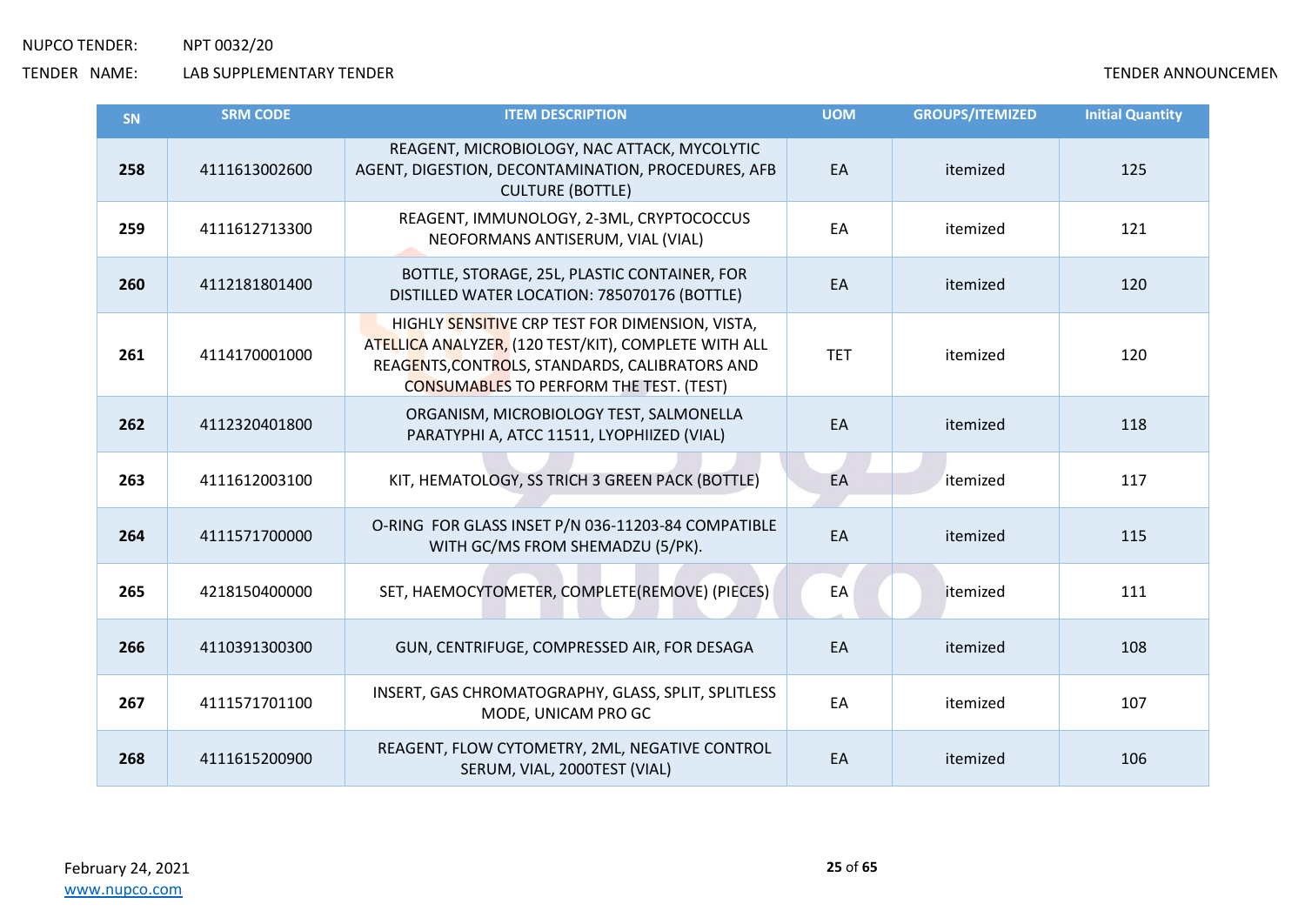| SN | SRM CODE | ITEM DESCRIPTION | UOM | GROUPS/ITEMIZED | Initial Quantity |
|---|---|---|---|---|---|
| **258** | 4111613002600 | REAGENT, MICROBIOLOGY, NAC ATTACK, MYCOLYTIC AGENT, DIGESTION, DECONTAMINATION, PROCEDURES, AFB CULTURE (BOTTLE) | EA | itemized | 125 |
| **259** | 4111612713300 | REAGENT, IMMUNOLOGY, 2-3ML, CRYPTOCOCCUS NEOFORMANS ANTISERUM, VIAL (VIAL) | EA | itemized | 121 |
| **260** | 4112181801400 | BOTTLE, STORAGE, 25L, PLASTIC CONTAINER, FOR DISTILLED WATER LOCATION: 785070176 (BOTTLE) | EA | itemized | 120 |
| **261** | 4114170001000 | HIGHLY SENSITIVE CRP TEST FOR DIMENSION, VISTA, ATELLICA ANALYZER, (120 TEST/KIT), COMPLETE WITH ALL REAGENTS,CONTROLS, STANDARDS, CALIBRATORS AND CONSUMABLES TO PERFORM THE TEST. (TEST) | TET | itemized | 120 |
| **262** | 4112320401800 | ORGANISM, MICROBIOLOGY TEST, SALMONELLA PARATYPHI A, ATCC 11511, LYOPHIIZED (VIAL) | EA | itemized | 118 |
| **263** | 4111612003100 | KIT, HEMATOLOGY, SS TRICH 3 GREEN PACK (BOTTLE) | EA | itemized | 117 |
| **264** | 4111571700000 | O-RING FOR GLASS INSET P/N 036-11203-84 COMPATIBLE WITH GC/MS FROM SHEMADZU (5/PK). | EA | itemized | 115 |
| **265** | 4218150400000 | SET, HAEMOCYTOMETER, COMPLETE(REMOVE) (PIECES) | EA | itemized | 111 |
| **266** | 4110391300300 | GUN, CENTRIFUGE, COMPRESSED AIR, FOR DESAGA | EA | itemized | 108 |
| **267** | 4111571701100 | INSERT, GAS CHROMATOGRAPHY, GLASS, SPLIT, SPLITLESS MODE, UNICAM PRO GC | EA | itemized | 107 |
| **268** | 4111615200900 | REAGENT, FLOW CYTOMETRY, 2ML, NEGATIVE CONTROL SERUM, VIAL, 2000TEST (VIAL) | EA | itemized | 106 |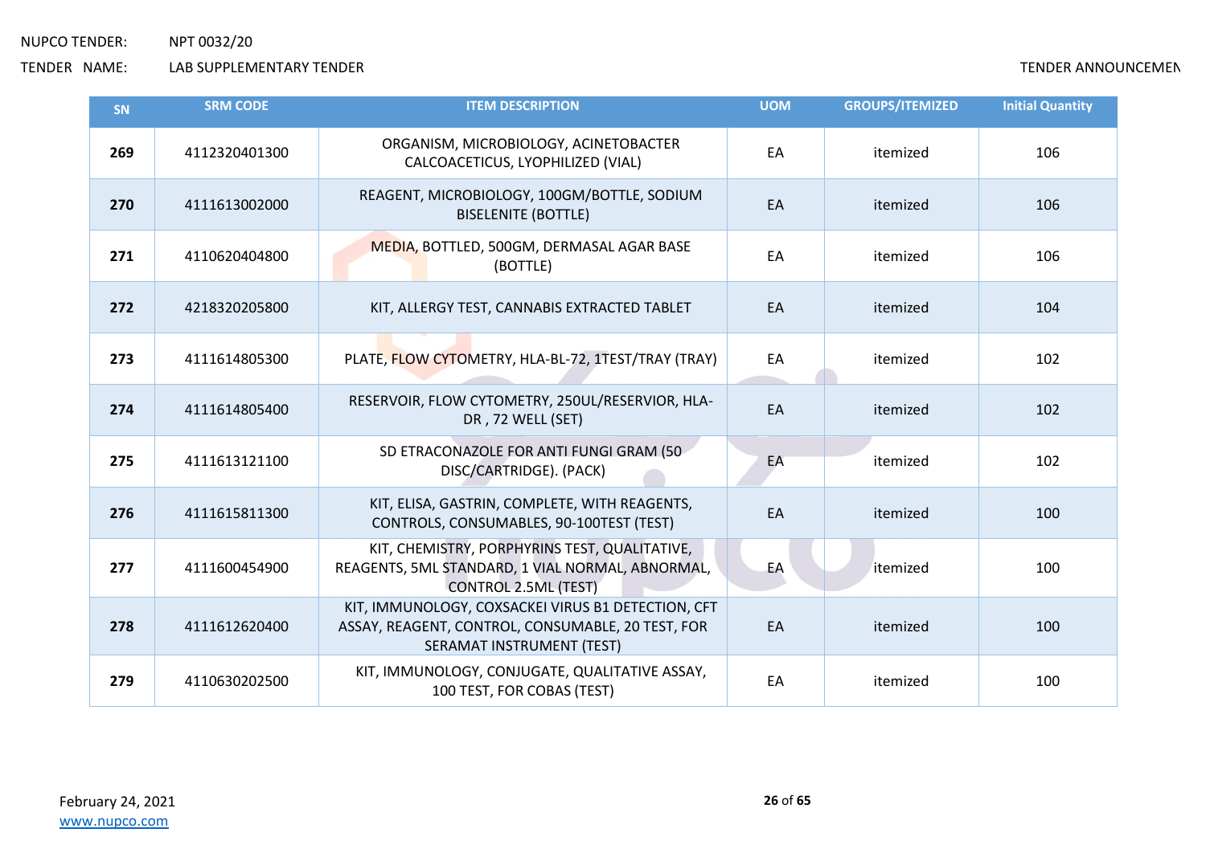NUPCO TENDER: NPT 0032/20

TENDER NAME: LAB SUPPLEMENTARY TENDER

TENDER ANNOUNCEMEN

| SN | SRM CODE | ITEM DESCRIPTION | UOM | GROUPS/ITEMIZED | Initial Quantity |
|---|---|---|---|---|---|
| 269 | 4112320401300 | ORGANISM, MICROBIOLOGY, ACINETOBACTER CALCOACETICUS, LYOPHILIZED (VIAL) | EA | itemized | 106 |
| 270 | 4111613002000 | REAGENT, MICROBIOLOGY, 100GM/BOTTLE, SODIUM BISELENITE (BOTTLE) | EA | itemized | 106 |
| 271 | 4110620404800 | MEDIA, BOTTLED, 500GM, DERMASAL AGAR BASE (BOTTLE) | EA | itemized | 106 |
| 272 | 4218320205800 | KIT, ALLERGY TEST, CANNABIS EXTRACTED TABLET | EA | itemized | 104 |
| 273 | 4111614805300 | PLATE, FLOW CYTOMETRY, HLA-BL-72, 1TEST/TRAY (TRAY) | EA | itemized | 102 |
| 274 | 4111614805400 | RESERVOIR, FLOW CYTOMETRY, 250UL/RESERVIOR, HLA-DR , 72 WELL (SET) | EA | itemized | 102 |
| 275 | 4111613121100 | SD ETRACONAZOLE FOR ANTI FUNGI GRAM (50 DISC/CARTRIDGE). (PACK) | EA | itemized | 102 |
| 276 | 4111615811300 | KIT, ELISA, GASTRIN, COMPLETE, WITH REAGENTS, CONTROLS, CONSUMABLES, 90-100TEST (TEST) | EA | itemized | 100 |
| 277 | 4111600454900 | KIT, CHEMISTRY, PORPHYRINS TEST, QUALITATIVE, REAGENTS, 5ML STANDARD, 1 VIAL NORMAL, ABNORMAL, CONTROL 2.5ML (TEST) | EA | itemized | 100 |
| 278 | 4111612620400 | KIT, IMMUNOLOGY, COXSACKEI VIRUS B1 DETECTION, CFT ASSAY, REAGENT, CONTROL, CONSUMABLE, 20 TEST, FOR SERAMAT INSTRUMENT (TEST) | EA | itemized | 100 |
| 279 | 4110630202500 | KIT, IMMUNOLOGY, CONJUGATE, QUALITATIVE ASSAY, 100 TEST, FOR COBAS (TEST) | EA | itemized | 100 |

February 24, 2021

www.nupco.com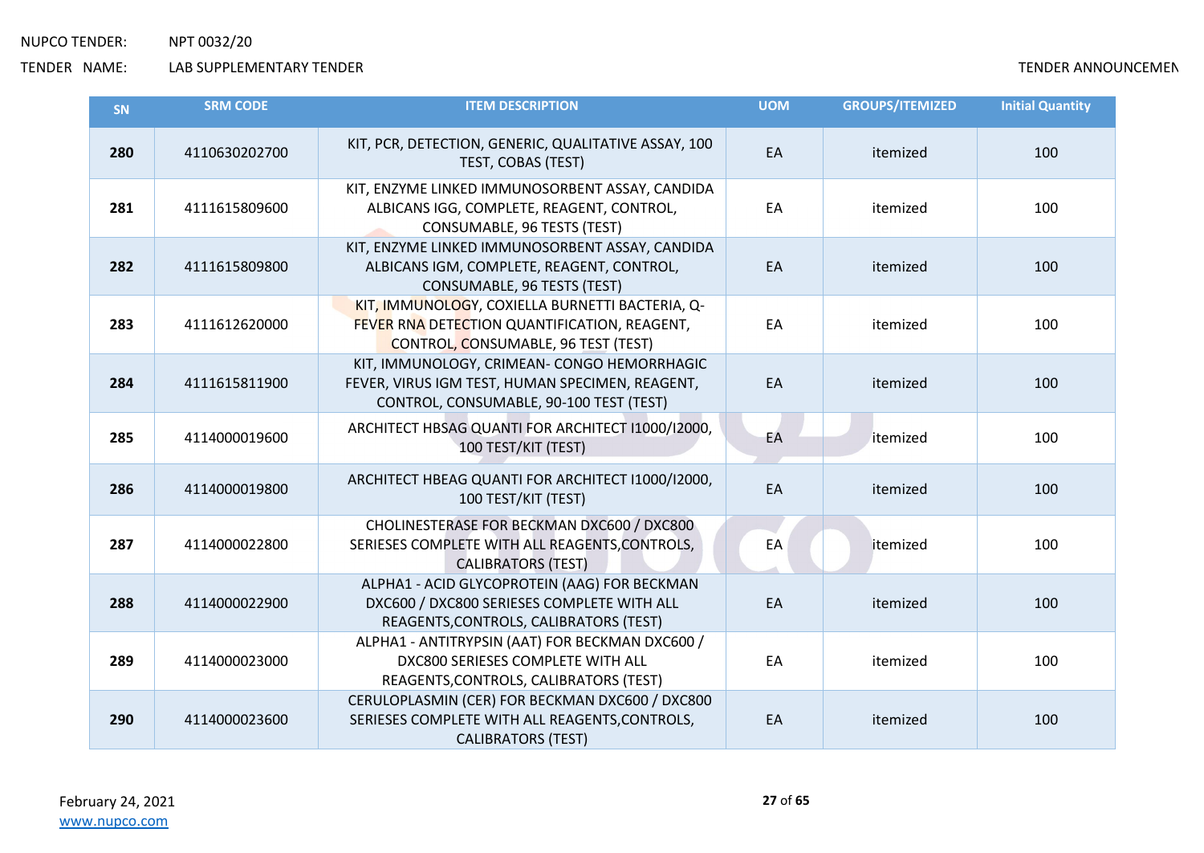NUPCO TENDER: NPT 0032/20

TENDER NAME: LAB SUPPLEMENTARY TENDER

TENDER ANNOUNCEMEN

| SN | SRM CODE | ITEM DESCRIPTION | UOM | GROUPS/ITEMIZED | Initial Quantity |
|---|---|---|---|---|---|
| **280** | 4110630202700 | KIT, PCR, DETECTION, GENERIC, QUALITATIVE ASSAY, 100 TEST, COBAS (TEST) | EA | itemized | 100 |
| **281** | 4111615809600 | KIT, ENZYME LINKED IMMUNOSORBENT ASSAY, CANDIDA ALBICANS IGG, COMPLETE, REAGENT, CONTROL, CONSUMABLE, 96 TESTS (TEST) | EA | itemized | 100 |
| **282** | 4111615809800 | KIT, ENZYME LINKED IMMUNOSORBENT ASSAY, CANDIDA ALBICANS IGM, COMPLETE, REAGENT, CONTROL, CONSUMABLE, 96 TESTS (TEST) | EA | itemized | 100 |
| **283** | 4111612620000 | KIT, IMMUNOLOGY, COXIELLA BURNETTI BACTERIA, Q-FEVER RNA DETECTION QUANTIFICATION, REAGENT, CONTROL, CONSUMABLE, 96 TEST (TEST) | EA | itemized | 100 |
| **284** | 4111615811900 | KIT, IMMUNOLOGY, CRIMEAN- CONGO HEMORRHAGIC FEVER, VIRUS IGM TEST, HUMAN SPECIMEN, REAGENT, CONTROL, CONSUMABLE, 90-100 TEST (TEST) | EA | itemized | 100 |
| **285** | 4114000019600 | ARCHITECT HBSAG QUANTI FOR ARCHITECT I1000/I2000, 100 TEST/KIT (TEST) | EA | itemized | 100 |
| **286** | 4114000019800 | ARCHITECT HBEAG QUANTI FOR ARCHITECT I1000/I2000, 100 TEST/KIT (TEST) | EA | itemized | 100 |
| **287** | 4114000022800 | CHOLINESTERASE FOR BECKMAN DXC600 / DXC800 SERIESES COMPLETE WITH ALL REAGENTS,CONTROLS, CALIBRATORS (TEST) | EA | itemized | 100 |
| **288** | 4114000022900 | ALPHA1 - ACID GLYCOPROTEIN (AAG) FOR BECKMAN DXC600 / DXC800 SERIESES COMPLETE WITH ALL REAGENTS,CONTROLS, CALIBRATORS (TEST) | EA | itemized | 100 |
| **289** | 4114000023000 | ALPHA1 - ANTITRYPSIN (AAT) FOR BECKMAN DXC600 / DXC800 SERIESES COMPLETE WITH ALL REAGENTS,CONTROLS, CALIBRATORS (TEST) | EA | itemized | 100 |
| **290** | 4114000023600 | CERULOPLASMIN (CER) FOR BECKMAN DXC600 / DXC800 SERIESES COMPLETE WITH ALL REAGENTS,CONTROLS, CALIBRATORS (TEST) | EA | itemized | 100 |

February 24, 2021

www.nupco.com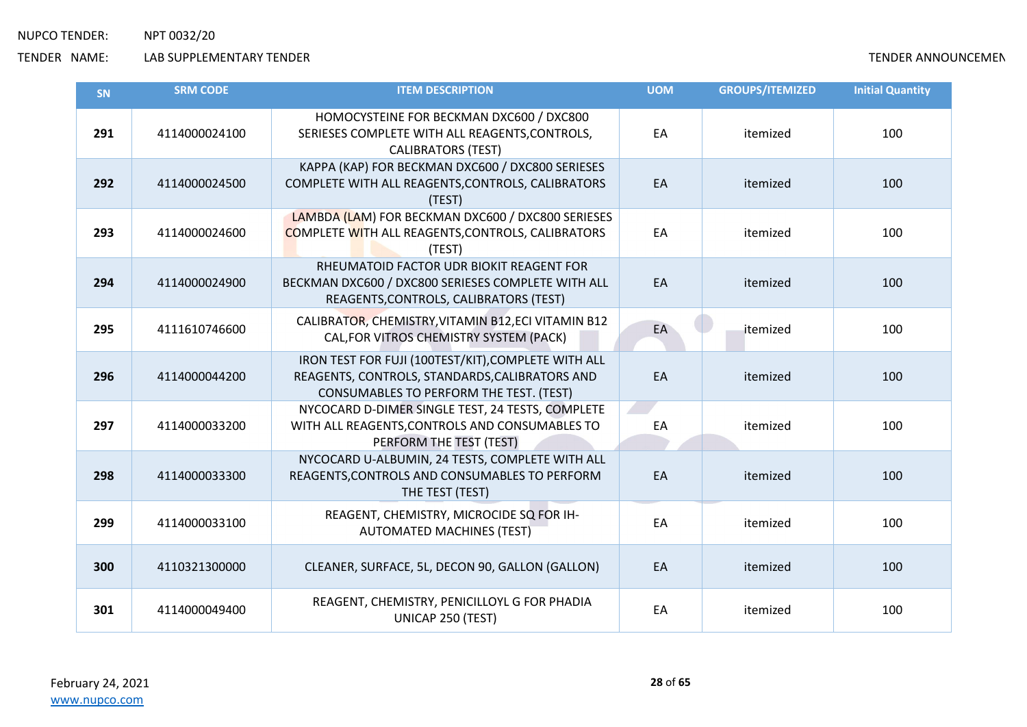NUPCO TENDER: NPT 0032/20

TENDER NAME: LAB SUPPLEMENTARY TENDER

TENDER ANNOUNCEMEN

| SN | SRM CODE | ITEM DESCRIPTION | UOM | GROUPS/ITEMIZED | Initial Quantity |
|---|---|---|---|---|---|
| **291** | 4114000024100 | HOMOCYSTEINE FOR BECKMAN DXC600 / DXC800 SERIESES COMPLETE WITH ALL REAGENTS,CONTROLS, CALIBRATORS (TEST) | EA | itemized | 100 |
| **292** | 4114000024500 | KAPPA (KAP) FOR BECKMAN DXC600 / DXC800 SERIESES COMPLETE WITH ALL REAGENTS,CONTROLS, CALIBRATORS (TEST) | EA | itemized | 100 |
| **293** | 4114000024600 | LAMBDA (LAM) FOR BECKMAN DXC600 / DXC800 SERIESES COMPLETE WITH ALL REAGENTS,CONTROLS, CALIBRATORS (TEST) | EA | itemized | 100 |
| **294** | 4114000024900 | RHEUMATOID FACTOR UDR BIOKIT REAGENT FOR BECKMAN DXC600 / DXC800 SERIESES COMPLETE WITH ALL REAGENTS,CONTROLS, CALIBRATORS (TEST) | EA | itemized | 100 |
| **295** | 4111610746600 | CALIBRATOR, CHEMISTRY,VITAMIN B12,ECI VITAMIN B12 CAL,FOR VITROS CHEMISTRY SYSTEM (PACK) | EA | itemized | 100 |
| **296** | 4114000044200 | IRON TEST FOR FUJI (100TEST/KIT),COMPLETE WITH ALL REAGENTS, CONTROLS, STANDARDS,CALIBRATORS AND CONSUMABLES TO PERFORM THE TEST. (TEST) | EA | itemized | 100 |
| **297** | 4114000033200 | NYCOCARD D-DIMER SINGLE TEST, 24 TESTS, COMPLETE WITH ALL REAGENTS,CONTROLS AND CONSUMABLES TO PERFORM THE TEST (TEST) | EA | itemized | 100 |
| **298** | 4114000033300 | NYCOCARD U-ALBUMIN, 24 TESTS, COMPLETE WITH ALL REAGENTS,CONTROLS AND CONSUMABLES TO PERFORM THE TEST (TEST) | EA | itemized | 100 |
| **299** | 4114000033100 | REAGENT, CHEMISTRY, MICROCIDE SQ FOR IH-AUTOMATED MACHINES (TEST) | EA | itemized | 100 |
| **300** | 4110321300000 | CLEANER, SURFACE, 5L, DECON 90, GALLON (GALLON) | EA | itemized | 100 |
| **301** | 4114000049400 | REAGENT, CHEMISTRY, PENICILLOYL G FOR PHADIA UNICAP 250 (TEST) | EA | itemized | 100 |

February 24, 2021

www.nupco.com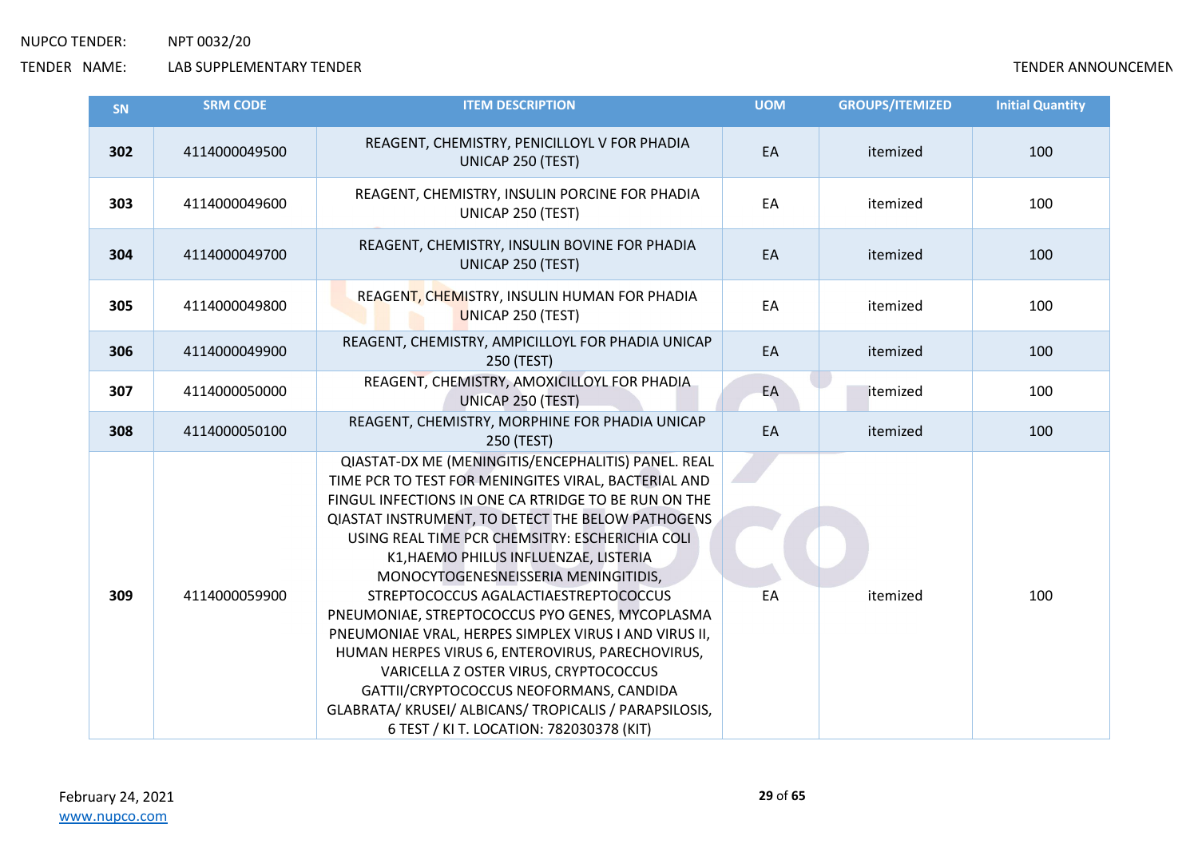NUPCO TENDER: NPT 0032/20

TENDER NAME: LAB SUPPLEMENTARY TENDER

TENDER ANNOUNCEMEN

| SN | SRM CODE | ITEM DESCRIPTION | UOM | GROUPS/ITEMIZED | Initial Quantity |
|---|---|---|---|---|---|
| **302** | 4114000049500 | REAGENT, CHEMISTRY, PENICILLOYL V FOR PHADIA UNICAP 250 (TEST) | EA | itemized | 100 |
| **303** | 4114000049600 | REAGENT, CHEMISTRY, INSULIN PORCINE FOR PHADIA UNICAP 250 (TEST) | EA | itemized | 100 |
| **304** | 4114000049700 | REAGENT, CHEMISTRY, INSULIN BOVINE FOR PHADIA UNICAP 250 (TEST) | EA | itemized | 100 |
| **305** | 4114000049800 | REAGENT, CHEMISTRY, INSULIN HUMAN FOR PHADIA UNICAP 250 (TEST) | EA | itemized | 100 |
| **306** | 4114000049900 | REAGENT, CHEMISTRY, AMPICILLOYL FOR PHADIA UNICAP 250 (TEST) | EA | itemized | 100 |
| **307** | 4114000050000 | REAGENT, CHEMISTRY, AMOXICILLOYL FOR PHADIA UNICAP 250 (TEST) | EA | itemized | 100 |
| **308** | 4114000050100 | REAGENT, CHEMISTRY, MORPHINE FOR PHADIA UNICAP 250 (TEST) | EA | itemized | 100 |
| **309** | 4114000059900 | QIASTAT-DX ME (MENINGITIS/ENCEPHALITIS) PANEL. REAL TIME PCR TO TEST FOR MENINGITES VIRAL, BACTERIAL AND FINGUL INFECTIONS IN ONE CA RTRIDGE TO BE RUN ON THE QIASTAT INSTRUMENT, TO DETECT THE BELOW PATHOGENS USING REAL TIME PCR CHEMSITRY: ESCHERICHIA COLI K1,HAEMO PHILUS INFLUENZAE, LISTERIA MONOCYTOGENESNEISSERIA MENINGITIDIS, STREPTOCOCCUS AGALACTIAESTREPTOCOCCUS PNEUMONIAE, STREPTOCOCCUS PYO GENES, MYCOPLASMA PNEUMONIAE VRAL, HERPES SIMPLEX VIRUS I AND VIRUS II, HUMAN HERPES VIRUS 6, ENTEROVIRUS, PARECHOVIRUS, VARICELLA Z OSTER VIRUS, CRYPTOCOCCUS GATTII/CRYPTOCOCCUS NEOFORMANS, CANDIDA GLABRATA/ KRUSEI/ ALBICANS/ TROPICALIS / PARAPSILOSIS, 6 TEST / KI T. LOCATION: 782030378 (KIT) | EA | itemized | 100 |

February 24, 2021

www.nupco.com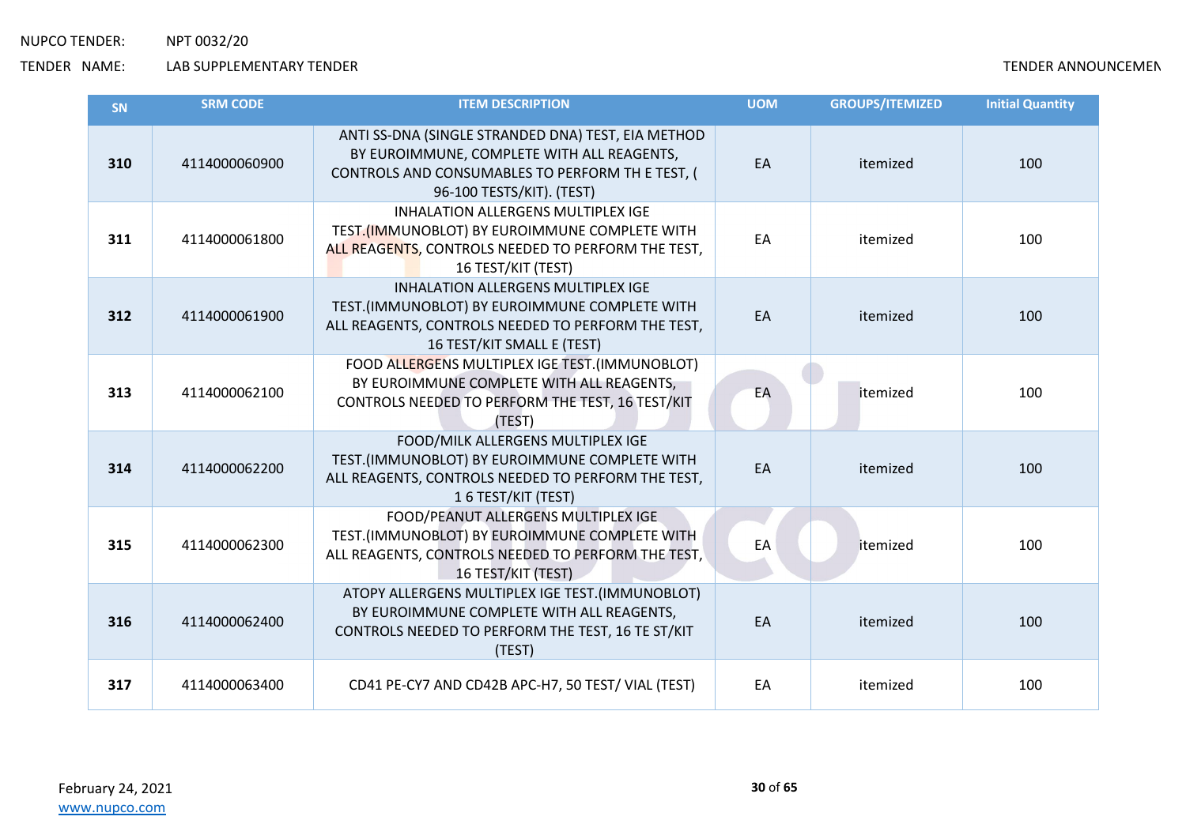NUPCO TENDER: NPT 0032/20

TENDER NAME: LAB SUPPLEMENTARY TENDER

TENDER ANNOUNCEMEN

| SN | SRM CODE | ITEM DESCRIPTION | UOM | GROUPS/ITEMIZED | Initial Quantity |
|---|---|---|---|---|---|
| 310 | 4114000060900 | ANTI SS-DNA (SINGLE STRANDED DNA) TEST, EIA METHOD BY EUROIMMUNE, COMPLETE WITH ALL REAGENTS, CONTROLS AND CONSUMABLES TO PERFORM TH E TEST, ( 96-100 TESTS/KIT). (TEST) | EA | itemized | 100 |
| 311 | 4114000061800 | INHALATION ALLERGENS MULTIPLEX IGE TEST.(IMMUNOBLOT) BY EUROIMMUNE COMPLETE WITH ALL REAGENTS, CONTROLS NEEDED TO PERFORM THE TEST, 16 TEST/KIT (TEST) | EA | itemized | 100 |
| 312 | 4114000061900 | INHALATION ALLERGENS MULTIPLEX IGE TEST.(IMMUNOBLOT) BY EUROIMMUNE COMPLETE WITH ALL REAGENTS, CONTROLS NEEDED TO PERFORM THE TEST, 16 TEST/KIT SMALL E (TEST) | EA | itemized | 100 |
| 313 | 4114000062100 | FOOD ALLERGENS MULTIPLEX IGE TEST.(IMMUNOBLOT) BY EUROIMMUNE COMPLETE WITH ALL REAGENTS, CONTROLS NEEDED TO PERFORM THE TEST, 16 TEST/KIT (TEST) | EA | itemized | 100 |
| 314 | 4114000062200 | FOOD/MILK ALLERGENS MULTIPLEX IGE TEST.(IMMUNOBLOT) BY EUROIMMUNE COMPLETE WITH ALL REAGENTS, CONTROLS NEEDED TO PERFORM THE TEST, 1 6 TEST/KIT (TEST) | EA | itemized | 100 |
| 315 | 4114000062300 | FOOD/PEANUT ALLERGENS MULTIPLEX IGE TEST.(IMMUNOBLOT) BY EUROIMMUNE COMPLETE WITH ALL REAGENTS, CONTROLS NEEDED TO PERFORM THE TEST, 16 TEST/KIT (TEST) | EA | itemized | 100 |
| 316 | 4114000062400 | ATOPY ALLERGENS MULTIPLEX IGE TEST.(IMMUNOBLOT) BY EUROIMMUNE COMPLETE WITH ALL REAGENTS, CONTROLS NEEDED TO PERFORM THE TEST, 16 TE ST/KIT (TEST) | EA | itemized | 100 |
| 317 | 4114000063400 | CD41 PE-CY7 AND CD42B APC-H7, 50 TEST/ VIAL (TEST) | EA | itemized | 100 |

February 24, 2021

www.nupco.com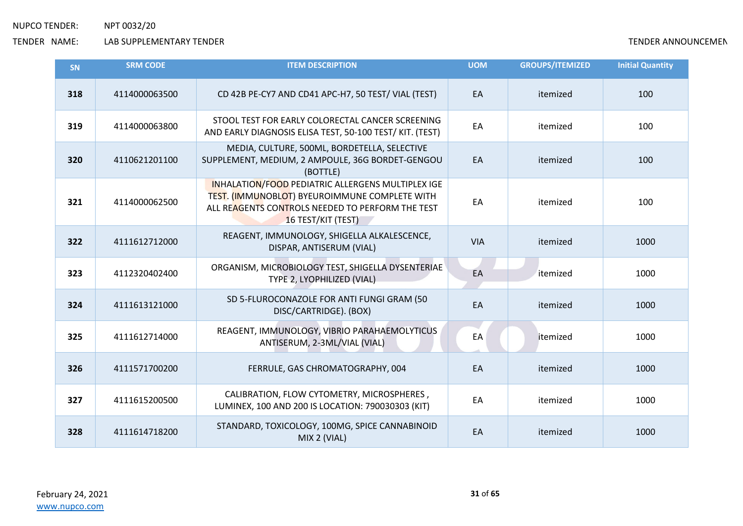NUPCO TENDER: NPT 0032/20

TENDER NAME: LAB SUPPLEMENTARY TENDER

TENDER ANNOUNCEMEN

| SN | SRM CODE | ITEM DESCRIPTION | UOM | GROUPS/ITEMIZED | Initial Quantity |
|---|---|---|---|---|---|
| **318** | 4114000063500 | CD 42B PE-CY7 AND CD41 APC-H7, 50 TEST/ VIAL (TEST) | EA | itemized | 100 |
| **319** | 4114000063800 | STOOL TEST FOR EARLY COLORECTAL CANCER SCREENING AND EARLY DIAGNOSIS ELISA TEST, 50-100 TEST/ KIT. (TEST) | EA | itemized | 100 |
| **320** | 4110621201100 | MEDIA, CULTURE, 500ML, BORDETELLA, SELECTIVE SUPPLEMENT, MEDIUM, 2 AMPOULE, 36G BORDET-GENGOU (BOTTLE) | EA | itemized | 100 |
| **321** | 4114000062500 | INHALATION/FOOD PEDIATRIC ALLERGENS MULTIPLEX IGE TEST. (IMMUNOBLOT) BYEUROIMMUNE COMPLETE WITH ALL REAGENTS CONTROLS NEEDED TO PERFORM THE TEST 16 TEST/KIT (TEST) | EA | itemized | 100 |
| **322** | 4111612712000 | REAGENT, IMMUNOLOGY, SHIGELLA ALKALESCENCE, DISPAR, ANTISERUM (VIAL) | VIA | itemized | 1000 |
| **323** | 4112320402400 | ORGANISM, MICROBIOLOGY TEST, SHIGELLA DYSENTERIAE TYPE 2, LYOPHILIZED (VIAL) | EA | itemized | 1000 |
| **324** | 4111613121000 | SD 5-FLUROCONAZOLE FOR ANTI FUNGI GRAM (50 DISC/CARTRIDGE). (BOX) | EA | itemized | 1000 |
| **325** | 4111612714000 | REAGENT, IMMUNOLOGY, VIBRIO PARAHAEMOLYTICUS ANTISERUM, 2-3ML/VIAL (VIAL) | EA | itemized | 1000 |
| **326** | 4111571700200 | FERRULE, GAS CHROMATOGRAPHY, 004 | EA | itemized | 1000 |
| **327** | 4111615200500 | CALIBRATION, FLOW CYTOMETRY, MICROSPHERES , LUMINEX, 100 AND 200 IS LOCATION: 790030303 (KIT) | EA | itemized | 1000 |
| **328** | 4111614718200 | STANDARD, TOXICOLOGY, 100MG, SPICE CANNABINOID MIX 2 (VIAL) | EA | itemized | 1000 |

February 24, 2021

www.nupco.com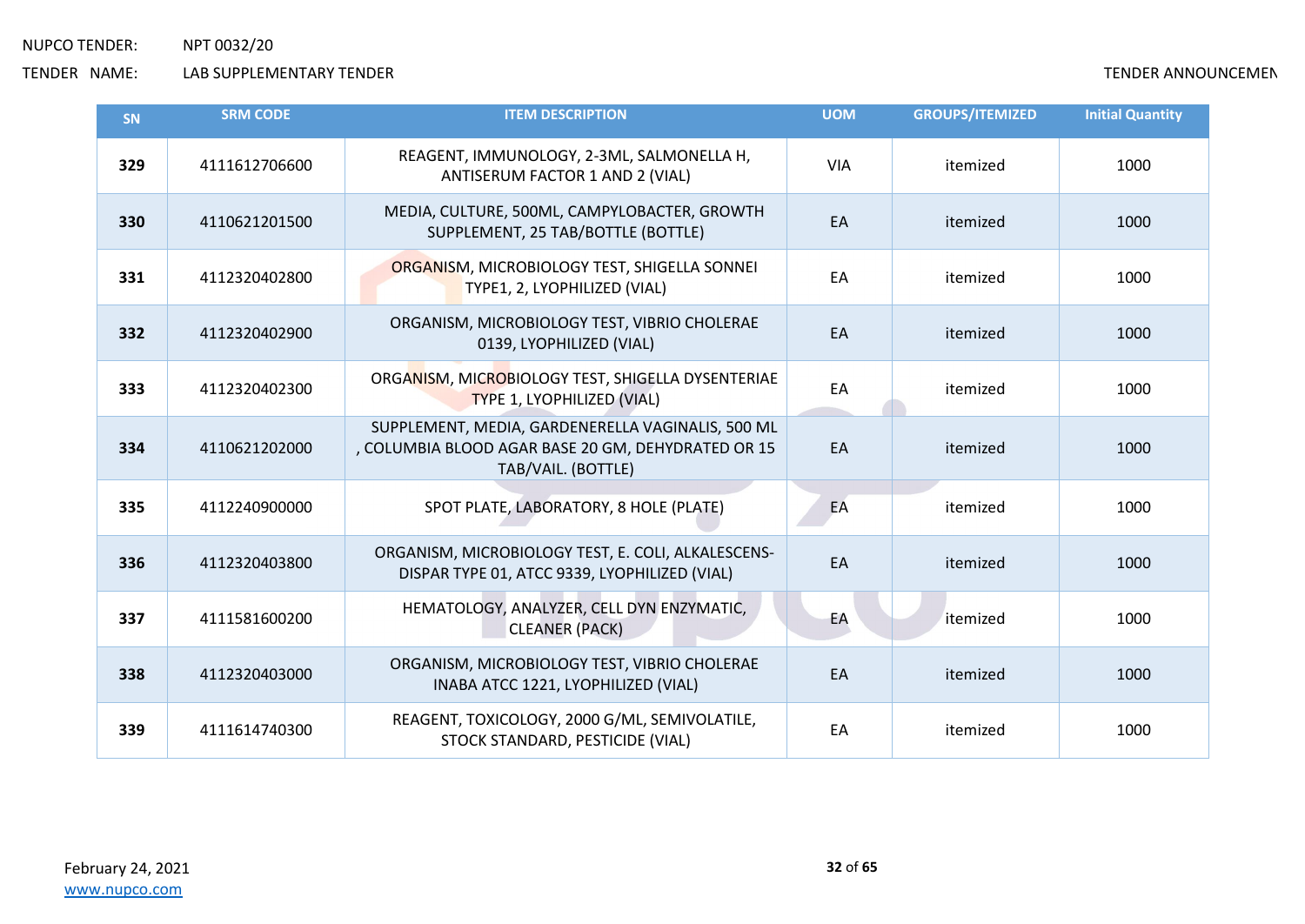| SN | SRM CODE | ITEM DESCRIPTION | UOM | GROUPS/ITEMIZED | Initial Quantity |
|---|---|---|---|---|---|
| **329** | 4111612706600 | REAGENT, IMMUNOLOGY, 2-3ML, SALMONELLA H, ANTISERUM FACTOR 1 AND 2 (VIAL) | VIA | itemized | 1000 |
| **330** | 4110621201500 | MEDIA, CULTURE, 500ML, CAMPYLOBACTER, GROWTH SUPPLEMENT, 25 TAB/BOTTLE (BOTTLE) | EA | itemized | 1000 |
| **331** | 4112320402800 | ORGANISM, MICROBIOLOGY TEST, SHIGELLA SONNEI TYPE1, 2, LYOPHILIZED (VIAL) | EA | itemized | 1000 |
| **332** | 4112320402900 | ORGANISM, MICROBIOLOGY TEST, VIBRIO CHOLERAE 0139, LYOPHILIZED (VIAL) | EA | itemized | 1000 |
| **333** | 4112320402300 | ORGANISM, MICROBIOLOGY TEST, SHIGELLA DYSENTERIAE TYPE 1, LYOPHILIZED (VIAL) | EA | itemized | 1000 |
| **334** | 4110621202000 | SUPPLEMENT, MEDIA, GARDENERELLA VAGINALIS, 500 ML , COLUMBIA BLOOD AGAR BASE 20 GM, DEHYDRATED OR 15 TAB/VAIL. (BOTTLE) | EA | itemized | 1000 |
| **335** | 4112240900000 | SPOT PLATE, LABORATORY, 8 HOLE (PLATE) | EA | itemized | 1000 |
| **336** | 4112320403800 | ORGANISM, MICROBIOLOGY TEST, E. COLI, ALKALESCENS-DISPAR TYPE 01, ATCC 9339, LYOPHILIZED (VIAL) | EA | itemized | 1000 |
| **337** | 4111581600200 | HEMATOLOGY, ANALYZER, CELL DYN ENZYMATIC, CLEANER (PACK) | EA | itemized | 1000 |
| **338** | 4112320403000 | ORGANISM, MICROBIOLOGY TEST, VIBRIO CHOLERAE INABA ATCC 1221, LYOPHILIZED (VIAL) | EA | itemized | 1000 |
| **339** | 4111614740300 | REAGENT, TOXICOLOGY, 2000 G/ML, SEMIVOLATILE, STOCK STANDARD, PESTICIDE (VIAL) | EA | itemized | 1000 |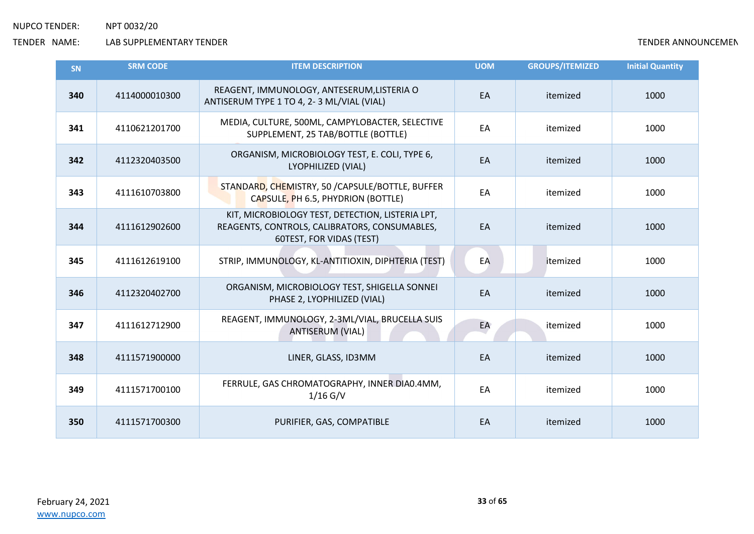| SN | SRM CODE | ITEM DESCRIPTION | UOM | GROUPS/ITEMIZED | Initial Quantity |
|---|---|---|---|---|---|
| **340** | 4114000010300 | REAGENT, IMMUNOLOGY, ANTESERUM,LISTERIA O ANTISERUM TYPE 1 TO 4, 2- 3 ML/VIAL (VIAL) | EA | itemized | 1000 |
| **341** | 4110621201700 | MEDIA, CULTURE, 500ML, CAMPYLOBACTER, SELECTIVE SUPPLEMENT, 25 TAB/BOTTLE (BOTTLE) | EA | itemized | 1000 |
| **342** | 4112320403500 | ORGANISM, MICROBIOLOGY TEST, E. COLI, TYPE 6, LYOPHILIZED (VIAL) | EA | itemized | 1000 |
| **343** | 4111610703800 | STANDARD, CHEMISTRY, 50 /CAPSULE/BOTTLE, BUFFER CAPSULE, PH 6.5, PHYDRION (BOTTLE) | EA | itemized | 1000 |
| **344** | 4111612902600 | KIT, MICROBIOLOGY TEST, DETECTION, LISTERIA LPT, REAGENTS, CONTROLS, CALIBRATORS, CONSUMABLES, 60TEST, FOR VIDAS (TEST) | EA | itemized | 1000 |
| **345** | 4111612619100 | STRIP, IMMUNOLOGY, KL-ANTITIOXIN, DIPHTERIA (TEST) | EA | itemized | 1000 |
| **346** | 4112320402700 | ORGANISM, MICROBIOLOGY TEST, SHIGELLA SONNEI PHASE 2, LYOPHILIZED (VIAL) | EA | itemized | 1000 |
| **347** | 4111612712900 | REAGENT, IMMUNOLOGY, 2-3ML/VIAL, BRUCELLA SUIS ANTISERUM (VIAL) | EA | itemized | 1000 |
| **348** | 4111571900000 | LINER, GLASS, ID3MM | EA | itemized | 1000 |
| **349** | 4111571700100 | FERRULE, GAS CHROMATOGRAPHY, INNER DIA0.4MM, 1/16 G/V | EA | itemized | 1000 |
| **350** | 4111571700300 | PURIFIER, GAS, COMPATIBLE | EA | itemized | 1000 |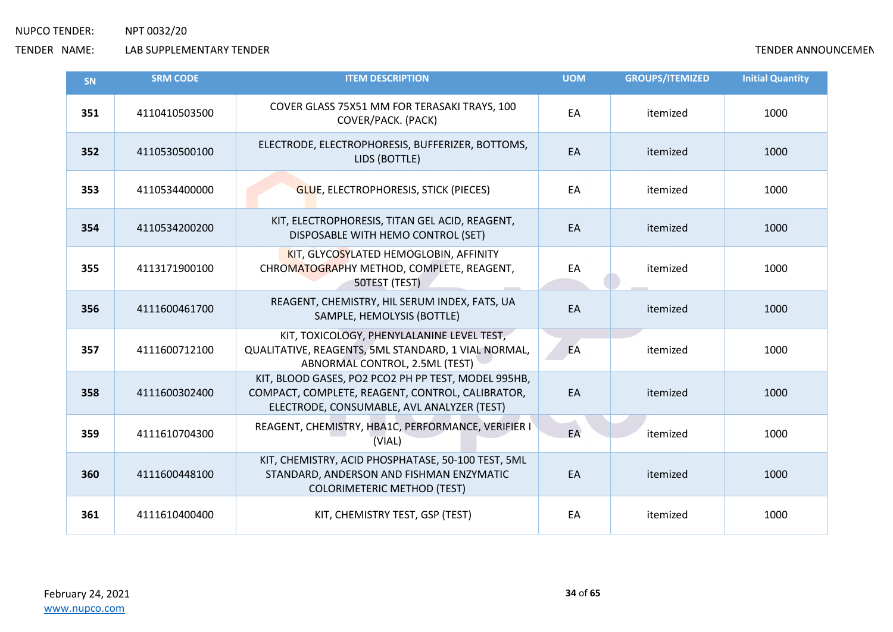NUPCO TENDER: NPT 0032/20

TENDER NAME: LAB SUPPLEMENTARY TENDER

| SN | SRM CODE | ITEM DESCRIPTION | UOM | GROUPS/ITEMIZED | Initial Quantity |
|---|---|---|---|---|---|
| **351** | 4110410503500 | COVER GLASS 75X51 MM FOR TERASAKI TRAYS, 100 COVER/PACK. (PACK) | EA | itemized | 1000 |
| **352** | 4110530500100 | ELECTRODE, ELECTROPHORESIS, BUFFERIZER, BOTTOMS, LIDS (BOTTLE) | EA | itemized | 1000 |
| **353** | 4110534400000 | GLUE, ELECTROPHORESIS, STICK (PIECES) | EA | itemized | 1000 |
| **354** | 4110534200200 | KIT, ELECTROPHORESIS, TITAN GEL ACID, REAGENT, DISPOSABLE WITH HEMO CONTROL (SET) | EA | itemized | 1000 |
| **355** | 4113171900100 | KIT, GLYCOSYLATED HEMOGLOBIN, AFFINITY CHROMATOGRAPHY METHOD, COMPLETE, REAGENT, 50TEST (TEST) | EA | itemized | 1000 |
| **356** | 4111600461700 | REAGENT, CHEMISTRY, HIL SERUM INDEX, FATS, UA SAMPLE, HEMOLYSIS (BOTTLE) | EA | itemized | 1000 |
| **357** | 4111600712100 | KIT, TOXICOLOGY, PHENYLALANINE LEVEL TEST, QUALITATIVE, REAGENTS, 5ML STANDARD, 1 VIAL NORMAL, ABNORMAL CONTROL, 2.5ML (TEST) | EA | itemized | 1000 |
| **358** | 4111600302400 | KIT, BLOOD GASES, PO2 PCO2 PH PP TEST, MODEL 995HB, COMPACT, COMPLETE, REAGENT, CONTROL, CALIBRATOR, ELECTRODE, CONSUMABLE, AVL ANALYZER (TEST) | EA | itemized | 1000 |
| **359** | 4111610704300 | REAGENT, CHEMISTRY, HBA1C, PERFORMANCE, VERIFIER I (VIAL) | EA | itemized | 1000 |
| **360** | 4111600448100 | KIT, CHEMISTRY, ACID PHOSPHATASE, 50-100 TEST, 5ML STANDARD, ANDERSON AND FISHMAN ENZYMATIC COLORIMETERIC METHOD (TEST) | EA | itemized | 1000 |
| **361** | 4111610400400 | KIT, CHEMISTRY TEST, GSP (TEST) | EA | itemized | 1000 |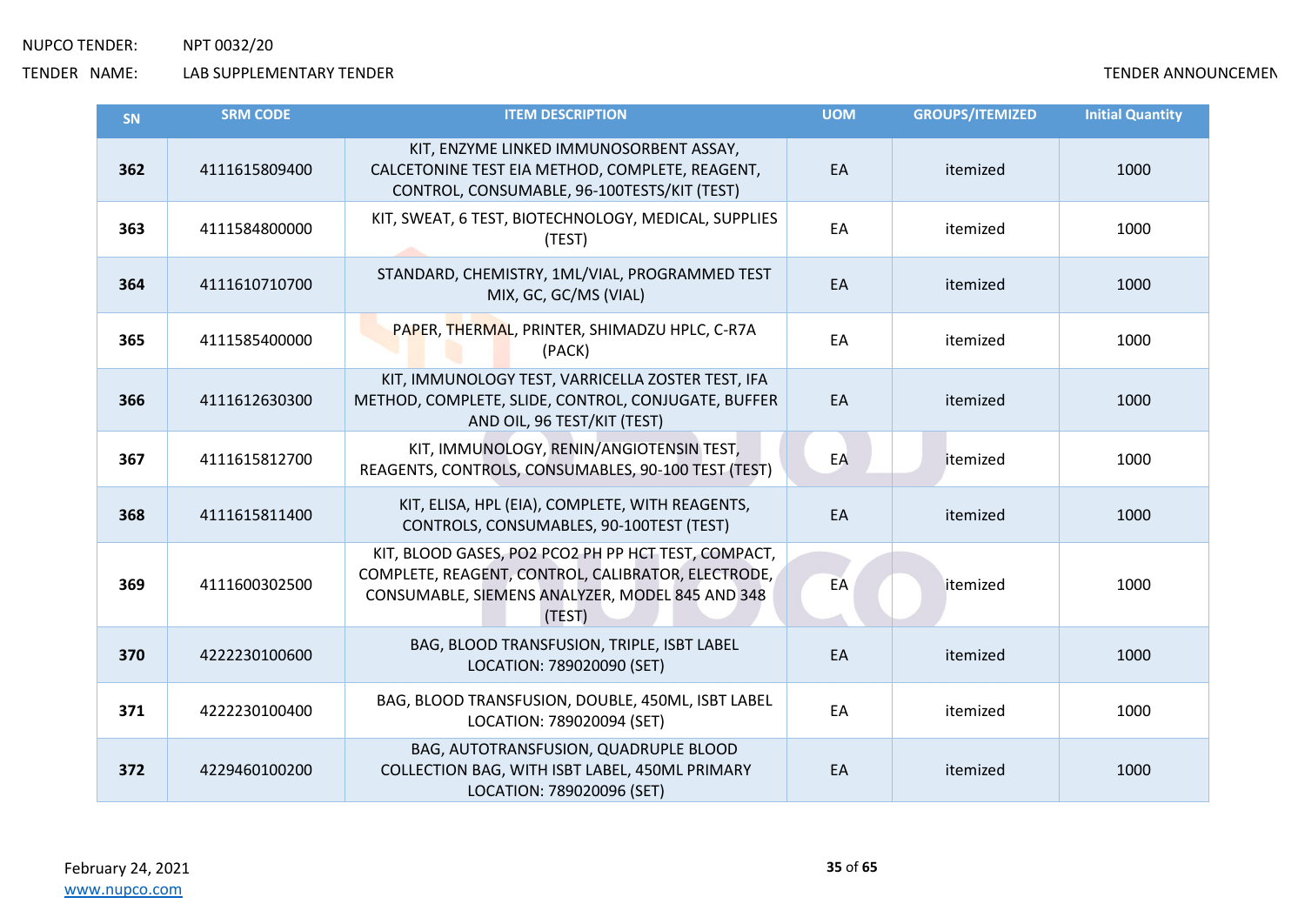NUPCO TENDER: NPT 0032/20

TENDER NAME: LAB SUPPLEMENTARY TENDER

TENDER ANNOUNCEMEN

| SN | SRM CODE | ITEM DESCRIPTION | UOM | GROUPS/ITEMIZED | Initial Quantity |
|---|---|---|---|---|---|
| 362 | 4111615809400 | KIT, ENZYME LINKED IMMUNOSORBENT ASSAY, CALCETONINE TEST EIA METHOD, COMPLETE, REAGENT, CONTROL, CONSUMABLE, 96-100TESTS/KIT (TEST) | EA | itemized | 1000 |
| 363 | 4111584800000 | KIT, SWEAT, 6 TEST, BIOTECHNOLOGY, MEDICAL, SUPPLIES (TEST) | EA | itemized | 1000 |
| 364 | 4111610710700 | STANDARD, CHEMISTRY, 1ML/VIAL, PROGRAMMED TEST MIX, GC, GC/MS (VIAL) | EA | itemized | 1000 |
| 365 | 4111585400000 | PAPER, THERMAL, PRINTER, SHIMADZU HPLC, C-R7A (PACK) | EA | itemized | 1000 |
| 366 | 4111612630300 | KIT, IMMUNOLOGY TEST, VARRICELLA ZOSTER TEST, IFA METHOD, COMPLETE, SLIDE, CONTROL, CONJUGATE, BUFFER AND OIL, 96 TEST/KIT (TEST) | EA | itemized | 1000 |
| 367 | 4111615812700 | KIT, IMMUNOLOGY, RENIN/ANGIOTENSIN TEST, REAGENTS, CONTROLS, CONSUMABLES, 90-100 TEST (TEST) | EA | itemized | 1000 |
| 368 | 4111615811400 | KIT, ELISA, HPL (EIA), COMPLETE, WITH REAGENTS, CONTROLS, CONSUMABLES, 90-100TEST (TEST) | EA | itemized | 1000 |
| 369 | 4111600302500 | KIT, BLOOD GASES, PO2 PCO2 PH PP HCT TEST, COMPACT, COMPLETE, REAGENT, CONTROL, CALIBRATOR, ELECTRODE, CONSUMABLE, SIEMENS ANALYZER, MODEL 845 AND 348 (TEST) | EA | itemized | 1000 |
| 370 | 4222230100600 | BAG, BLOOD TRANSFUSION, TRIPLE, ISBT LABEL LOCATION: 789020090 (SET) | EA | itemized | 1000 |
| 371 | 4222230100400 | BAG, BLOOD TRANSFUSION, DOUBLE, 450ML, ISBT LABEL LOCATION: 789020094 (SET) | EA | itemized | 1000 |
| 372 | 4229460100200 | BAG, AUTOTRANSFUSION, QUADRUPLE BLOOD COLLECTION BAG, WITH ISBT LABEL, 450ML PRIMARY LOCATION: 789020096 (SET) | EA | itemized | 1000 |

February 24, 2021

www.nupco.com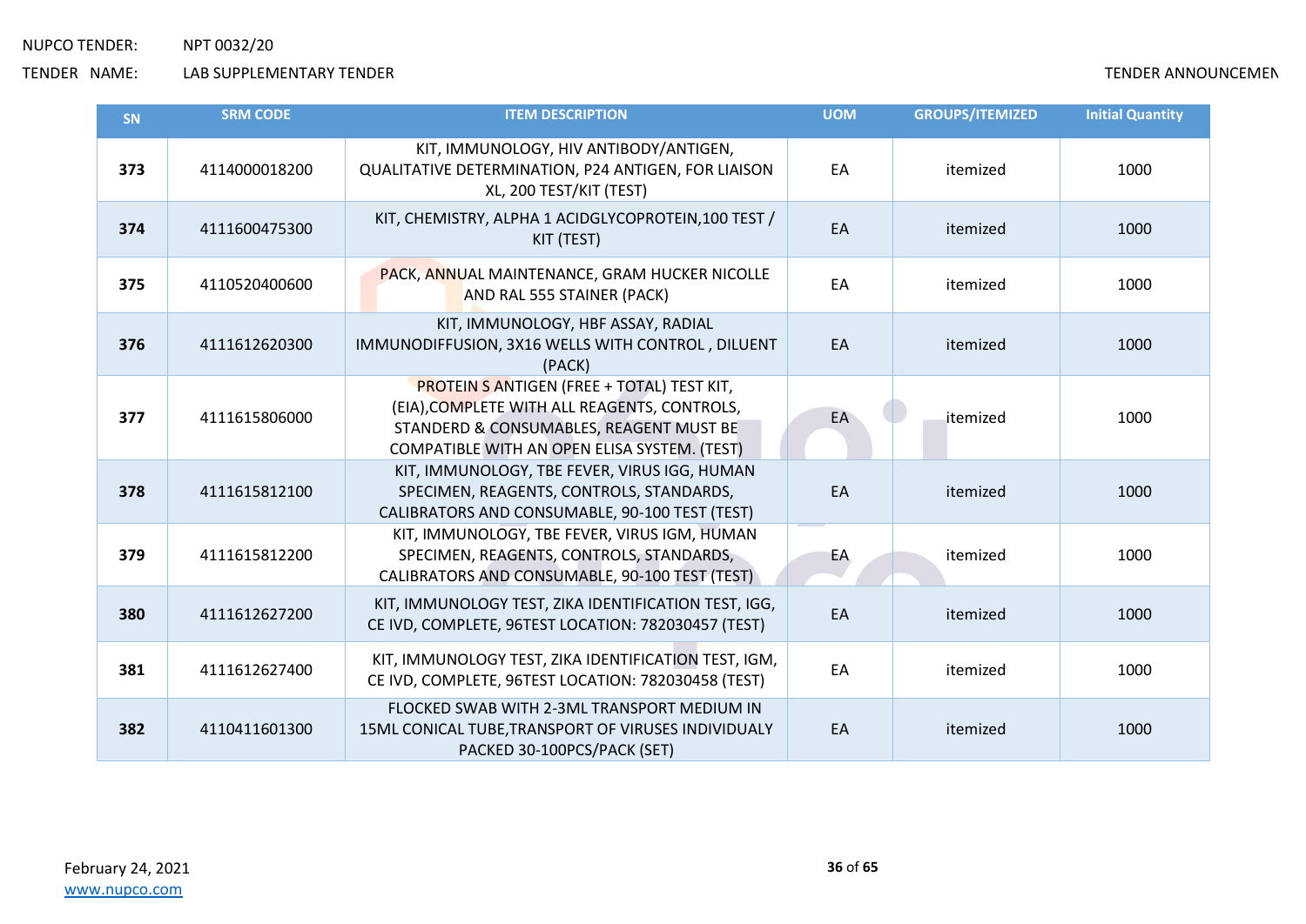| SN | SRM CODE | ITEM DESCRIPTION | UOM | GROUPS/ITEMIZED | Initial Quantity |
|---|---|---|---|---|---|
| 373 | 4114000018200 | KIT, IMMUNOLOGY, HIV ANTIBODY/ANTIGEN, QUALITATIVE DETERMINATION, P24 ANTIGEN, FOR LIAISON XL, 200 TEST/KIT (TEST) | EA | itemized | 1000 |
| 374 | 4111600475300 | KIT, CHEMISTRY, ALPHA 1 ACIDGLYCOPROTEIN,100 TEST / KIT (TEST) | EA | itemized | 1000 |
| 375 | 4110520400600 | PACK, ANNUAL MAINTENANCE, GRAM HUCKER NICOLLE AND RAL 555 STAINER (PACK) | EA | itemized | 1000 |
| 376 | 4111612620300 | KIT, IMMUNOLOGY, HBF ASSAY, RADIAL IMMUNODIFFUSION, 3X16 WELLS WITH CONTROL , DILUENT (PACK) | EA | itemized | 1000 |
| 377 | 4111615806000 | PROTEIN S ANTIGEN (FREE + TOTAL) TEST KIT, (EIA),COMPLETE WITH ALL REAGENTS, CONTROLS, STANDERD & CONSUMABLES, REAGENT MUST BE COMPATIBLE WITH AN OPEN ELISA SYSTEM. (TEST) | EA | itemized | 1000 |
| 378 | 4111615812100 | KIT, IMMUNOLOGY, TBE FEVER, VIRUS IGG, HUMAN SPECIMEN, REAGENTS, CONTROLS, STANDARDS, CALIBRATORS AND CONSUMABLE, 90-100 TEST (TEST) | EA | itemized | 1000 |
| 379 | 4111615812200 | KIT, IMMUNOLOGY, TBE FEVER, VIRUS IGM, HUMAN SPECIMEN, REAGENTS, CONTROLS, STANDARDS, CALIBRATORS AND CONSUMABLE, 90-100 TEST (TEST) | EA | itemized | 1000 |
| 380 | 4111612627200 | KIT, IMMUNOLOGY TEST, ZIKA IDENTIFICATION TEST, IGG, CE IVD, COMPLETE, 96TEST LOCATION: 782030457 (TEST) | EA | itemized | 1000 |
| 381 | 4111612627400 | KIT, IMMUNOLOGY TEST, ZIKA IDENTIFICATION TEST, IGM, CE IVD, COMPLETE, 96TEST LOCATION: 782030458 (TEST) | EA | itemized | 1000 |
| 382 | 4110411601300 | FLOCKED SWAB WITH 2-3ML TRANSPORT MEDIUM IN 15ML CONICAL TUBE,TRANSPORT OF VIRUSES INDIVIDUALY PACKED 30-100PCS/PACK (SET) | EA | itemized | 1000 |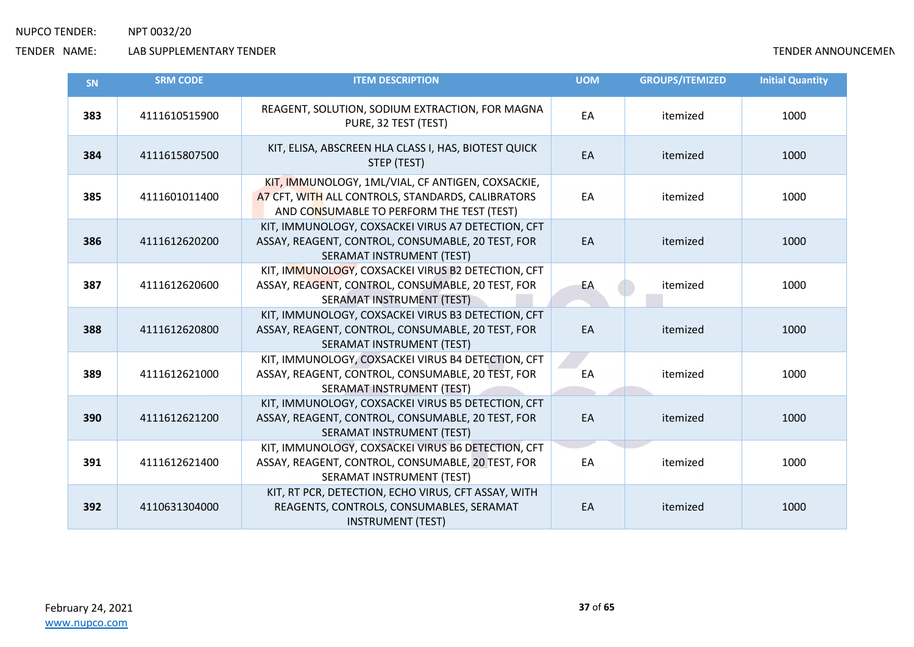NUPCO TENDER: NPT 0032/20

TENDER NAME: LAB SUPPLEMENTARY TENDER

TENDER ANNOUNCEMEN

| SN | SRM CODE | ITEM DESCRIPTION | UOM | GROUPS/ITEMIZED | Initial Quantity |
|---|---|---|---|---|---|
| **383** | 4111610515900 | REAGENT, SOLUTION, SODIUM EXTRACTION, FOR MAGNA PURE, 32 TEST (TEST) | EA | itemized | 1000 |
| **384** | 4111615807500 | KIT, ELISA, ABSCREEN HLA CLASS I, HAS, BIOTEST QUICK STEP (TEST) | EA | itemized | 1000 |
| **385** | 4111601011400 | KIT, IMMUNOLOGY, 1ML/VIAL, CF ANTIGEN, COXSACKIE, A7 CFT, WITH ALL CONTROLS, STANDARDS, CALIBRATORS AND CONSUMABLE TO PERFORM THE TEST (TEST) | EA | itemized | 1000 |
| **386** | 4111612620200 | KIT, IMMUNOLOGY, COXSACKEI VIRUS A7 DETECTION, CFT ASSAY, REAGENT, CONTROL, CONSUMABLE, 20 TEST, FOR SERAMAT INSTRUMENT (TEST) | EA | itemized | 1000 |
| **387** | 4111612620600 | KIT, IMMUNOLOGY, COXSACKEI VIRUS B2 DETECTION, CFT ASSAY, REAGENT, CONTROL, CONSUMABLE, 20 TEST, FOR SERAMAT INSTRUMENT (TEST) | EA | itemized | 1000 |
| **388** | 4111612620800 | KIT, IMMUNOLOGY, COXSACKEI VIRUS B3 DETECTION, CFT ASSAY, REAGENT, CONTROL, CONSUMABLE, 20 TEST, FOR SERAMAT INSTRUMENT (TEST) | EA | itemized | 1000 |
| **389** | 4111612621000 | KIT, IMMUNOLOGY, COXSACKEI VIRUS B4 DETECTION, CFT ASSAY, REAGENT, CONTROL, CONSUMABLE, 20 TEST, FOR SERAMAT INSTRUMENT (TEST) | EA | itemized | 1000 |
| **390** | 4111612621200 | KIT, IMMUNOLOGY, COXSACKEI VIRUS B5 DETECTION, CFT ASSAY, REAGENT, CONTROL, CONSUMABLE, 20 TEST, FOR SERAMAT INSTRUMENT (TEST) | EA | itemized | 1000 |
| **391** | 4111612621400 | KIT, IMMUNOLOGY, COXSACKEI VIRUS B6 DETECTION, CFT ASSAY, REAGENT, CONTROL, CONSUMABLE, 20 TEST, FOR SERAMAT INSTRUMENT (TEST) | EA | itemized | 1000 |
| **392** | 4110631304000 | KIT, RT PCR, DETECTION, ECHO VIRUS, CFT ASSAY, WITH REAGENTS, CONTROLS, CONSUMABLES, SERAMAT INSTRUMENT (TEST) | EA | itemized | 1000 |

February 24, 2021

www.nupco.com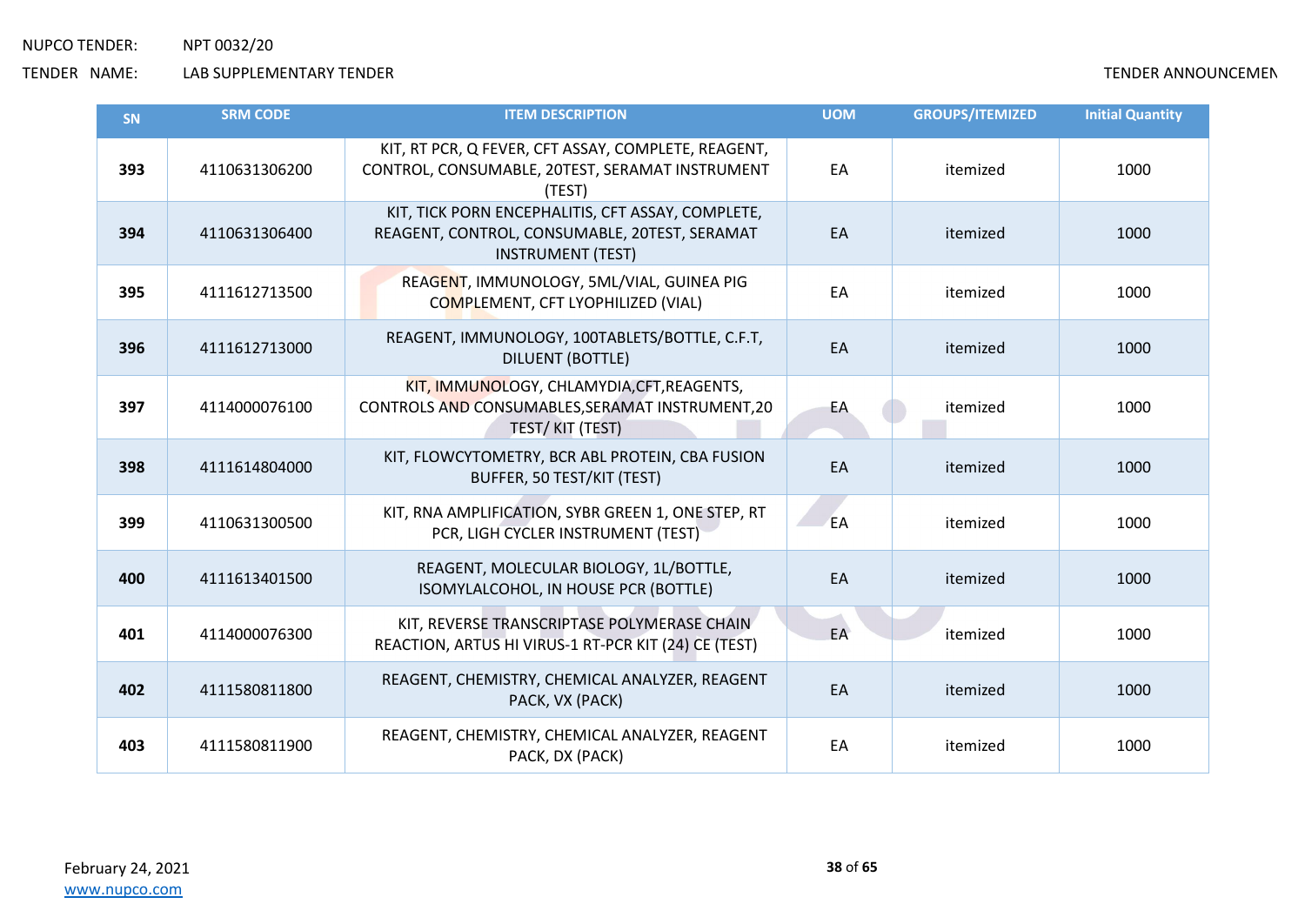NUPCO TENDER: NPT 0032/20

TENDER NAME: LAB SUPPLEMENTARY TENDER

TENDER ANNOUNCEMEN

| SN | SRM CODE | ITEM DESCRIPTION | UOM | GROUPS/ITEMIZED | Initial Quantity |
|---|---|---|---|---|---|
| **393** | 4110631306200 | KIT, RT PCR, Q FEVER, CFT ASSAY, COMPLETE, REAGENT, CONTROL, CONSUMABLE, 20TEST, SERAMAT INSTRUMENT (TEST) | EA | itemized | 1000 |
| **394** | 4110631306400 | KIT, TICK PORN ENCEPHALITIS, CFT ASSAY, COMPLETE, REAGENT, CONTROL, CONSUMABLE, 20TEST, SERAMAT INSTRUMENT (TEST) | EA | itemized | 1000 |
| **395** | 4111612713500 | REAGENT, IMMUNOLOGY, 5ML/VIAL, GUINEA PIG COMPLEMENT, CFT LYOPHILIZED (VIAL) | EA | itemized | 1000 |
| **396** | 4111612713000 | REAGENT, IMMUNOLOGY, 100TABLETS/BOTTLE, C.F.T, DILUENT (BOTTLE) | EA | itemized | 1000 |
| **397** | 4114000076100 | KIT, IMMUNOLOGY, CHLAMYDIA,CFT,REAGENTS, CONTROLS AND CONSUMABLES,SERAMAT INSTRUMENT,20 TEST/ KIT (TEST) | EA | itemized | 1000 |
| **398** | 4111614804000 | KIT, FLOWCYTOMETRY, BCR ABL PROTEIN, CBA FUSION BUFFER, 50 TEST/KIT (TEST) | EA | itemized | 1000 |
| **399** | 4110631300500 | KIT, RNA AMPLIFICATION, SYBR GREEN 1, ONE STEP, RT PCR, LIGH CYCLER INSTRUMENT (TEST) | EA | itemized | 1000 |
| **400** | 4111613401500 | REAGENT, MOLECULAR BIOLOGY, 1L/BOTTLE, ISOMYLALCOHOL, IN HOUSE PCR (BOTTLE) | EA | itemized | 1000 |
| **401** | 4114000076300 | KIT, REVERSE TRANSCRIPTASE POLYMERASE CHAIN REACTION, ARTUS HI VIRUS-1 RT-PCR KIT (24) CE (TEST) | EA | itemized | 1000 |
| **402** | 4111580811800 | REAGENT, CHEMISTRY, CHEMICAL ANALYZER, REAGENT PACK, VX (PACK) | EA | itemized | 1000 |
| **403** | 4111580811900 | REAGENT, CHEMISTRY, CHEMICAL ANALYZER, REAGENT PACK, DX (PACK) | EA | itemized | 1000 |

February 24, 2021

www.nupco.com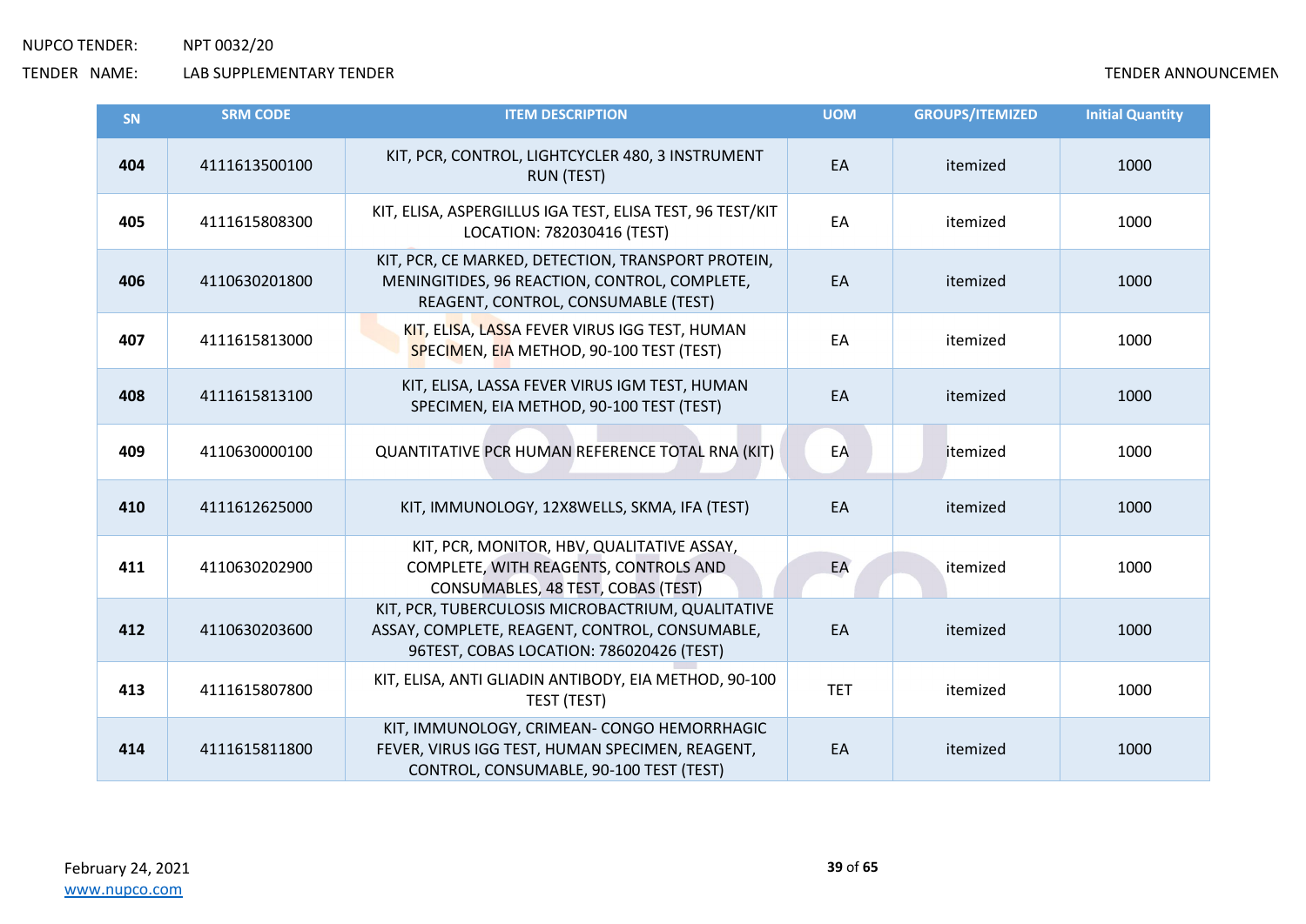| SN | SRM CODE | ITEM DESCRIPTION | UOM | GROUPS/ITEMIZED | Initial Quantity |
|---|---|---|---|---|---|
| **404** | 4111613500100 | KIT, PCR, CONTROL, LIGHTCYCLER 480, 3 INSTRUMENT RUN (TEST) | EA | itemized | 1000 |
| **405** | 4111615808300 | KIT, ELISA, ASPERGILLUS IGA TEST, ELISA TEST, 96 TEST/KIT LOCATION: 782030416 (TEST) | EA | itemized | 1000 |
| **406** | 4110630201800 | KIT, PCR, CE MARKED, DETECTION, TRANSPORT PROTEIN, MENINGITIDES, 96 REACTION, CONTROL, COMPLETE, REAGENT, CONTROL, CONSUMABLE (TEST) | EA | itemized | 1000 |
| **407** | 4111615813000 | KIT, ELISA, LASSA FEVER VIRUS IGG TEST, HUMAN SPECIMEN, EIA METHOD, 90-100 TEST (TEST) | EA | itemized | 1000 |
| **408** | 4111615813100 | KIT, ELISA, LASSA FEVER VIRUS IGM TEST, HUMAN SPECIMEN, EIA METHOD, 90-100 TEST (TEST) | EA | itemized | 1000 |
| **409** | 4110630000100 | QUANTITATIVE PCR HUMAN REFERENCE TOTAL RNA (KIT) | EA | itemized | 1000 |
| **410** | 4111612625000 | KIT, IMMUNOLOGY, 12X8WELLS, SKMA, IFA (TEST) | EA | itemized | 1000 |
| **411** | 4110630202900 | KIT, PCR, MONITOR, HBV, QUALITATIVE ASSAY, COMPLETE, WITH REAGENTS, CONTROLS AND CONSUMABLES, 48 TEST, COBAS (TEST) | EA | itemized | 1000 |
| **412** | 4110630203600 | KIT, PCR, TUBERCULOSIS MICROBACTRIUM, QUALITATIVE ASSAY, COMPLETE, REAGENT, CONTROL, CONSUMABLE, 96TEST, COBAS LOCATION: 786020426 (TEST) | EA | itemized | 1000 |
| **413** | 4111615807800 | KIT, ELISA, ANTI GLIADIN ANTIBODY, EIA METHOD, 90-100 TEST (TEST) | TET | itemized | 1000 |
| **414** | 4111615811800 | KIT, IMMUNOLOGY, CRIMEAN- CONGO HEMORRHAGIC FEVER, VIRUS IGG TEST, HUMAN SPECIMEN, REAGENT, CONTROL, CONSUMABLE, 90-100 TEST (TEST) | EA | itemized | 1000 |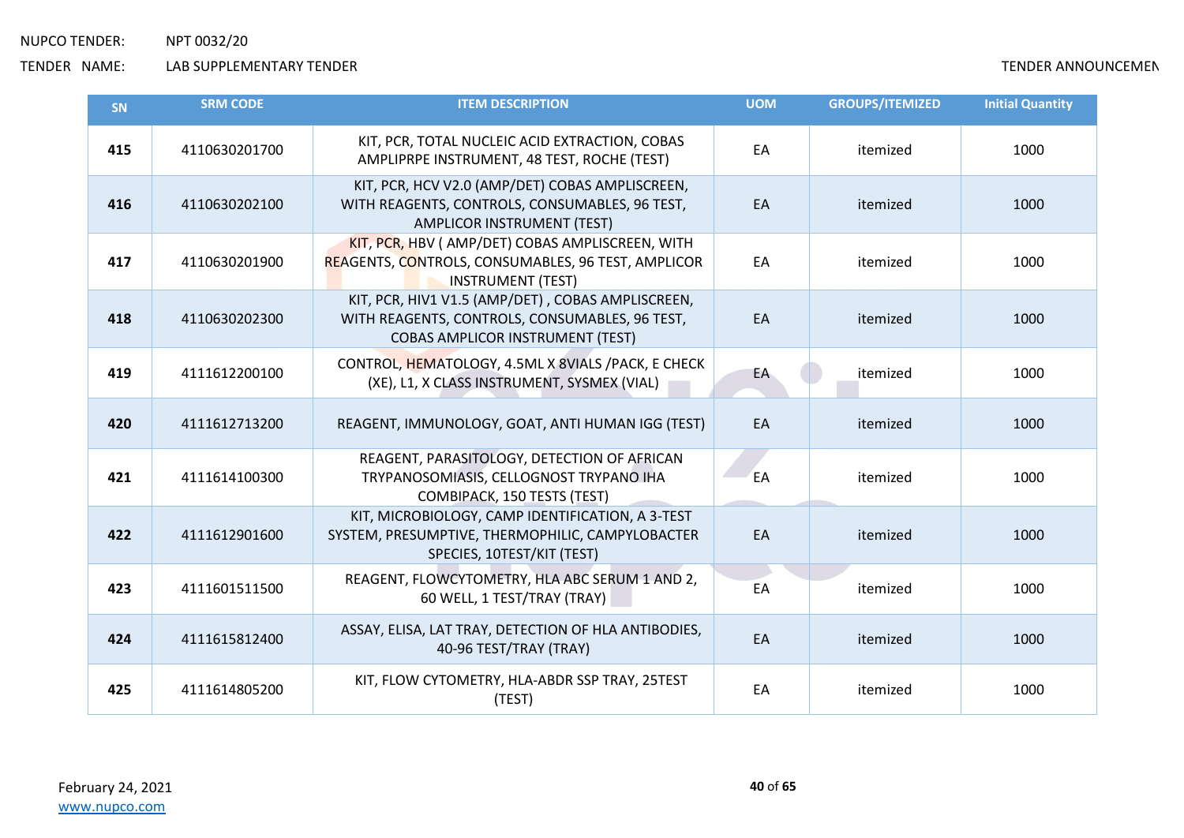| SN | SRM CODE | ITEM DESCRIPTION | UOM | GROUPS/ITEMIZED | Initial Quantity |
|---|---|---|---|---|---|
| 415 | 4110630201700 | KIT, PCR, TOTAL NUCLEIC ACID EXTRACTION, COBAS AMPLIPRPE INSTRUMENT, 48 TEST, ROCHE (TEST) | EA | itemized | 1000 |
| 416 | 4110630202100 | KIT, PCR, HCV V2.0 (AMP/DET) COBAS AMPLISCREEN, WITH REAGENTS, CONTROLS, CONSUMABLES, 96 TEST, AMPLICOR INSTRUMENT (TEST) | EA | itemized | 1000 |
| 417 | 4110630201900 | KIT, PCR, HBV ( AMP/DET) COBAS AMPLISCREEN, WITH REAGENTS, CONTROLS, CONSUMABLES, 96 TEST, AMPLICOR INSTRUMENT (TEST) | EA | itemized | 1000 |
| 418 | 4110630202300 | KIT, PCR, HIV1 V1.5 (AMP/DET) , COBAS AMPLISCREEN, WITH REAGENTS, CONTROLS, CONSUMABLES, 96 TEST, COBAS AMPLICOR INSTRUMENT (TEST) | EA | itemized | 1000 |
| 419 | 4111612200100 | CONTROL, HEMATOLOGY, 4.5ML X 8VIALS /PACK, E CHECK (XE), L1, X CLASS INSTRUMENT, SYSMEX (VIAL) | EA | itemized | 1000 |
| 420 | 4111612713200 | REAGENT, IMMUNOLOGY, GOAT, ANTI HUMAN IGG (TEST) | EA | itemized | 1000 |
| 421 | 4111614100300 | REAGENT, PARASITOLOGY, DETECTION OF AFRICAN TRYPANOSOMIASIS, CELLOGNOST TRYPANO IHA COMBIPACK, 150 TESTS (TEST) | EA | itemized | 1000 |
| 422 | 4111612901600 | KIT, MICROBIOLOGY, CAMP IDENTIFICATION, A 3-TEST SYSTEM, PRESUMPTIVE, THERMOPHILIC, CAMPYLOBACTER SPECIES, 10TEST/KIT (TEST) | EA | itemized | 1000 |
| 423 | 4111601511500 | REAGENT, FLOWCYTOMETRY, HLA ABC SERUM 1 AND 2, 60 WELL, 1 TEST/TRAY (TRAY) | EA | itemized | 1000 |
| 424 | 4111615812400 | ASSAY, ELISA, LAT TRAY, DETECTION OF HLA ANTIBODIES, 40-96 TEST/TRAY (TRAY) | EA | itemized | 1000 |
| 425 | 4111614805200 | KIT, FLOW CYTOMETRY, HLA-ABDR SSP TRAY, 25TEST (TEST) | EA | itemized | 1000 |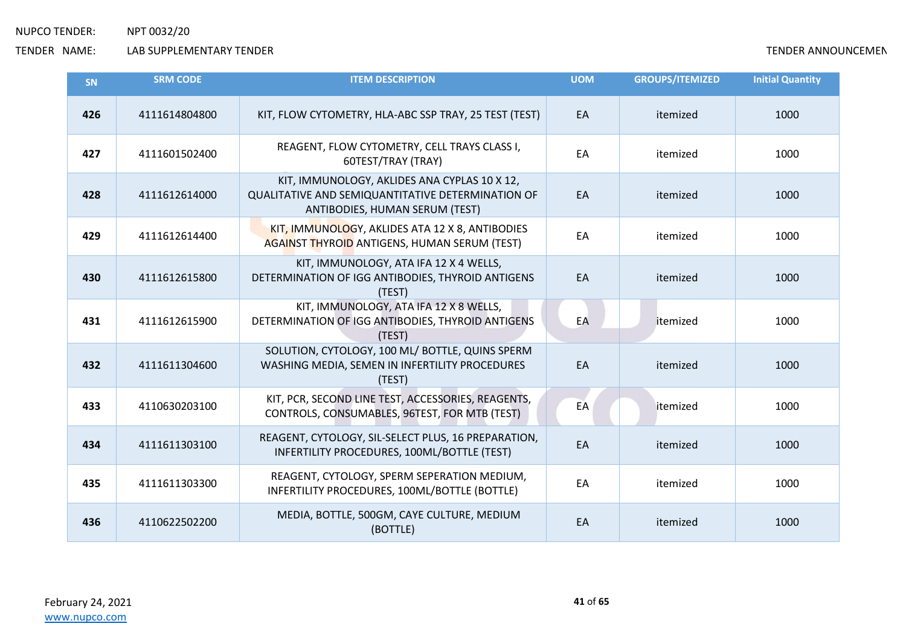| SN | SRM CODE | ITEM DESCRIPTION | UOM | GROUPS/ITEMIZED | Initial Quantity |
|---|---|---|---|---|---|
| **426** | 4111614804800 | KIT, FLOW CYTOMETRY, HLA-ABC SSP TRAY, 25 TEST (TEST) | EA | itemized | 1000 |
| **427** | 4111601502400 | REAGENT, FLOW CYTOMETRY, CELL TRAYS CLASS I, 60TEST/TRAY (TRAY) | EA | itemized | 1000 |
| **428** | 4111612614000 | KIT, IMMUNOLOGY, AKLIDES ANA CYPLAS 10 X 12, QUALITATIVE AND SEMIQUANTITATIVE DETERMINATION OF ANTIBODIES, HUMAN SERUM (TEST) | EA | itemized | 1000 |
| **429** | 4111612614400 | KIT, IMMUNOLOGY, AKLIDES ATA 12 X 8, ANTIBODIES AGAINST THYROID ANTIGENS, HUMAN SERUM (TEST) | EA | itemized | 1000 |
| **430** | 4111612615800 | KIT, IMMUNOLOGY, ATA IFA 12 X 4 WELLS, DETERMINATION OF IGG ANTIBODIES, THYROID ANTIGENS (TEST) | EA | itemized | 1000 |
| **431** | 4111612615900 | KIT, IMMUNOLOGY, ATA IFA 12 X 8 WELLS, DETERMINATION OF IGG ANTIBODIES, THYROID ANTIGENS (TEST) | EA | itemized | 1000 |
| **432** | 4111611304600 | SOLUTION, CYTOLOGY, 100 ML/ BOTTLE, QUINS SPERM WASHING MEDIA, SEMEN IN INFERTILITY PROCEDURES (TEST) | EA | itemized | 1000 |
| **433** | 4110630203100 | KIT, PCR, SECOND LINE TEST, ACCESSORIES, REAGENTS, CONTROLS, CONSUMABLES, 96TEST, FOR MTB (TEST) | EA | itemized | 1000 |
| **434** | 4111611303100 | REAGENT, CYTOLOGY, SIL-SELECT PLUS, 16 PREPARATION, INFERTILITY PROCEDURES, 100ML/BOTTLE (TEST) | EA | itemized | 1000 |
| **435** | 4111611303300 | REAGENT, CYTOLOGY, SPERM SEPERATION MEDIUM, INFERTILITY PROCEDURES, 100ML/BOTTLE (BOTTLE) | EA | itemized | 1000 |
| **436** | 4110622502200 | MEDIA, BOTTLE, 500GM, CAYE CULTURE, MEDIUM (BOTTLE) | EA | itemized | 1000 |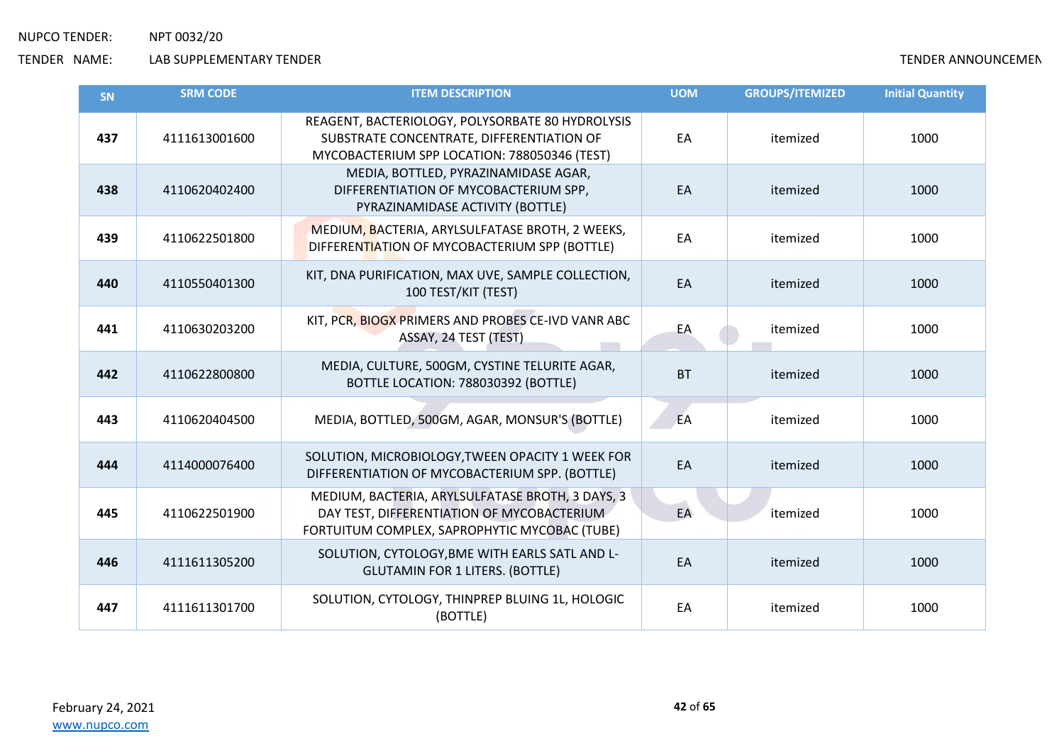NUPCO TENDER: NPT 0032/20

TENDER NAME: LAB SUPPLEMENTARY TENDER

TENDER ANNOUNCEMEN

| SN | SRM CODE | ITEM DESCRIPTION | UOM | GROUPS/ITEMIZED | Initial Quantity |
|---|---|---|---|---|---|
| **437** | 4111613001600 | REAGENT, BACTERIOLOGY, POLYSORBATE 80 HYDROLYSIS SUBSTRATE CONCENTRATE, DIFFERENTIATION OF MYCOBACTERIUM SPP LOCATION: 788050346 (TEST) | EA | itemized | 1000 |
| **438** | 4110620402400 | MEDIA, BOTTLED, PYRAZINAMIDASE AGAR, DIFFERENTIATION OF MYCOBACTERIUM SPP, PYRAZINAMIDASE ACTIVITY (BOTTLE) | EA | itemized | 1000 |
| **439** | 4110622501800 | MEDIUM, BACTERIA, ARYLSULFATASE BROTH, 2 WEEKS, DIFFERENTIATION OF MYCOBACTERIUM SPP (BOTTLE) | EA | itemized | 1000 |
| **440** | 4110550401300 | KIT, DNA PURIFICATION, MAX UVE, SAMPLE COLLECTION, 100 TEST/KIT (TEST) | EA | itemized | 1000 |
| **441** | 4110630203200 | KIT, PCR, BIOGX PRIMERS AND PROBES CE-IVD VANR ABC ASSAY, 24 TEST (TEST) | EA | itemized | 1000 |
| **442** | 4110622800800 | MEDIA, CULTURE, 500GM, CYSTINE TELURITE AGAR, BOTTLE LOCATION: 788030392 (BOTTLE) | BT | itemized | 1000 |
| **443** | 4110620404500 | MEDIA, BOTTLED, 500GM, AGAR, MONSUR'S (BOTTLE) | EA | itemized | 1000 |
| **444** | 4114000076400 | SOLUTION, MICROBIOLOGY,TWEEN OPACITY 1 WEEK FOR DIFFERENTIATION OF MYCOBACTERIUM SPP. (BOTTLE) | EA | itemized | 1000 |
| **445** | 4110622501900 | MEDIUM, BACTERIA, ARYLSULFATASE BROTH, 3 DAYS, 3 DAY TEST, DIFFERENTIATION OF MYCOBACTERIUM FORTUITUM COMPLEX, SAPROPHYTIC MYCOBAC (TUBE) | EA | itemized | 1000 |
| **446** | 4111611305200 | SOLUTION, CYTOLOGY,BME WITH EARLS SATL AND L-GLUTAMIN FOR 1 LITERS. (BOTTLE) | EA | itemized | 1000 |
| **447** | 4111611301700 | SOLUTION, CYTOLOGY, THINPREP BLUING 1L, HOLOGIC (BOTTLE) | EA | itemized | 1000 |

February 24, 2021
www.nupco.com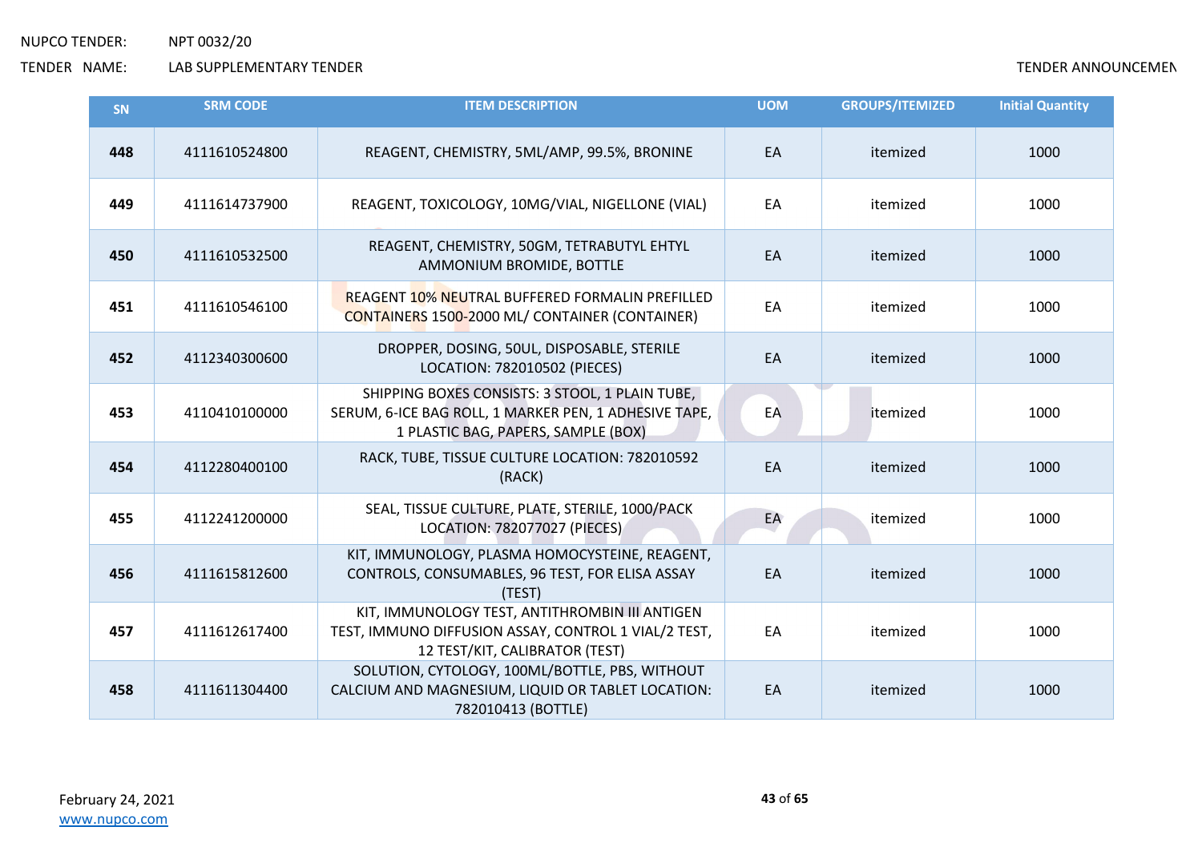| SN | SRM CODE | ITEM DESCRIPTION | UOM | GROUPS/ITEMIZED | Initial Quantity |
|---|---|---|---|---|---|
| 448 | 4111610524800 | REAGENT, CHEMISTRY, 5ML/AMP, 99.5%, BRONINE | EA | itemized | 1000 |
| 449 | 4111614737900 | REAGENT, TOXICOLOGY, 10MG/VIAL, NIGELLONE (VIAL) | EA | itemized | 1000 |
| 450 | 4111610532500 | REAGENT, CHEMISTRY, 50GM, TETRABUTYL EHTYL AMMONIUM BROMIDE, BOTTLE | EA | itemized | 1000 |
| 451 | 4111610546100 | REAGENT 10% NEUTRAL BUFFERED FORMALIN PREFILLED CONTAINERS 1500-2000 ML/ CONTAINER (CONTAINER) | EA | itemized | 1000 |
| 452 | 4112340300600 | DROPPER, DOSING, 50UL, DISPOSABLE, STERILE LOCATION: 782010502 (PIECES) | EA | itemized | 1000 |
| 453 | 4110410100000 | SHIPPING BOXES CONSISTS: 3 STOOL, 1 PLAIN TUBE, SERUM, 6-ICE BAG ROLL, 1 MARKER PEN, 1 ADHESIVE TAPE, 1 PLASTIC BAG, PAPERS, SAMPLE (BOX) | EA | itemized | 1000 |
| 454 | 4112280400100 | RACK, TUBE, TISSUE CULTURE LOCATION: 782010592 (RACK) | EA | itemized | 1000 |
| 455 | 4112241200000 | SEAL, TISSUE CULTURE, PLATE, STERILE, 1000/PACK LOCATION: 782077027 (PIECES) | EA | itemized | 1000 |
| 456 | 4111615812600 | KIT, IMMUNOLOGY, PLASMA HOMOCYSTEINE, REAGENT, CONTROLS, CONSUMABLES, 96 TEST, FOR ELISA ASSAY (TEST) | EA | itemized | 1000 |
| 457 | 4111612617400 | KIT, IMMUNOLOGY TEST, ANTITHROMBIN III ANTIGEN TEST, IMMUNO DIFFUSION ASSAY, CONTROL 1 VIAL/2 TEST, 12 TEST/KIT, CALIBRATOR (TEST) | EA | itemized | 1000 |
| 458 | 4111611304400 | SOLUTION, CYTOLOGY, 100ML/BOTTLE, PBS, WITHOUT CALCIUM AND MAGNESIUM, LIQUID OR TABLET LOCATION: 782010413 (BOTTLE) | EA | itemized | 1000 |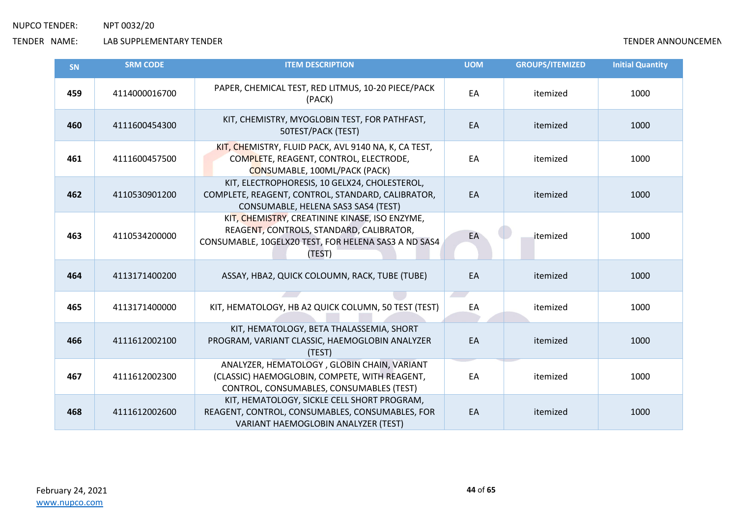NUPCO TENDER: NPT 0032/20

TENDER NAME: LAB SUPPLEMENTARY TENDER

TENDER ANNOUNCEMEN

| SN | SRM CODE | ITEM DESCRIPTION | UOM | GROUPS/ITEMIZED | Initial Quantity |
|---|---|---|---|---|---|
| **459** | 4114000016700 | PAPER, CHEMICAL TEST, RED LITMUS, 10-20 PIECE/PACK (PACK) | EA | itemized | 1000 |
| **460** | 4111600454300 | KIT, CHEMISTRY, MYOGLOBIN TEST, FOR PATHFAST, 50TEST/PACK (TEST) | EA | itemized | 1000 |
| **461** | 4111600457500 | KIT, CHEMISTRY, FLUID PACK, AVL 9140 NA, K, CA TEST, COMPLETE, REAGENT, CONTROL, ELECTRODE, CONSUMABLE, 100ML/PACK (PACK) | EA | itemized | 1000 |
| **462** | 4110530901200 | KIT, ELECTROPHORESIS, 10 GELX24, CHOLESTEROL, COMPLETE, REAGENT, CONTROL, STANDARD, CALIBRATOR, CONSUMABLE, HELENA SAS3 SAS4 (TEST) | EA | itemized | 1000 |
| **463** | 4110534200000 | KIT, CHEMISTRY, CREATININE KINASE, ISO ENZYME, REAGENT, CONTROLS, STANDARD, CALIBRATOR, CONSUMABLE, 10GELX20 TEST, FOR HELENA SAS3 A ND SAS4 (TEST) | EA | itemized | 1000 |
| **464** | 4113171400200 | ASSAY, HBA2, QUICK COLOUMN, RACK, TUBE (TUBE) | EA | itemized | 1000 |
| **465** | 4113171400000 | KIT, HEMATOLOGY, HB A2 QUICK COLUMN, 50 TEST (TEST) | EA | itemized | 1000 |
| **466** | 4111612002100 | KIT, HEMATOLOGY, BETA THALASSEMIA, SHORT PROGRAM, VARIANT CLASSIC, HAEMOGLOBIN ANALYZER (TEST) | EA | itemized | 1000 |
| **467** | 4111612002300 | ANALYZER, HEMATOLOGY , GLOBIN CHAIN, VARIANT (CLASSIC) HAEMOGLOBIN, COMPETE, WITH REAGENT, CONTROL, CONSUMABLES, CONSUMABLES (TEST) | EA | itemized | 1000 |
| **468** | 4111612002600 | KIT, HEMATOLOGY, SICKLE CELL SHORT PROGRAM, REAGENT, CONTROL, CONSUMABLES, CONSUMABLES, FOR VARIANT HAEMOGLOBIN ANALYZER (TEST) | EA | itemized | 1000 |

February 24, 2021

www.nupco.com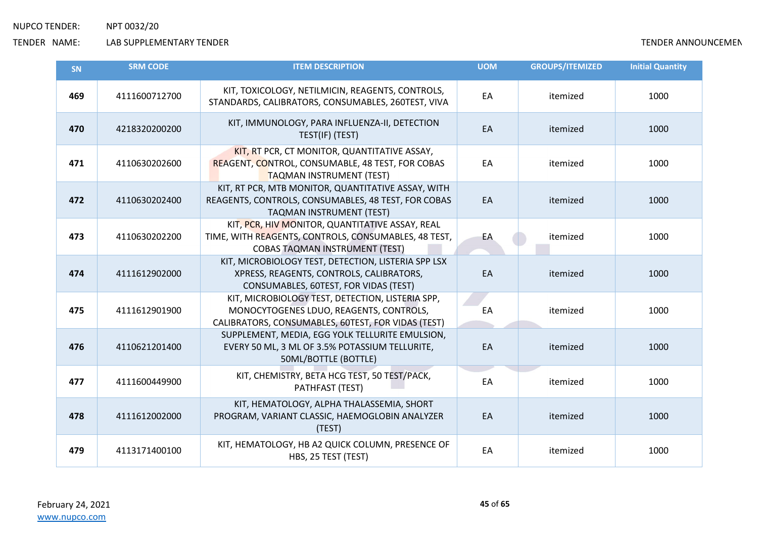NUPCO TENDER: NPT 0032/20

TENDER NAME: LAB SUPPLEMENTARY TENDER

TENDER ANNOUNCEMEN

| SN | SRM CODE | ITEM DESCRIPTION | UOM | GROUPS/ITEMIZED | Initial Quantity |
|---|---|---|---|---|---|
| 469 | 4111600712700 | KIT, TOXICOLOGY, NETILMICIN, REAGENTS, CONTROLS, STANDARDS, CALIBRATORS, CONSUMABLES, 260TEST, VIVA | EA | itemized | 1000 |
| 470 | 4218320200200 | KIT, IMMUNOLOGY, PARA INFLUENZA-II, DETECTION TEST(IF) (TEST) | EA | itemized | 1000 |
| 471 | 4110630202600 | KIT, RT PCR, CT MONITOR, QUANTITATIVE ASSAY, REAGENT, CONTROL, CONSUMABLE, 48 TEST, FOR COBAS TAQMAN INSTRUMENT (TEST) | EA | itemized | 1000 |
| 472 | 4110630202400 | KIT, RT PCR, MTB MONITOR, QUANTITATIVE ASSAY, WITH REAGENTS, CONTROLS, CONSUMABLES, 48 TEST, FOR COBAS TAQMAN INSTRUMENT (TEST) | EA | itemized | 1000 |
| 473 | 4110630202200 | KIT, PCR, HIV MONITOR, QUANTITATIVE ASSAY, REAL TIME, WITH REAGENTS, CONTROLS, CONSUMABLES, 48 TEST, COBAS TAQMAN INSTRUMENT (TEST) | EA | itemized | 1000 |
| 474 | 4111612902000 | KIT, MICROBIOLOGY TEST, DETECTION, LISTERIA SPP LSX XPRESS, REAGENTS, CONTROLS, CALIBRATORS, CONSUMABLES, 60TEST, FOR VIDAS (TEST) | EA | itemized | 1000 |
| 475 | 4111612901900 | KIT, MICROBIOLOGY TEST, DETECTION, LISTERIA SPP, MONOCYTOGENES LDUO, REAGENTS, CONTROLS, CALIBRATORS, CONSUMABLES, 60TEST, FOR VIDAS (TEST) | EA | itemized | 1000 |
| 476 | 4110621201400 | SUPPLEMENT, MEDIA, EGG YOLK TELLURITE EMULSION, EVERY 50 ML, 3 ML OF 3.5% POTASSIUM TELLURITE, 50ML/BOTTLE (BOTTLE) | EA | itemized | 1000 |
| 477 | 4111600449900 | KIT, CHEMISTRY, BETA HCG TEST, 50 TEST/PACK, PATHFAST (TEST) | EA | itemized | 1000 |
| 478 | 4111612002000 | KIT, HEMATOLOGY, ALPHA THALASSEMIA, SHORT PROGRAM, VARIANT CLASSIC, HAEMOGLOBIN ANALYZER (TEST) | EA | itemized | 1000 |
| 479 | 4113171400100 | KIT, HEMATOLOGY, HB A2 QUICK COLUMN, PRESENCE OF HBS, 25 TEST (TEST) | EA | itemized | 1000 |

February 24, 2021

www.nupco.com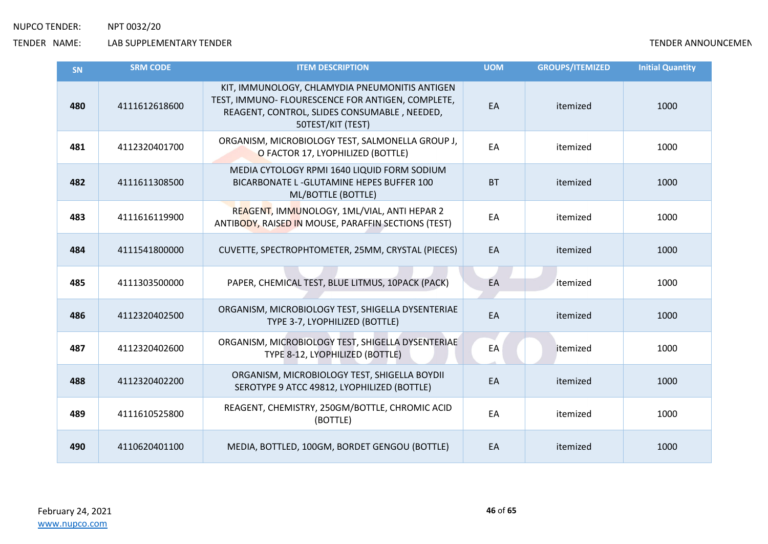| SN | SRM CODE | ITEM DESCRIPTION | UOM | GROUPS/ITEMIZED | Initial Quantity |
|---|---|---|---|---|---|
| **480** | 4111612618600 | KIT, IMMUNOLOGY, CHLAMYDIA PNEUMONITIS ANTIGEN TEST, IMMUNO- FLOURESCENCE FOR ANTIGEN, COMPLETE, REAGENT, CONTROL, SLIDES CONSUMABLE , NEEDED, 50TEST/KIT (TEST) | EA | itemized | 1000 |
| **481** | 4112320401700 | ORGANISM, MICROBIOLOGY TEST, SALMONELLA GROUP J, O FACTOR 17, LYOPHILIZED (BOTTLE) | EA | itemized | 1000 |
| **482** | 4111611308500 | MEDIA CYTOLOGY RPMI 1640 LIQUID FORM SODIUM BICARBONATE L -GLUTAMINE HEPES BUFFER 100 ML/BOTTLE (BOTTLE) | BT | itemized | 1000 |
| **483** | 4111616119900 | REAGENT, IMMUNOLOGY, 1ML/VIAL, ANTI HEPAR 2 ANTIBODY, RAISED IN MOUSE, PARAFFIN SECTIONS (TEST) | EA | itemized | 1000 |
| **484** | 4111541800000 | CUVETTE, SPECTROPHTOMETER, 25MM, CRYSTAL (PIECES) | EA | itemized | 1000 |
| **485** | 4111303500000 | PAPER, CHEMICAL TEST, BLUE LITMUS, 10PACK (PACK) | EA | itemized | 1000 |
| **486** | 4112320402500 | ORGANISM, MICROBIOLOGY TEST, SHIGELLA DYSENTERIAE TYPE 3-7, LYOPHILIZED (BOTTLE) | EA | itemized | 1000 |
| **487** | 4112320402600 | ORGANISM, MICROBIOLOGY TEST, SHIGELLA DYSENTERIAE TYPE 8-12, LYOPHILIZED (BOTTLE) | EA | itemized | 1000 |
| **488** | 4112320402200 | ORGANISM, MICROBIOLOGY TEST, SHIGELLA BOYDII SEROTYPE 9 ATCC 49812, LYOPHILIZED (BOTTLE) | EA | itemized | 1000 |
| **489** | 4111610525800 | REAGENT, CHEMISTRY, 250GM/BOTTLE, CHROMIC ACID (BOTTLE) | EA | itemized | 1000 |
| **490** | 4110620401100 | MEDIA, BOTTLED, 100GM, BORDET GENGOU (BOTTLE) | EA | itemized | 1000 |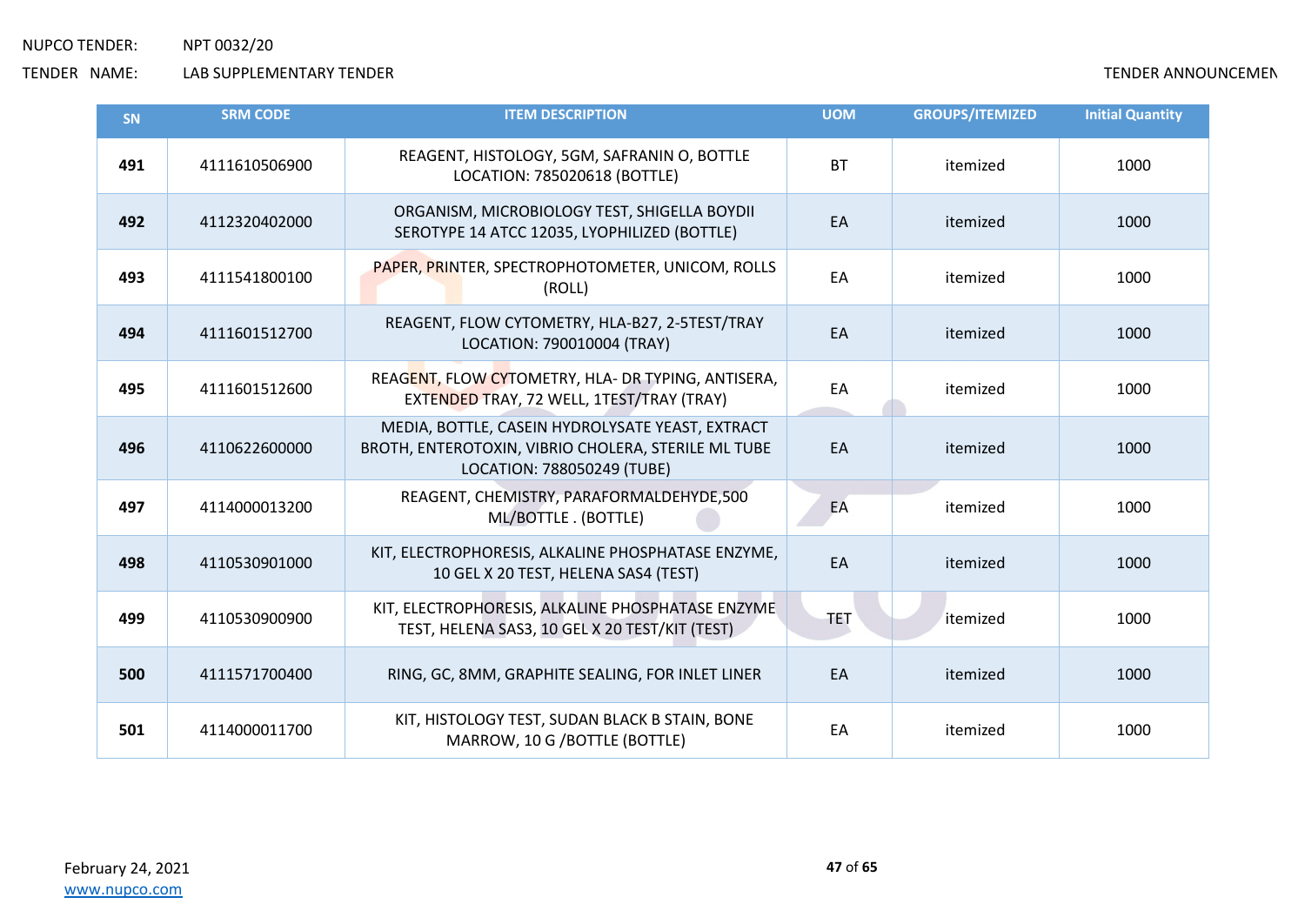NUPCO TENDER: NPT 0032/20

TENDER NAME: LAB SUPPLEMENTARY TENDER

TENDER ANNOUNCEMEN

| SN | SRM CODE | ITEM DESCRIPTION | UOM | GROUPS/ITEMIZED | Initial Quantity |
|---|---|---|---|---|---|
| **491** | 4111610506900 | REAGENT, HISTOLOGY, 5GM, SAFRANIN O, BOTTLE LOCATION: 785020618 (BOTTLE) | BT | itemized | 1000 |
| **492** | 4112320402000 | ORGANISM, MICROBIOLOGY TEST, SHIGELLA BOYDII SEROTYPE 14 ATCC 12035, LYOPHILIZED (BOTTLE) | EA | itemized | 1000 |
| **493** | 4111541800100 | PAPER, PRINTER, SPECTROPHOTOMETER, UNICOM, ROLLS (ROLL) | EA | itemized | 1000 |
| **494** | 4111601512700 | REAGENT, FLOW CYTOMETRY, HLA-B27, 2-5TEST/TRAY LOCATION: 790010004 (TRAY) | EA | itemized | 1000 |
| **495** | 4111601512600 | REAGENT, FLOW CYTOMETRY, HLA- DR TYPING, ANTISERA, EXTENDED TRAY, 72 WELL, 1TEST/TRAY (TRAY) | EA | itemized | 1000 |
| **496** | 4110622600000 | MEDIA, BOTTLE, CASEIN HYDROLYSATE YEAST, EXTRACT BROTH, ENTEROTOXIN, VIBRIO CHOLERA, STERILE ML TUBE LOCATION: 788050249 (TUBE) | EA | itemized | 1000 |
| **497** | 4114000013200 | REAGENT, CHEMISTRY, PARAFORMALDEHYDE,500 ML/BOTTLE . (BOTTLE) | EA | itemized | 1000 |
| **498** | 4110530901000 | KIT, ELECTROPHORESIS, ALKALINE PHOSPHATASE ENZYME, 10 GEL X 20 TEST, HELENA SAS4 (TEST) | EA | itemized | 1000 |
| **499** | 4110530900900 | KIT, ELECTROPHORESIS, ALKALINE PHOSPHATASE ENZYME TEST, HELENA SAS3, 10 GEL X 20 TEST/KIT (TEST) | TET | itemized | 1000 |
| **500** | 4111571700400 | RING, GC, 8MM, GRAPHITE SEALING, FOR INLET LINER | EA | itemized | 1000 |
| **501** | 4114000011700 | KIT, HISTOLOGY TEST, SUDAN BLACK B STAIN, BONE MARROW, 10 G /BOTTLE (BOTTLE) | EA | itemized | 1000 |

February 24, 2021

www.nupco.com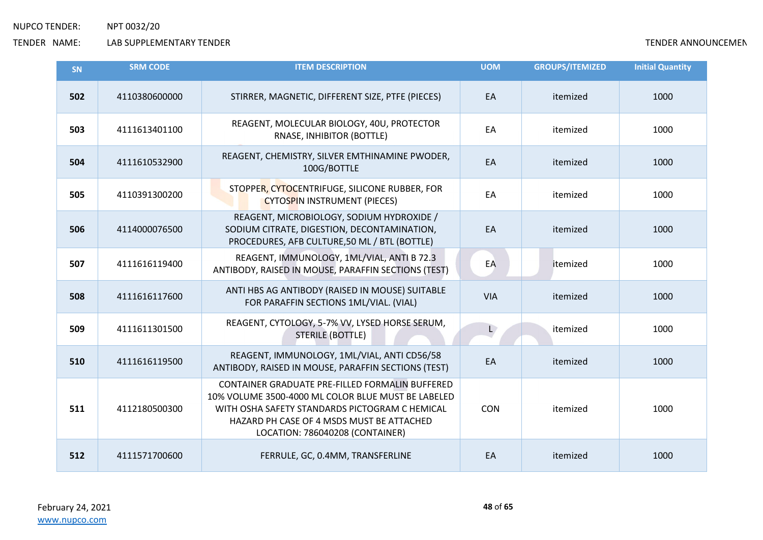| SN | SRM CODE | ITEM DESCRIPTION | UOM | GROUPS/ITEMIZED | Initial Quantity |
|---|---|---|---|---|---|
| 502 | 4110380600000 | STIRRER, MAGNETIC, DIFFERENT SIZE, PTFE (PIECES) | EA | itemized | 1000 |
| 503 | 4111613401100 | REAGENT, MOLECULAR BIOLOGY, 40U, PROTECTOR RNASE, INHIBITOR (BOTTLE) | EA | itemized | 1000 |
| 504 | 4111610532900 | REAGENT, CHEMISTRY, SILVER EMTHINAMINE PWODER, 100G/BOTTLE | EA | itemized | 1000 |
| 505 | 4110391300200 | STOPPER, CYTOCENTRIFUGE, SILICONE RUBBER, FOR CYTOSPIN INSTRUMENT (PIECES) | EA | itemized | 1000 |
| 506 | 4114000076500 | REAGENT, MICROBIOLOGY, SODIUM HYDROXIDE / SODIUM CITRATE, DIGESTION, DECONTAMINATION, PROCEDURES, AFB CULTURE,50 ML / BTL (BOTTLE) | EA | itemized | 1000 |
| 507 | 4111616119400 | REAGENT, IMMUNOLOGY, 1ML/VIAL, ANTI B 72.3 ANTIBODY, RAISED IN MOUSE, PARAFFIN SECTIONS (TEST) | EA | itemized | 1000 |
| 508 | 4111616117600 | ANTI HBS AG ANTIBODY (RAISED IN MOUSE) SUITABLE FOR PARAFFIN SECTIONS 1ML/VIAL. (VIAL) | VIA | itemized | 1000 |
| 509 | 4111611301500 | REAGENT, CYTOLOGY, 5-7% VV, LYSED HORSE SERUM, STERILE (BOTTLE) | L | itemized | 1000 |
| 510 | 4111616119500 | REAGENT, IMMUNOLOGY, 1ML/VIAL, ANTI CD56/58 ANTIBODY, RAISED IN MOUSE, PARAFFIN SECTIONS (TEST) | EA | itemized | 1000 |
| 511 | 4112180500300 | CONTAINER GRADUATE PRE-FILLED FORMALIN BUFFERED 10% VOLUME 3500-4000 ML COLOR BLUE MUST BE LABELED WITH OSHA SAFETY STANDARDS PICTOGRAM C HEMICAL HAZARD PH CASE OF 4 MSDS MUST BE ATTACHED LOCATION: 786040208 (CONTAINER) | CON | itemized | 1000 |
| 512 | 4111571700600 | FERRULE, GC, 0.4MM, TRANSFERLINE | EA | itemized | 1000 |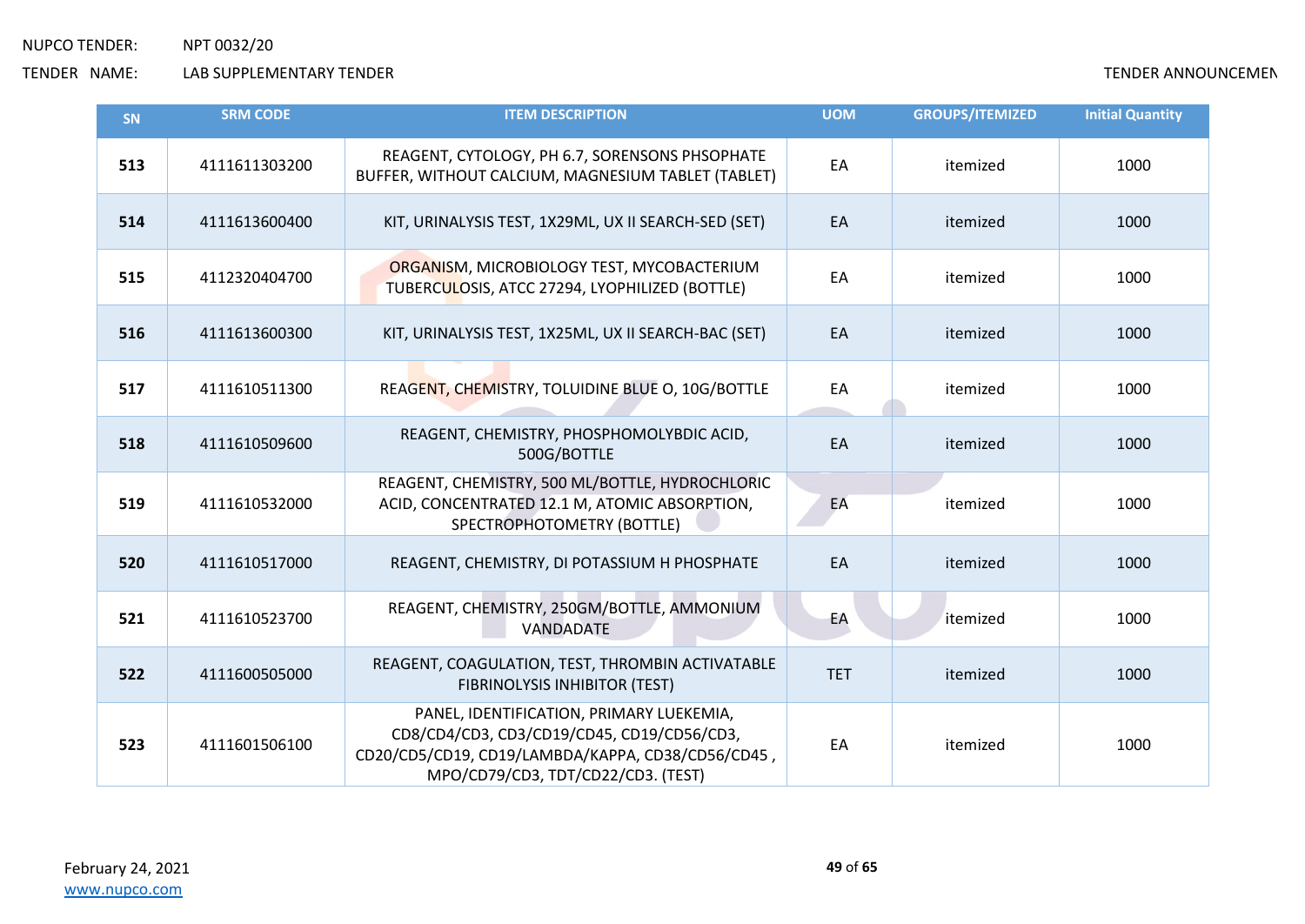| SN | SRM CODE | ITEM DESCRIPTION | UOM | GROUPS/ITEMIZED | Initial Quantity |
|---|---|---|---|---|---|
| **513** | 4111611303200 | REAGENT, CYTOLOGY, PH 6.7, SORENSONS PHSOPHATE BUFFER, WITHOUT CALCIUM, MAGNESIUM TABLET (TABLET) | EA | itemized | 1000 |
| **514** | 4111613600400 | KIT, URINALYSIS TEST, 1X29ML, UX II SEARCH-SED (SET) | EA | itemized | 1000 |
| **515** | 4112320404700 | ORGANISM, MICROBIOLOGY TEST, MYCOBACTERIUM TUBERCULOSIS, ATCC 27294, LYOPHILIZED (BOTTLE) | EA | itemized | 1000 |
| **516** | 4111613600300 | KIT, URINALYSIS TEST, 1X25ML, UX II SEARCH-BAC (SET) | EA | itemized | 1000 |
| **517** | 4111610511300 | REAGENT, CHEMISTRY, TOLUIDINE BLUE O, 10G/BOTTLE | EA | itemized | 1000 |
| **518** | 4111610509600 | REAGENT, CHEMISTRY, PHOSPHOMOLYBDIC ACID, 500G/BOTTLE | EA | itemized | 1000 |
| **519** | 4111610532000 | REAGENT, CHEMISTRY, 500 ML/BOTTLE, HYDROCHLORIC ACID, CONCENTRATED 12.1 M, ATOMIC ABSORPTION, SPECTROPHOTOMETRY (BOTTLE) | EA | itemized | 1000 |
| **520** | 4111610517000 | REAGENT, CHEMISTRY, DI POTASSIUM H PHOSPHATE | EA | itemized | 1000 |
| **521** | 4111610523700 | REAGENT, CHEMISTRY, 250GM/BOTTLE, AMMONIUM VANDADATE | EA | itemized | 1000 |
| **522** | 4111600505000 | REAGENT, COAGULATION, TEST, THROMBIN ACTIVATABLE FIBRINOLYSIS INHIBITOR (TEST) | TET | itemized | 1000 |
| **523** | 4111601506100 | PANEL, IDENTIFICATION, PRIMARY LUEKEMIA, CD8/CD4/CD3, CD3/CD19/CD45, CD19/CD56/CD3, CD20/CD5/CD19, CD19/LAMBDA/KAPPA, CD38/CD56/CD45 , MPO/CD79/CD3, TDT/CD22/CD3. (TEST) | EA | itemized | 1000 |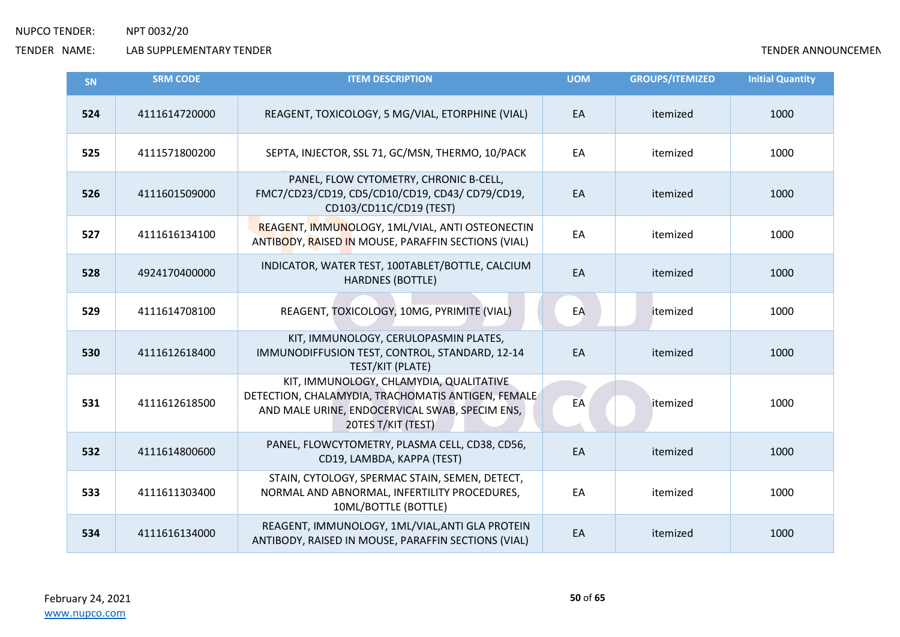| SN | SRM CODE | ITEM DESCRIPTION | UOM | GROUPS/ITEMIZED | Initial Quantity |
|---|---|---|---|---|---|
| 524 | 4111614720000 | REAGENT, TOXICOLOGY, 5 MG/VIAL, ETORPHINE (VIAL) | EA | itemized | 1000 |
| 525 | 4111571800200 | SEPTA, INJECTOR, SSL 71, GC/MSN, THERMO, 10/PACK | EA | itemized | 1000 |
| 526 | 4111601509000 | PANEL, FLOW CYTOMETRY, CHRONIC B-CELL, FMC7/CD23/CD19, CD5/CD10/CD19, CD43/ CD79/CD19, CD103/CD11C/CD19 (TEST) | EA | itemized | 1000 |
| 527 | 4111616134100 | REAGENT, IMMUNOLOGY, 1ML/VIAL, ANTI OSTEONECTIN ANTIBODY, RAISED IN MOUSE, PARAFFIN SECTIONS (VIAL) | EA | itemized | 1000 |
| 528 | 4924170400000 | INDICATOR, WATER TEST, 100TABLET/BOTTLE, CALCIUM HARDNES (BOTTLE) | EA | itemized | 1000 |
| 529 | 4111614708100 | REAGENT, TOXICOLOGY, 10MG, PYRIMITE (VIAL) | EA | itemized | 1000 |
| 530 | 4111612618400 | KIT, IMMUNOLOGY, CERULOPASMIN PLATES, IMMUNODIFFUSION TEST, CONTROL, STANDARD, 12-14 TEST/KIT (PLATE) | EA | itemized | 1000 |
| 531 | 4111612618500 | KIT, IMMUNOLOGY, CHLAMYDIA, QUALITATIVE DETECTION, CHALAMYDIA, TRACHOMATIS ANTIGEN, FEMALE AND MALE URINE, ENDOCERVICAL SWAB, SPECIM ENS, 20TES T/KIT (TEST) | EA | itemized | 1000 |
| 532 | 4111614800600 | PANEL, FLOWCYTOMETRY, PLASMA CELL, CD38, CD56, CD19, LAMBDA, KAPPA (TEST) | EA | itemized | 1000 |
| 533 | 4111611303400 | STAIN, CYTOLOGY, SPERMAC STAIN, SEMEN, DETECT, NORMAL AND ABNORMAL, INFERTILITY PROCEDURES, 10ML/BOTTLE (BOTTLE) | EA | itemized | 1000 |
| 534 | 4111616134000 | REAGENT, IMMUNOLOGY, 1ML/VIAL,ANTI GLA PROTEIN ANTIBODY, RAISED IN MOUSE, PARAFFIN SECTIONS (VIAL) | EA | itemized | 1000 |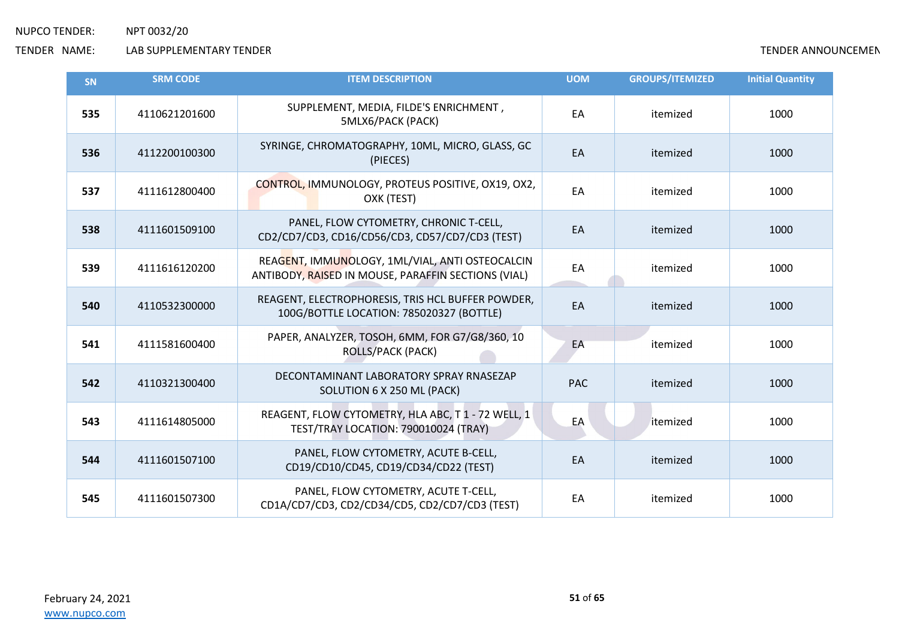| SN | SRM CODE | ITEM DESCRIPTION | UOM | GROUPS/ITEMIZED | Initial Quantity |
|---|---|---|---|---|---|
| **535** | 4110621201600 | SUPPLEMENT, MEDIA, FILDE'S ENRICHMENT , 5MLX6/PACK (PACK) | EA | itemized | 1000 |
| **536** | 4112200100300 | SYRINGE, CHROMATOGRAPHY, 10ML, MICRO, GLASS, GC (PIECES) | EA | itemized | 1000 |
| **537** | 4111612800400 | CONTROL, IMMUNOLOGY, PROTEUS POSITIVE, OX19, OX2, OXK (TEST) | EA | itemized | 1000 |
| **538** | 4111601509100 | PANEL, FLOW CYTOMETRY, CHRONIC T-CELL, CD2/CD7/CD3, CD16/CD56/CD3, CD57/CD7/CD3 (TEST) | EA | itemized | 1000 |
| **539** | 4111616120200 | REAGENT, IMMUNOLOGY, 1ML/VIAL, ANTI OSTEOCALCIN ANTIBODY, RAISED IN MOUSE, PARAFFIN SECTIONS (VIAL) | EA | itemized | 1000 |
| **540** | 4110532300000 | REAGENT, ELECTROPHORESIS, TRIS HCL BUFFER POWDER, 100G/BOTTLE LOCATION: 785020327 (BOTTLE) | EA | itemized | 1000 |
| **541** | 4111581600400 | PAPER, ANALYZER, TOSOH, 6MM, FOR G7/G8/360, 10 ROLLS/PACK (PACK) | EA | itemized | 1000 |
| **542** | 4110321300400 | DECONTAMINANT LABORATORY SPRAY RNASEZAP SOLUTION 6 X 250 ML (PACK) | PAC | itemized | 1000 |
| **543** | 4111614805000 | REAGENT, FLOW CYTOMETRY, HLA ABC, T 1 - 72 WELL, 1 TEST/TRAY LOCATION: 790010024 (TRAY) | EA | itemized | 1000 |
| **544** | 4111601507100 | PANEL, FLOW CYTOMETRY, ACUTE B-CELL, CD19/CD10/CD45, CD19/CD34/CD22 (TEST) | EA | itemized | 1000 |
| **545** | 4111601507300 | PANEL, FLOW CYTOMETRY, ACUTE T-CELL, CD1A/CD7/CD3, CD2/CD34/CD5, CD2/CD7/CD3 (TEST) | EA | itemized | 1000 |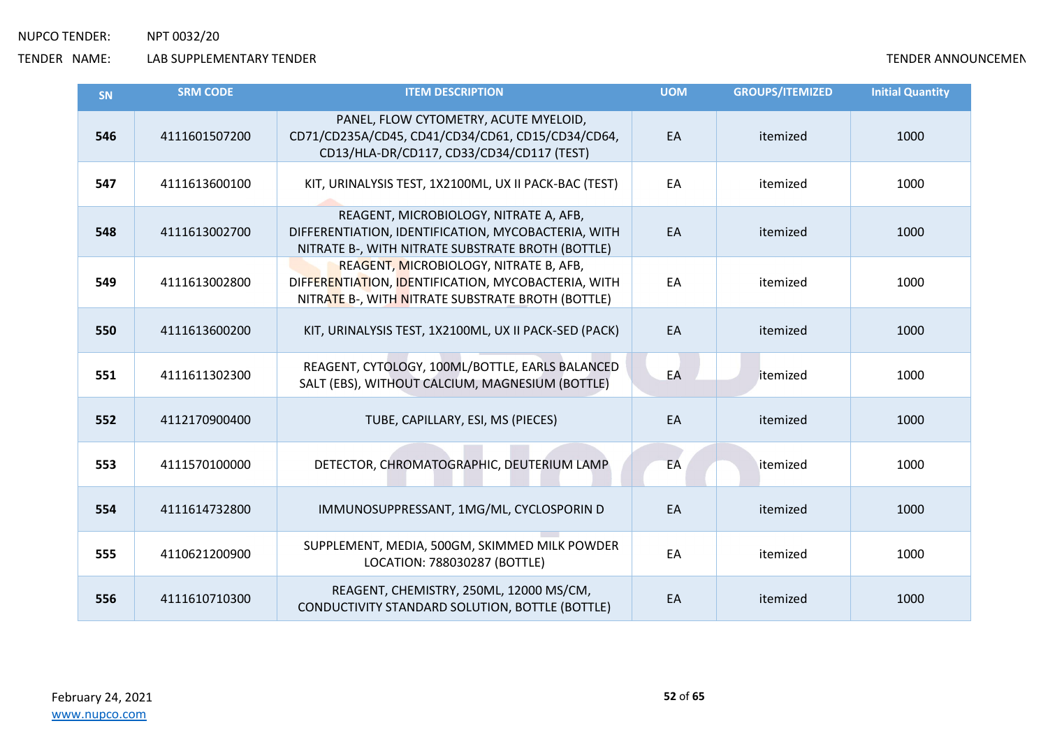NUPCO TENDER: NPT 0032/20

TENDER NAME: LAB SUPPLEMENTARY TENDER

TENDER ANNOUNCEMENT

| SN | SRM CODE | ITEM DESCRIPTION | UOM | GROUPS/ITEMIZED | Initial Quantity |
|---|---|---|---|---|---|
| **546** | 4111601507200 | PANEL, FLOW CYTOMETRY, ACUTE MYELOID, CD71/CD235A/CD45, CD41/CD34/CD61, CD15/CD34/CD64, CD13/HLA-DR/CD117, CD33/CD34/CD117 (TEST) | EA | itemized | 1000 |
| **547** | 4111613600100 | KIT, URINALYSIS TEST, 1X2100ML, UX II PACK-BAC (TEST) | EA | itemized | 1000 |
| **548** | 4111613002700 | REAGENT, MICROBIOLOGY, NITRATE A, AFB, DIFFERENTIATION, IDENTIFICATION, MYCOBACTERIA, WITH NITRATE B-, WITH NITRATE SUBSTRATE BROTH (BOTTLE) | EA | itemized | 1000 |
| **549** | 4111613002800 | REAGENT, MICROBIOLOGY, NITRATE B, AFB, DIFFERENTIATION, IDENTIFICATION, MYCOBACTERIA, WITH NITRATE B-, WITH NITRATE SUBSTRATE BROTH (BOTTLE) | EA | itemized | 1000 |
| **550** | 4111613600200 | KIT, URINALYSIS TEST, 1X2100ML, UX II PACK-SED (PACK) | EA | itemized | 1000 |
| **551** | 4111611302300 | REAGENT, CYTOLOGY, 100ML/BOTTLE, EARLS BALANCED SALT (EBS), WITHOUT CALCIUM, MAGNESIUM (BOTTLE) | EA | itemized | 1000 |
| **552** | 4112170900400 | TUBE, CAPILLARY, ESI, MS (PIECES) | EA | itemized | 1000 |
| **553** | 4111570100000 | DETECTOR, CHROMATOGRAPHIC, DEUTERIUM LAMP | EA | itemized | 1000 |
| **554** | 4111614732800 | IMMUNOSUPPRESSANT, 1MG/ML, CYCLOSPORIN D | EA | itemized | 1000 |
| **555** | 4110621200900 | SUPPLEMENT, MEDIA, 500GM, SKIMMED MILK POWDER LOCATION: 788030287 (BOTTLE) | EA | itemized | 1000 |
| **556** | 4111610710300 | REAGENT, CHEMISTRY, 250ML, 12000 MS/CM, CONDUCTIVITY STANDARD SOLUTION, BOTTLE (BOTTLE) | EA | itemized | 1000 |

February 24, 2021
www.nupco.com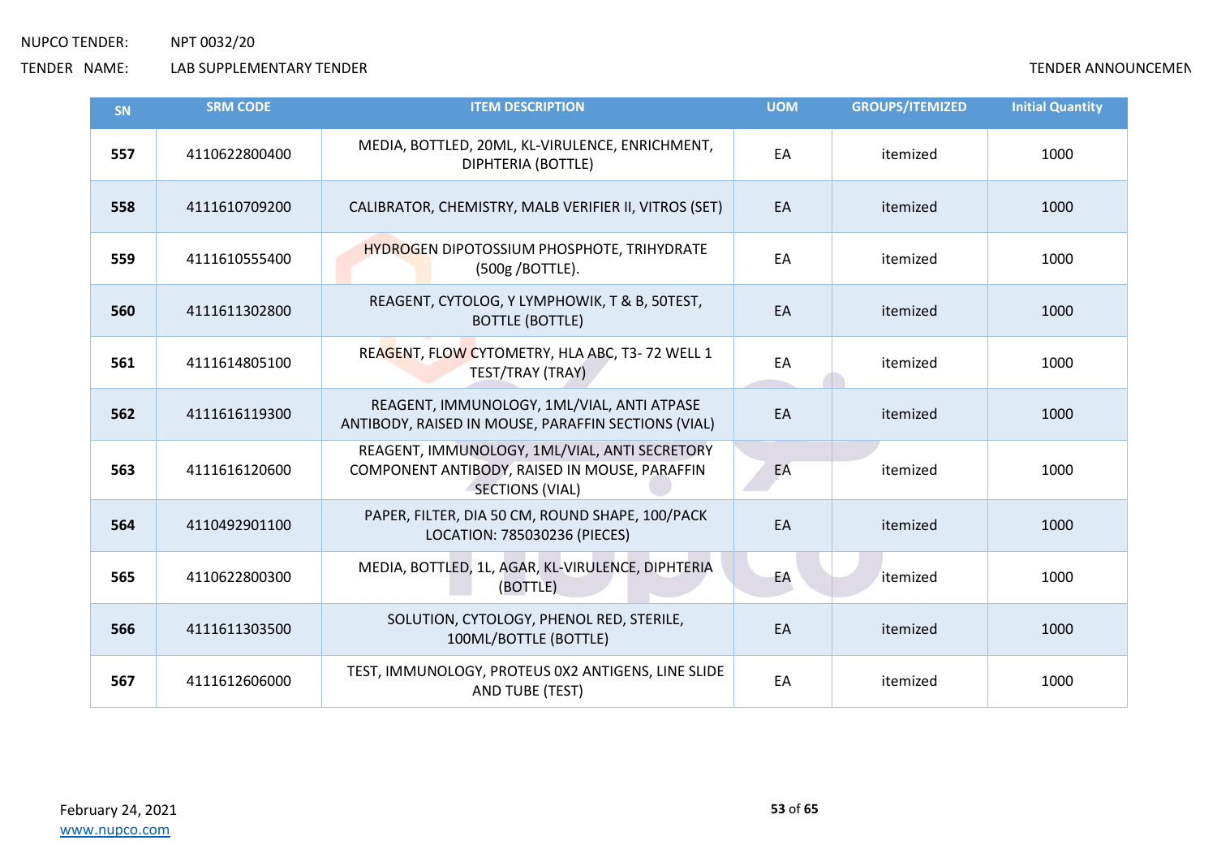NUPCO TENDER: NPT 0032/20

TENDER NAME: LAB SUPPLEMENTARY TENDER

TENDER ANNOUNCEMEN

| SN | SRM CODE | ITEM DESCRIPTION | UOM | GROUPS/ITEMIZED | Initial Quantity |
|---|---|---|---|---|---|
| **557** | 4110622800400 | MEDIA, BOTTLED, 20ML, KL-VIRULENCE, ENRICHMENT, DIPHTERIA (BOTTLE) | EA | itemized | 1000 |
| **558** | 4111610709200 | CALIBRATOR, CHEMISTRY, MALB VERIFIER II, VITROS (SET) | EA | itemized | 1000 |
| **559** | 4111610555400 | HYDROGEN DIPOTOSSIUM PHOSPHOTE, TRIHYDRATE (500g /BOTTLE). | EA | itemized | 1000 |
| **560** | 4111611302800 | REAGENT, CYTOLOG, Y LYMPHOWIK, T & B, 50TEST, BOTTLE (BOTTLE) | EA | itemized | 1000 |
| **561** | 4111614805100 | REAGENT, FLOW CYTOMETRY, HLA ABC, T3- 72 WELL 1 TEST/TRAY (TRAY) | EA | itemized | 1000 |
| **562** | 4111616119300 | REAGENT, IMMUNOLOGY, 1ML/VIAL, ANTI ATPASE ANTIBODY, RAISED IN MOUSE, PARAFFIN SECTIONS (VIAL) | EA | itemized | 1000 |
| **563** | 4111616120600 | REAGENT, IMMUNOLOGY, 1ML/VIAL, ANTI SECRETORY COMPONENT ANTIBODY, RAISED IN MOUSE, PARAFFIN SECTIONS (VIAL) | EA | itemized | 1000 |
| **564** | 4110492901100 | PAPER, FILTER, DIA 50 CM, ROUND SHAPE, 100/PACK LOCATION: 785030236 (PIECES) | EA | itemized | 1000 |
| **565** | 4110622800300 | MEDIA, BOTTLED, 1L, AGAR, KL-VIRULENCE, DIPHTERIA (BOTTLE) | EA | itemized | 1000 |
| **566** | 4111611303500 | SOLUTION, CYTOLOGY, PHENOL RED, STERILE, 100ML/BOTTLE (BOTTLE) | EA | itemized | 1000 |
| **567** | 4111612606000 | TEST, IMMUNOLOGY, PROTEUS 0X2 ANTIGENS, LINE SLIDE AND TUBE (TEST) | EA | itemized | 1000 |

February 24, 2021

www.nupco.com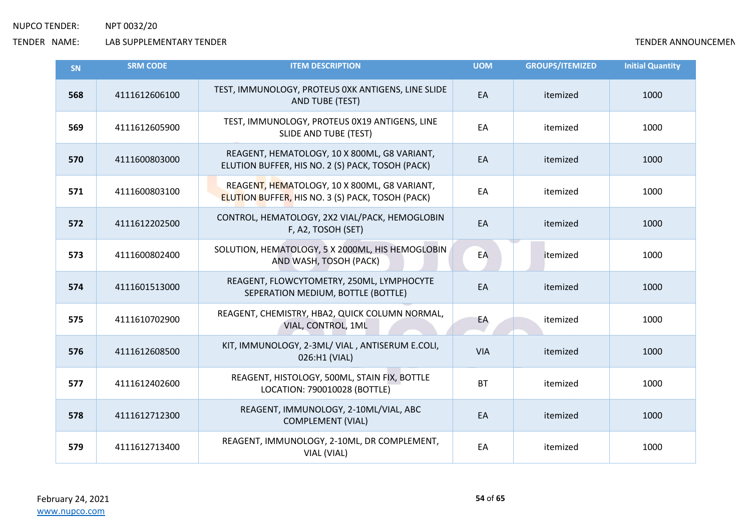NUPCO TENDER: NPT 0032/20

TENDER NAME: LAB SUPPLEMENTARY TENDER

TENDER ANNOUNCEMEN

| SN | SRM CODE | ITEM DESCRIPTION | UOM | GROUPS/ITEMIZED | Initial Quantity |
|---|---|---|---|---|---|
| **568** | 4111612606100 | TEST, IMMUNOLOGY, PROTEUS 0XK ANTIGENS, LINE SLIDE AND TUBE (TEST) | EA | itemized | 1000 |
| **569** | 4111612605900 | TEST, IMMUNOLOGY, PROTEUS 0X19 ANTIGENS, LINE SLIDE AND TUBE (TEST) | EA | itemized | 1000 |
| **570** | 4111600803000 | REAGENT, HEMATOLOGY, 10 X 800ML, G8 VARIANT, ELUTION BUFFER, HIS NO. 2 (S) PACK, TOSOH (PACK) | EA | itemized | 1000 |
| **571** | 4111600803100 | REAGENT, HEMATOLOGY, 10 X 800ML, G8 VARIANT, ELUTION BUFFER, HIS NO. 3 (S) PACK, TOSOH (PACK) | EA | itemized | 1000 |
| **572** | 4111612202500 | CONTROL, HEMATOLOGY, 2X2 VIAL/PACK, HEMOGLOBIN F, A2, TOSOH (SET) | EA | itemized | 1000 |
| **573** | 4111600802400 | SOLUTION, HEMATOLOGY, 5 X 2000ML, HIS HEMOGLOBIN AND WASH, TOSOH (PACK) | EA | itemized | 1000 |
| **574** | 4111601513000 | REAGENT, FLOWCYTOMETRY, 250ML, LYMPHOCYTE SEPERATION MEDIUM, BOTTLE (BOTTLE) | EA | itemized | 1000 |
| **575** | 4111610702900 | REAGENT, CHEMISTRY, HBA2, QUICK COLUMN NORMAL, VIAL, CONTROL, 1ML | EA | itemized | 1000 |
| **576** | 4111612608500 | KIT, IMMUNOLOGY, 2-3ML/ VIAL , ANTISERUM E.COLI, 026:H1 (VIAL) | VIA | itemized | 1000 |
| **577** | 4111612402600 | REAGENT, HISTOLOGY, 500ML, STAIN FIX, BOTTLE LOCATION: 790010028 (BOTTLE) | BT | itemized | 1000 |
| **578** | 4111612712300 | REAGENT, IMMUNOLOGY, 2-10ML/VIAL, ABC COMPLEMENT (VIAL) | EA | itemized | 1000 |
| **579** | 4111612713400 | REAGENT, IMMUNOLOGY, 2-10ML, DR COMPLEMENT, VIAL (VIAL) | EA | itemized | 1000 |

February 24, 2021

www.nupco.com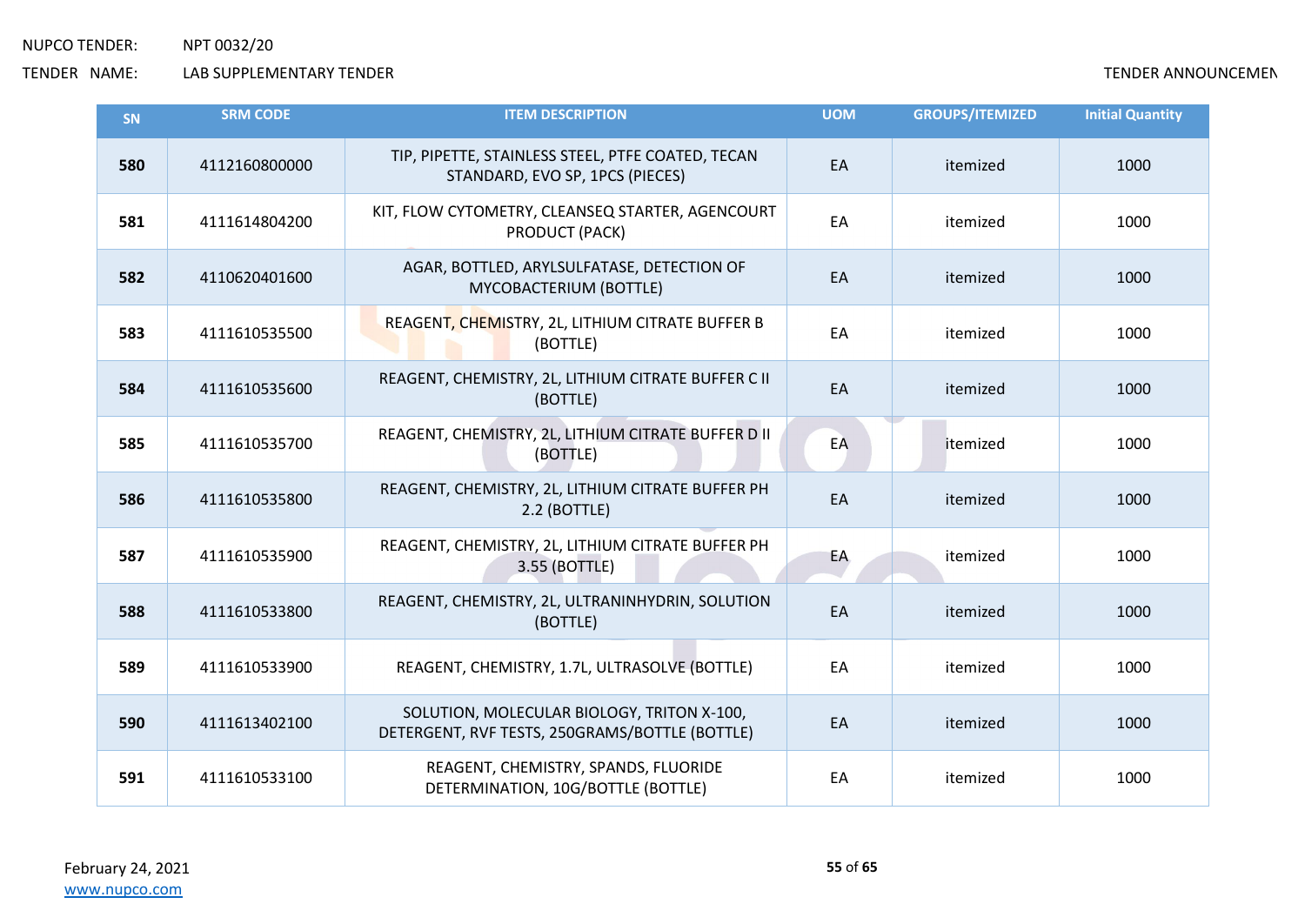NUPCO TENDER: NPT 0032/20

TENDER NAME: LAB SUPPLEMENTARY TENDER

TENDER ANNOUNCEMEN

| SN | SRM CODE | ITEM DESCRIPTION | UOM | GROUPS/ITEMIZED | Initial Quantity |
|---|---|---|---|---|---|
| 580 | 4112160800000 | TIP, PIPETTE, STAINLESS STEEL, PTFE COATED, TECAN STANDARD, EVO SP, 1PCS (PIECES) | EA | itemized | 1000 |
| 581 | 4111614804200 | KIT, FLOW CYTOMETRY, CLEANSEQ STARTER, AGENCOURT PRODUCT (PACK) | EA | itemized | 1000 |
| 582 | 4110620401600 | AGAR, BOTTLED, ARYLSULFATASE, DETECTION OF MYCOBACTERIUM (BOTTLE) | EA | itemized | 1000 |
| 583 | 4111610535500 | REAGENT, CHEMISTRY, 2L, LITHIUM CITRATE BUFFER B (BOTTLE) | EA | itemized | 1000 |
| 584 | 4111610535600 | REAGENT, CHEMISTRY, 2L, LITHIUM CITRATE BUFFER C II (BOTTLE) | EA | itemized | 1000 |
| 585 | 4111610535700 | REAGENT, CHEMISTRY, 2L, LITHIUM CITRATE BUFFER D II (BOTTLE) | EA | itemized | 1000 |
| 586 | 4111610535800 | REAGENT, CHEMISTRY, 2L, LITHIUM CITRATE BUFFER PH 2.2 (BOTTLE) | EA | itemized | 1000 |
| 587 | 4111610535900 | REAGENT, CHEMISTRY, 2L, LITHIUM CITRATE BUFFER PH 3.55 (BOTTLE) | EA | itemized | 1000 |
| 588 | 4111610533800 | REAGENT, CHEMISTRY, 2L, ULTRANINHYDRIN, SOLUTION (BOTTLE) | EA | itemized | 1000 |
| 589 | 4111610533900 | REAGENT, CHEMISTRY, 1.7L, ULTRASOLVE (BOTTLE) | EA | itemized | 1000 |
| 590 | 4111613402100 | SOLUTION, MOLECULAR BIOLOGY, TRITON X-100, DETERGENT, RVF TESTS, 250GRAMS/BOTTLE (BOTTLE) | EA | itemized | 1000 |
| 591 | 4111610533100 | REAGENT, CHEMISTRY, SPANDS, FLUORIDE DETERMINATION, 10G/BOTTLE (BOTTLE) | EA | itemized | 1000 |

February 24, 2021

www.nupco.com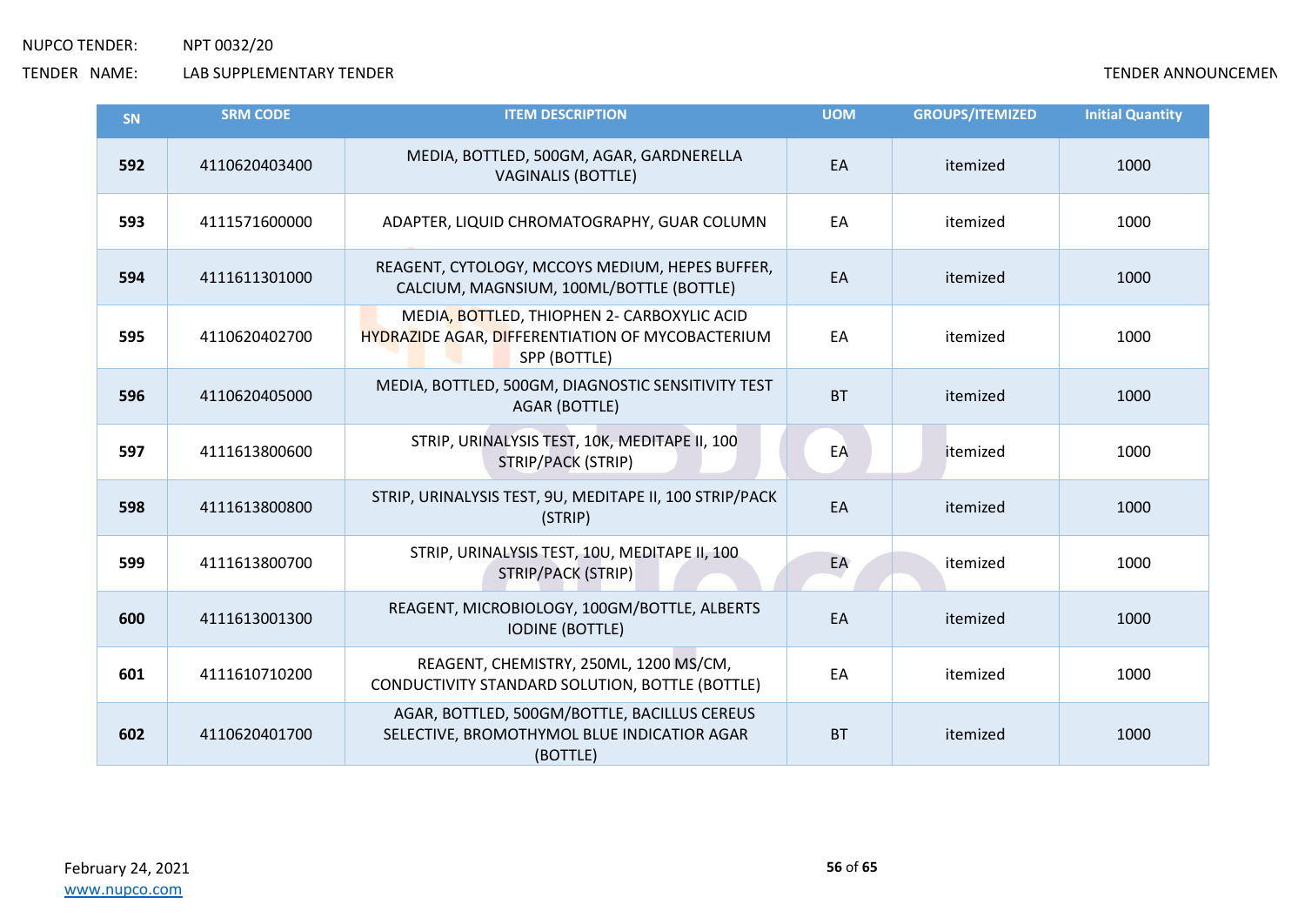| SN | SRM CODE | ITEM DESCRIPTION | UOM | GROUPS/ITEMIZED | Initial Quantity |
|---|---|---|---|---|---|
| **592** | 4110620403400 | MEDIA, BOTTLED, 500GM, AGAR, GARDNERELLA VAGINALIS (BOTTLE) | EA | itemized | 1000 |
| **593** | 4111571600000 | ADAPTER, LIQUID CHROMATOGRAPHY, GUAR COLUMN | EA | itemized | 1000 |
| **594** | 4111611301000 | REAGENT, CYTOLOGY, MCCOYS MEDIUM, HEPES BUFFER, CALCIUM, MAGNSIUM, 100ML/BOTTLE (BOTTLE) | EA | itemized | 1000 |
| **595** | 4110620402700 | MEDIA, BOTTLED, THIOPHEN 2- CARBOXYLIC ACID HYDRAZIDE AGAR, DIFFERENTIATION OF MYCOBACTERIUM SPP (BOTTLE) | EA | itemized | 1000 |
| **596** | 4110620405000 | MEDIA, BOTTLED, 500GM, DIAGNOSTIC SENSITIVITY TEST AGAR (BOTTLE) | BT | itemized | 1000 |
| **597** | 4111613800600 | STRIP, URINALYSIS TEST, 10K, MEDITAPE II, 100 STRIP/PACK (STRIP) | EA | itemized | 1000 |
| **598** | 4111613800800 | STRIP, URINALYSIS TEST, 9U, MEDITAPE II, 100 STRIP/PACK (STRIP) | EA | itemized | 1000 |
| **599** | 4111613800700 | STRIP, URINALYSIS TEST, 10U, MEDITAPE II, 100 STRIP/PACK (STRIP) | EA | itemized | 1000 |
| **600** | 4111613001300 | REAGENT, MICROBIOLOGY, 100GM/BOTTLE, ALBERTS IODINE (BOTTLE) | EA | itemized | 1000 |
| **601** | 4111610710200 | REAGENT, CHEMISTRY, 250ML, 1200 MS/CM, CONDUCTIVITY STANDARD SOLUTION, BOTTLE (BOTTLE) | EA | itemized | 1000 |
| **602** | 4110620401700 | AGAR, BOTTLED, 500GM/BOTTLE, BACILLUS CEREUS SELECTIVE, BROMOTHYMOL BLUE INDICATIOR AGAR (BOTTLE) | BT | itemized | 1000 |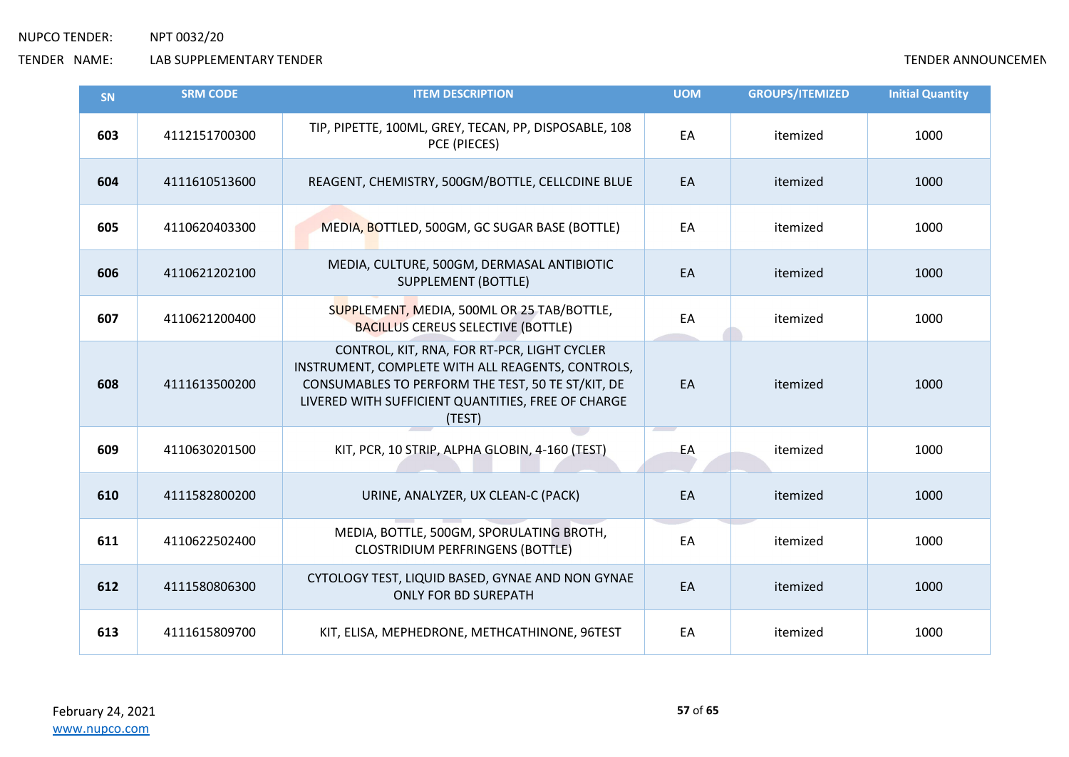| SN | SRM CODE | ITEM DESCRIPTION | UOM | GROUPS/ITEMIZED | Initial Quantity |
|---|---|---|---|---|---|
| **603** | 4112151700300 | TIP, PIPETTE, 100ML, GREY, TECAN, PP, DISPOSABLE, 108 PCE (PIECES) | EA | itemized | 1000 |
| **604** | 4111610513600 | REAGENT, CHEMISTRY, 500GM/BOTTLE, CELLCDINE BLUE | EA | itemized | 1000 |
| **605** | 4110620403300 | MEDIA, BOTTLED, 500GM, GC SUGAR BASE (BOTTLE) | EA | itemized | 1000 |
| **606** | 4110621202100 | MEDIA, CULTURE, 500GM, DERMASAL ANTIBIOTIC SUPPLEMENT (BOTTLE) | EA | itemized | 1000 |
| **607** | 4110621200400 | SUPPLEMENT, MEDIA, 500ML OR 25 TAB/BOTTLE, BACILLUS CEREUS SELECTIVE (BOTTLE) | EA | itemized | 1000 |
| **608** | 4111613500200 | CONTROL, KIT, RNA, FOR RT-PCR, LIGHT CYCLER INSTRUMENT, COMPLETE WITH ALL REAGENTS, CONTROLS, CONSUMABLES TO PERFORM THE TEST, 50 TE ST/KIT, DE LIVERED WITH SUFFICIENT QUANTITIES, FREE OF CHARGE (TEST) | EA | itemized | 1000 |
| **609** | 4110630201500 | KIT, PCR, 10 STRIP, ALPHA GLOBIN, 4-160 (TEST) | EA | itemized | 1000 |
| **610** | 4111582800200 | URINE, ANALYZER, UX CLEAN-C (PACK) | EA | itemized | 1000 |
| **611** | 4110622502400 | MEDIA, BOTTLE, 500GM, SPORULATING BROTH, CLOSTRIDIUM PERFRINGENS (BOTTLE) | EA | itemized | 1000 |
| **612** | 4111580806300 | CYTOLOGY TEST, LIQUID BASED, GYNAE AND NON GYNAE ONLY FOR BD SUREPATH | EA | itemized | 1000 |
| **613** | 4111615809700 | KIT, ELISA, MEPHEDRONE, METHCATHINONE, 96TEST | EA | itemized | 1000 |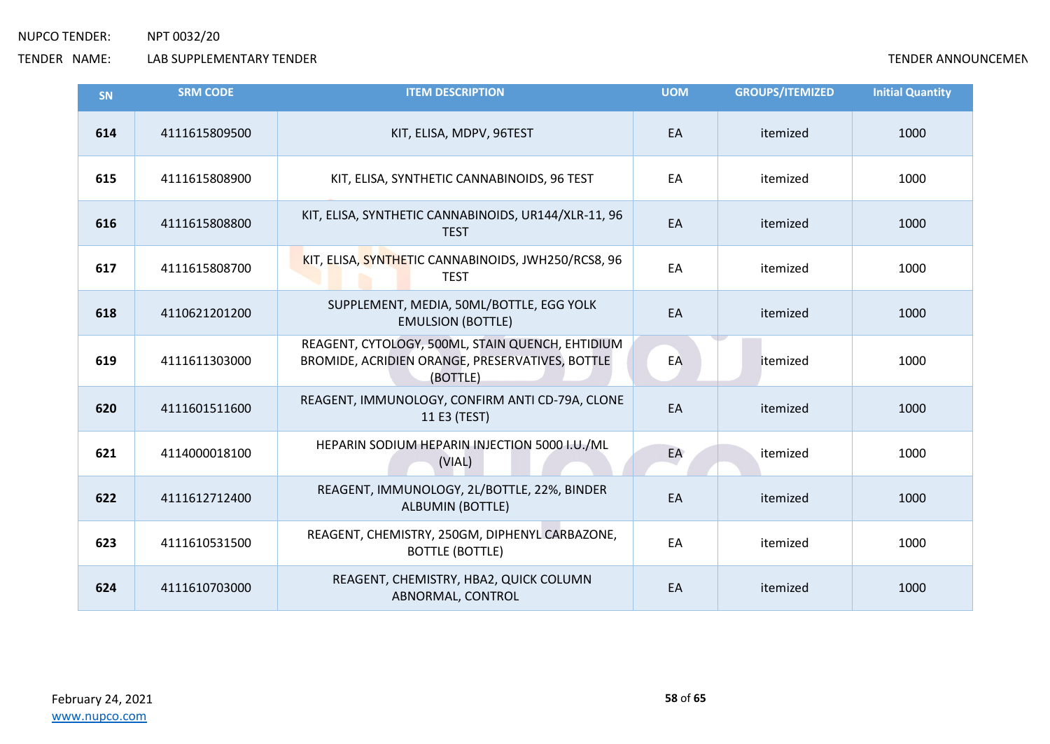NUPCO TENDER: NPT 0032/20

TENDER NAME: LAB SUPPLEMENTARY TENDER

TENDER ANNOUNCEMEN

| SN | SRM CODE | ITEM DESCRIPTION | UOM | GROUPS/ITEMIZED | Initial Quantity |
|---|---|---|---|---|---|
| 614 | 4111615809500 | KIT, ELISA, MDPV, 96TEST | EA | itemized | 1000 |
| 615 | 4111615808900 | KIT, ELISA, SYNTHETIC CANNABINOIDS, 96 TEST | EA | itemized | 1000 |
| 616 | 4111615808800 | KIT, ELISA, SYNTHETIC CANNABINOIDS, UR144/XLR-11, 96 TEST | EA | itemized | 1000 |
| 617 | 4111615808700 | KIT, ELISA, SYNTHETIC CANNABINOIDS, JWH250/RCS8, 96 TEST | EA | itemized | 1000 |
| 618 | 4110621201200 | SUPPLEMENT, MEDIA, 50ML/BOTTLE, EGG YOLK EMULSION (BOTTLE) | EA | itemized | 1000 |
| 619 | 4111611303000 | REAGENT, CYTOLOGY, 500ML, STAIN QUENCH, EHTIDIUM BROMIDE, ACRIDIEN ORANGE, PRESERVATIVES, BOTTLE (BOTTLE) | EA | itemized | 1000 |
| 620 | 4111601511600 | REAGENT, IMMUNOLOGY, CONFIRM ANTI CD-79A, CLONE 11 E3 (TEST) | EA | itemized | 1000 |
| 621 | 4114000018100 | HEPARIN SODIUM HEPARIN INJECTION 5000 I.U./ML (VIAL) | EA | itemized | 1000 |
| 622 | 4111612712400 | REAGENT, IMMUNOLOGY, 2L/BOTTLE, 22%, BINDER ALBUMIN (BOTTLE) | EA | itemized | 1000 |
| 623 | 4111610531500 | REAGENT, CHEMISTRY, 250GM, DIPHENYL CARBAZONE, BOTTLE (BOTTLE) | EA | itemized | 1000 |
| 624 | 4111610703000 | REAGENT, CHEMISTRY, HBA2, QUICK COLUMN ABNORMAL, CONTROL | EA | itemized | 1000 |

February 24, 2021

www.nupco.com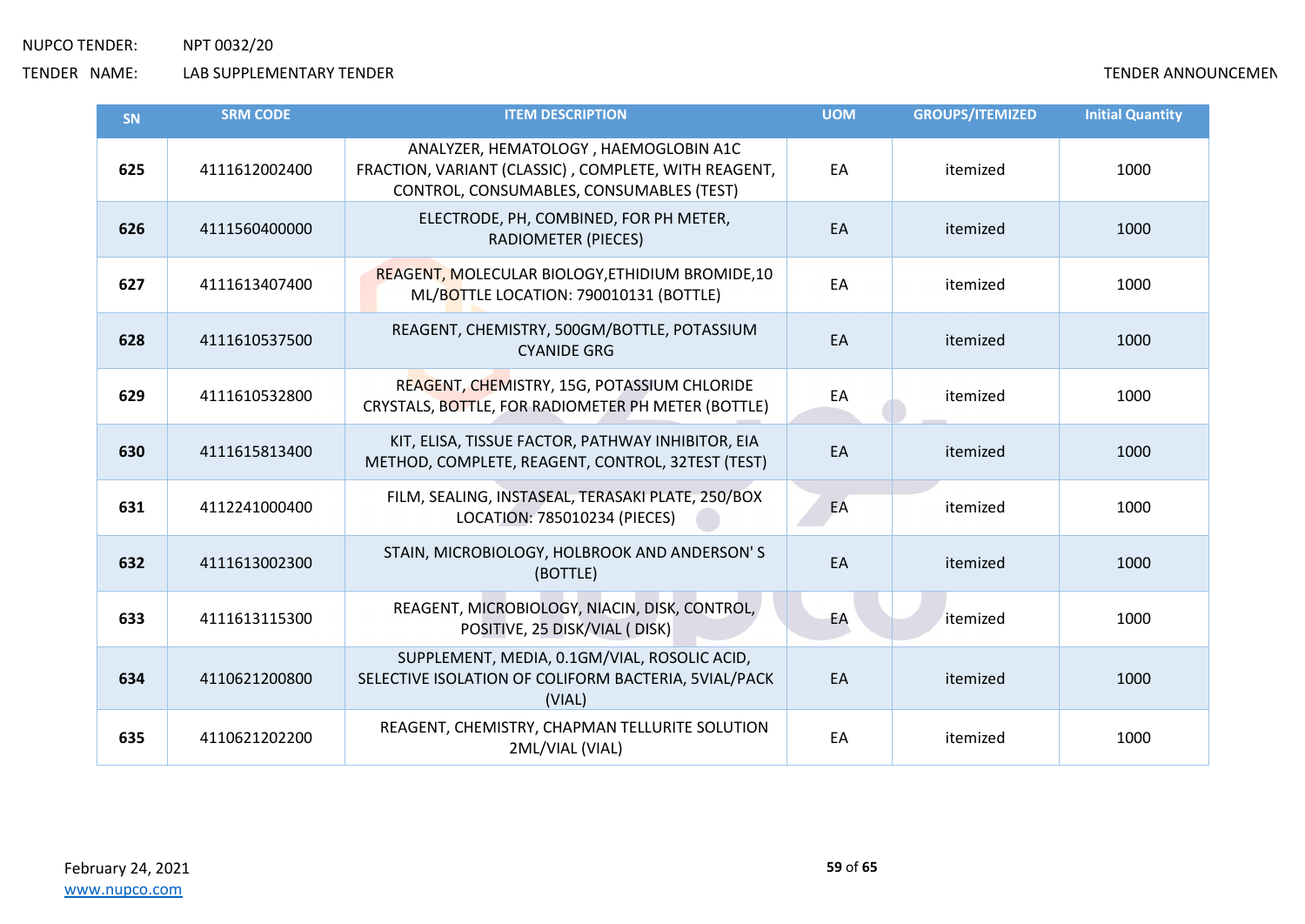NUPCO TENDER: NPT 0032/20

TENDER NAME: LAB SUPPLEMENTARY TENDER

TENDER ANNOUNCEMEN

| SN | SRM CODE | ITEM DESCRIPTION | UOM | GROUPS/ITEMIZED | Initial Quantity |
|---|---|---|---|---|---|
| **625** | 4111612002400 | ANALYZER, HEMATOLOGY , HAEMOGLOBIN A1C FRACTION, VARIANT (CLASSIC) , COMPLETE, WITH REAGENT, CONTROL, CONSUMABLES, CONSUMABLES (TEST) | EA | itemized | 1000 |
| **626** | 4111560400000 | ELECTRODE, PH, COMBINED, FOR PH METER, RADIOMETER (PIECES) | EA | itemized | 1000 |
| **627** | 4111613407400 | REAGENT, MOLECULAR BIOLOGY,ETHIDIUM BROMIDE,10 ML/BOTTLE LOCATION: 790010131 (BOTTLE) | EA | itemized | 1000 |
| **628** | 4111610537500 | REAGENT, CHEMISTRY, 500GM/BOTTLE, POTASSIUM CYANIDE GRG | EA | itemized | 1000 |
| **629** | 4111610532800 | REAGENT, CHEMISTRY, 15G, POTASSIUM CHLORIDE CRYSTALS, BOTTLE, FOR RADIOMETER PH METER (BOTTLE) | EA | itemized | 1000 |
| **630** | 4111615813400 | KIT, ELISA, TISSUE FACTOR, PATHWAY INHIBITOR, EIA METHOD, COMPLETE, REAGENT, CONTROL, 32TEST (TEST) | EA | itemized | 1000 |
| **631** | 4112241000400 | FILM, SEALING, INSTASEAL, TERASAKI PLATE, 250/BOX LOCATION: 785010234 (PIECES) | EA | itemized | 1000 |
| **632** | 4111613002300 | STAIN, MICROBIOLOGY, HOLBROOK AND ANDERSON' S (BOTTLE) | EA | itemized | 1000 |
| **633** | 4111613115300 | REAGENT, MICROBIOLOGY, NIACIN, DISK, CONTROL, POSITIVE, 25 DISK/VIAL ( DISK) | EA | itemized | 1000 |
| **634** | 4110621200800 | SUPPLEMENT, MEDIA, 0.1GM/VIAL, ROSOLIC ACID, SELECTIVE ISOLATION OF COLIFORM BACTERIA, 5VIAL/PACK (VIAL) | EA | itemized | 1000 |
| **635** | 4110621202200 | REAGENT, CHEMISTRY, CHAPMAN TELLURITE SOLUTION 2ML/VIAL (VIAL) | EA | itemized | 1000 |

February 24, 2021

www.nupco.com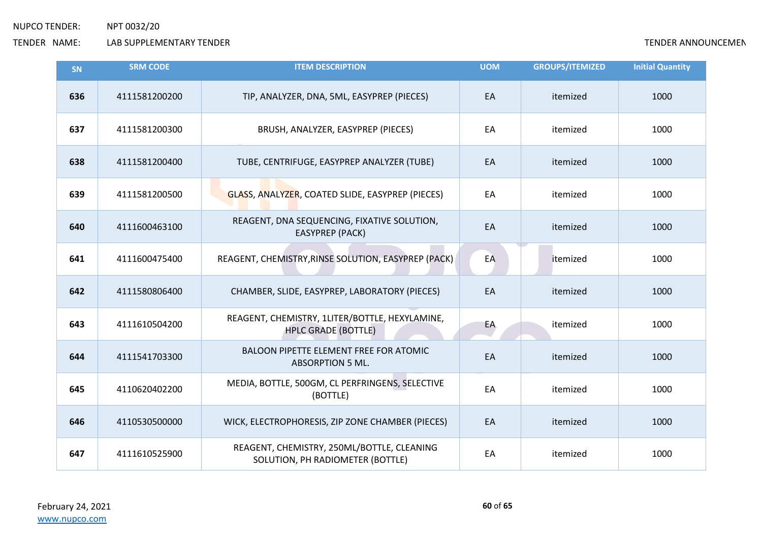NUPCO TENDER: NPT 0032/20

TENDER NAME: LAB SUPPLEMENTARY TENDER

TENDER ANNOUNCEMEN

| SN | SRM CODE | ITEM DESCRIPTION | UOM | GROUPS/ITEMIZED | Initial Quantity |
|---|---|---|---|---|---|
| 636 | 4111581200200 | TIP, ANALYZER, DNA, 5ML, EASYPREP (PIECES) | EA | itemized | 1000 |
| 637 | 4111581200300 | BRUSH, ANALYZER, EASYPREP (PIECES) | EA | itemized | 1000 |
| 638 | 4111581200400 | TUBE, CENTRIFUGE, EASYPREP ANALYZER (TUBE) | EA | itemized | 1000 |
| 639 | 4111581200500 | GLASS, ANALYZER, COATED SLIDE, EASYPREP (PIECES) | EA | itemized | 1000 |
| 640 | 4111600463100 | REAGENT, DNA SEQUENCING, FIXATIVE SOLUTION, EASYPREP (PACK) | EA | itemized | 1000 |
| 641 | 4111600475400 | REAGENT, CHEMISTRY,RINSE SOLUTION, EASYPREP (PACK) | EA | itemized | 1000 |
| 642 | 4111580806400 | CHAMBER, SLIDE, EASYPREP, LABORATORY (PIECES) | EA | itemized | 1000 |
| 643 | 4111610504200 | REAGENT, CHEMISTRY, 1LITER/BOTTLE, HEXYLAMINE, HPLC GRADE (BOTTLE) | EA | itemized | 1000 |
| 644 | 4111541703300 | BALOON PIPETTE ELEMENT FREE FOR ATOMIC ABSORPTION 5 ML. | EA | itemized | 1000 |
| 645 | 4110620402200 | MEDIA, BOTTLE, 500GM, CL PERFRINGENS, SELECTIVE (BOTTLE) | EA | itemized | 1000 |
| 646 | 4110530500000 | WICK, ELECTROPHORESIS, ZIP ZONE CHAMBER (PIECES) | EA | itemized | 1000 |
| 647 | 4111610525900 | REAGENT, CHEMISTRY, 250ML/BOTTLE, CLEANING SOLUTION, PH RADIOMETER (BOTTLE) | EA | itemized | 1000 |

February 24, 2021

www.nupco.com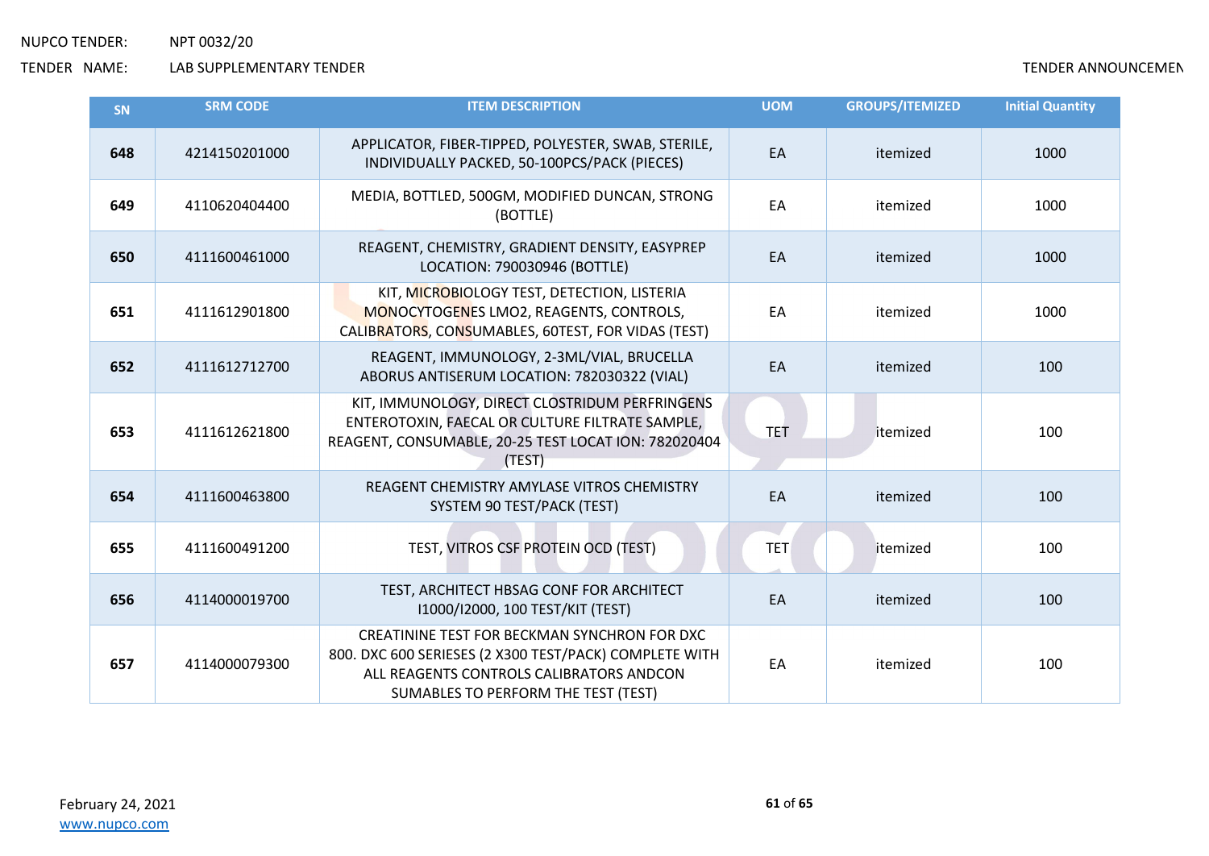NUPCO TENDER: NPT 0032/20

TENDER NAME: LAB SUPPLEMENTARY TENDER

TENDER ANNOUNCEMEN

| SN | SRM CODE | ITEM DESCRIPTION | UOM | GROUPS/ITEMIZED | Initial Quantity |
|---|---|---|---|---|---|
| 648 | 4214150201000 | APPLICATOR, FIBER-TIPPED, POLYESTER, SWAB, STERILE, INDIVIDUALLY PACKED, 50-100PCS/PACK (PIECES) | EA | itemized | 1000 |
| 649 | 4110620404400 | MEDIA, BOTTLED, 500GM, MODIFIED DUNCAN, STRONG (BOTTLE) | EA | itemized | 1000 |
| 650 | 4111600461000 | REAGENT, CHEMISTRY, GRADIENT DENSITY, EASYPREP LOCATION: 790030946 (BOTTLE) | EA | itemized | 1000 |
| 651 | 4111612901800 | KIT, MICROBIOLOGY TEST, DETECTION, LISTERIA MONOCYTOGENES LMO2, REAGENTS, CONTROLS, CALIBRATORS, CONSUMABLES, 60TEST, FOR VIDAS (TEST) | EA | itemized | 1000 |
| 652 | 4111612712700 | REAGENT, IMMUNOLOGY, 2-3ML/VIAL, BRUCELLA ABORUS ANTISERUM LOCATION: 782030322 (VIAL) | EA | itemized | 100 |
| 653 | 4111612621800 | KIT, IMMUNOLOGY, DIRECT CLOSTRIDUM PERFRINGENS ENTEROTOXIN, FAECAL OR CULTURE FILTRATE SAMPLE, REAGENT, CONSUMABLE, 20-25 TEST LOCAT ION: 782020404 (TEST) | TET | itemized | 100 |
| 654 | 4111600463800 | REAGENT CHEMISTRY AMYLASE VITROS CHEMISTRY SYSTEM 90 TEST/PACK (TEST) | EA | itemized | 100 |
| 655 | 4111600491200 | TEST, VITROS CSF PROTEIN OCD (TEST) | TET | itemized | 100 |
| 656 | 4114000019700 | TEST, ARCHITECT HBSAG CONF FOR ARCHITECT I1000/I2000, 100 TEST/KIT (TEST) | EA | itemized | 100 |
| 657 | 4114000079300 | CREATININE TEST FOR BECKMAN SYNCHRON FOR DXC 800. DXC 600 SERIESES (2 X300 TEST/PACK) COMPLETE WITH ALL REAGENTS CONTROLS CALIBRATORS ANDCON SUMABLES TO PERFORM THE TEST (TEST) | EA | itemized | 100 |

February 24, 2021

www.nupco.com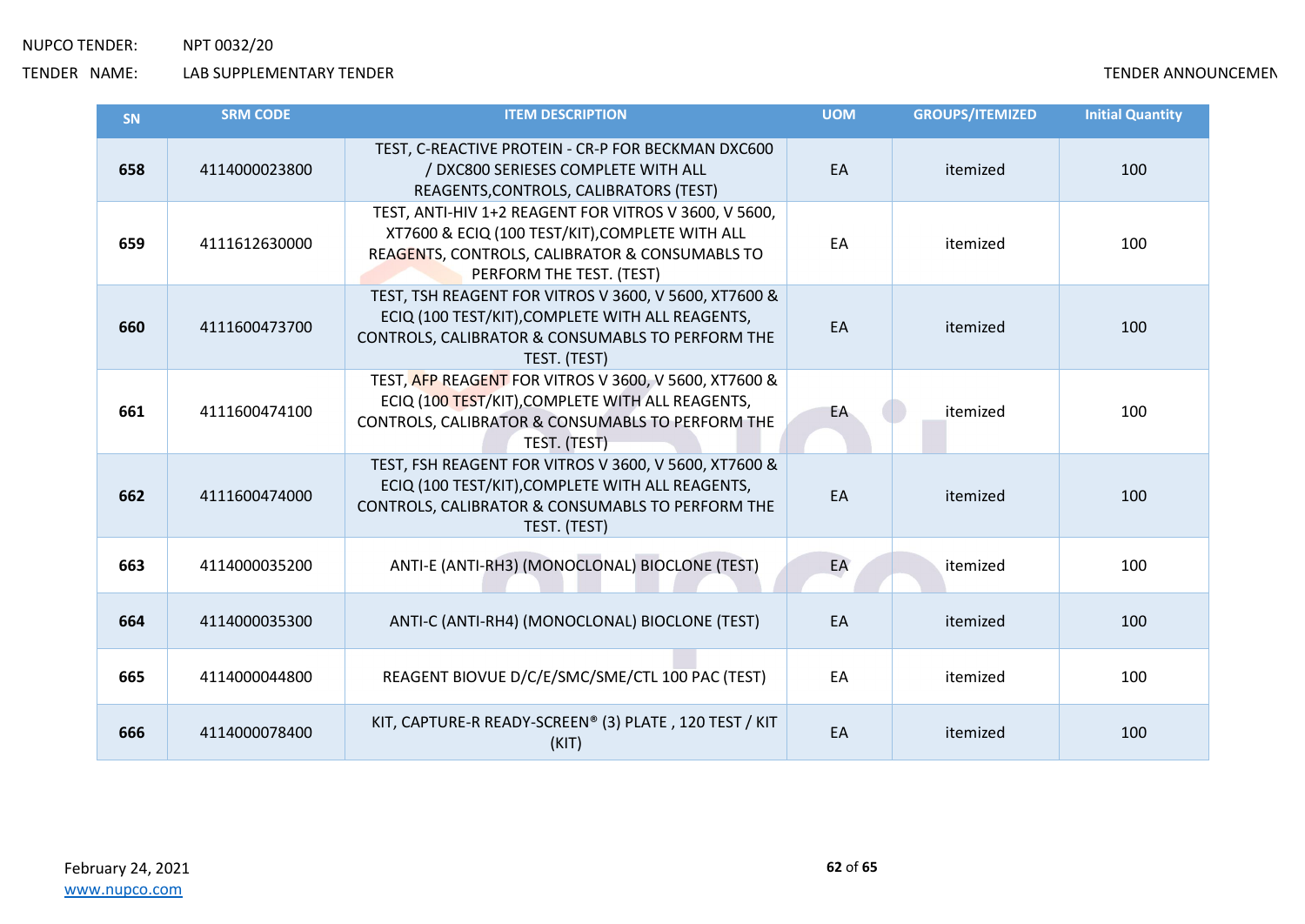NUPCO TENDER: NPT 0032/20

TENDER NAME: LAB SUPPLEMENTARY TENDER

TENDER ANNOUNCEMEN

| SN | SRM CODE | ITEM DESCRIPTION | UOM | GROUPS/ITEMIZED | Initial Quantity |
|---|---|---|---|---|---|
| 658 | 4114000023800 | TEST, C-REACTIVE PROTEIN - CR-P FOR BECKMAN DXC600 / DXC800 SERIESES COMPLETE WITH ALL REAGENTS,CONTROLS, CALIBRATORS (TEST) | EA | itemized | 100 |
| 659 | 4111612630000 | TEST, ANTI-HIV 1+2 REAGENT FOR VITROS V 3600, V 5600, XT7600 & ECIQ (100 TEST/KIT),COMPLETE WITH ALL REAGENTS, CONTROLS, CALIBRATOR & CONSUMABLS TO PERFORM THE TEST. (TEST) | EA | itemized | 100 |
| 660 | 4111600473700 | TEST, TSH REAGENT FOR VITROS V 3600, V 5600, XT7600 & ECIQ (100 TEST/KIT),COMPLETE WITH ALL REAGENTS, CONTROLS, CALIBRATOR & CONSUMABLS TO PERFORM THE TEST. (TEST) | EA | itemized | 100 |
| 661 | 4111600474100 | TEST, AFP REAGENT FOR VITROS V 3600, V 5600, XT7600 & ECIQ (100 TEST/KIT),COMPLETE WITH ALL REAGENTS, CONTROLS, CALIBRATOR & CONSUMABLS TO PERFORM THE TEST. (TEST) | EA | itemized | 100 |
| 662 | 4111600474000 | TEST, FSH REAGENT FOR VITROS V 3600, V 5600, XT7600 & ECIQ (100 TEST/KIT),COMPLETE WITH ALL REAGENTS, CONTROLS, CALIBRATOR & CONSUMABLS TO PERFORM THE TEST. (TEST) | EA | itemized | 100 |
| 663 | 4114000035200 | ANTI-E (ANTI-RH3) (MONOCLONAL) BIOCLONE (TEST) | EA | itemized | 100 |
| 664 | 4114000035300 | ANTI-C (ANTI-RH4) (MONOCLONAL) BIOCLONE (TEST) | EA | itemized | 100 |
| 665 | 4114000044800 | REAGENT BIOVUE D/C/E/SMC/SME/CTL 100 PAC (TEST) | EA | itemized | 100 |
| 666 | 4114000078400 | KIT, CAPTURE-R READY-SCREEN® (3) PLATE , 120 TEST / KIT (KIT) | EA | itemized | 100 |

February 24, 2021

www.nupco.com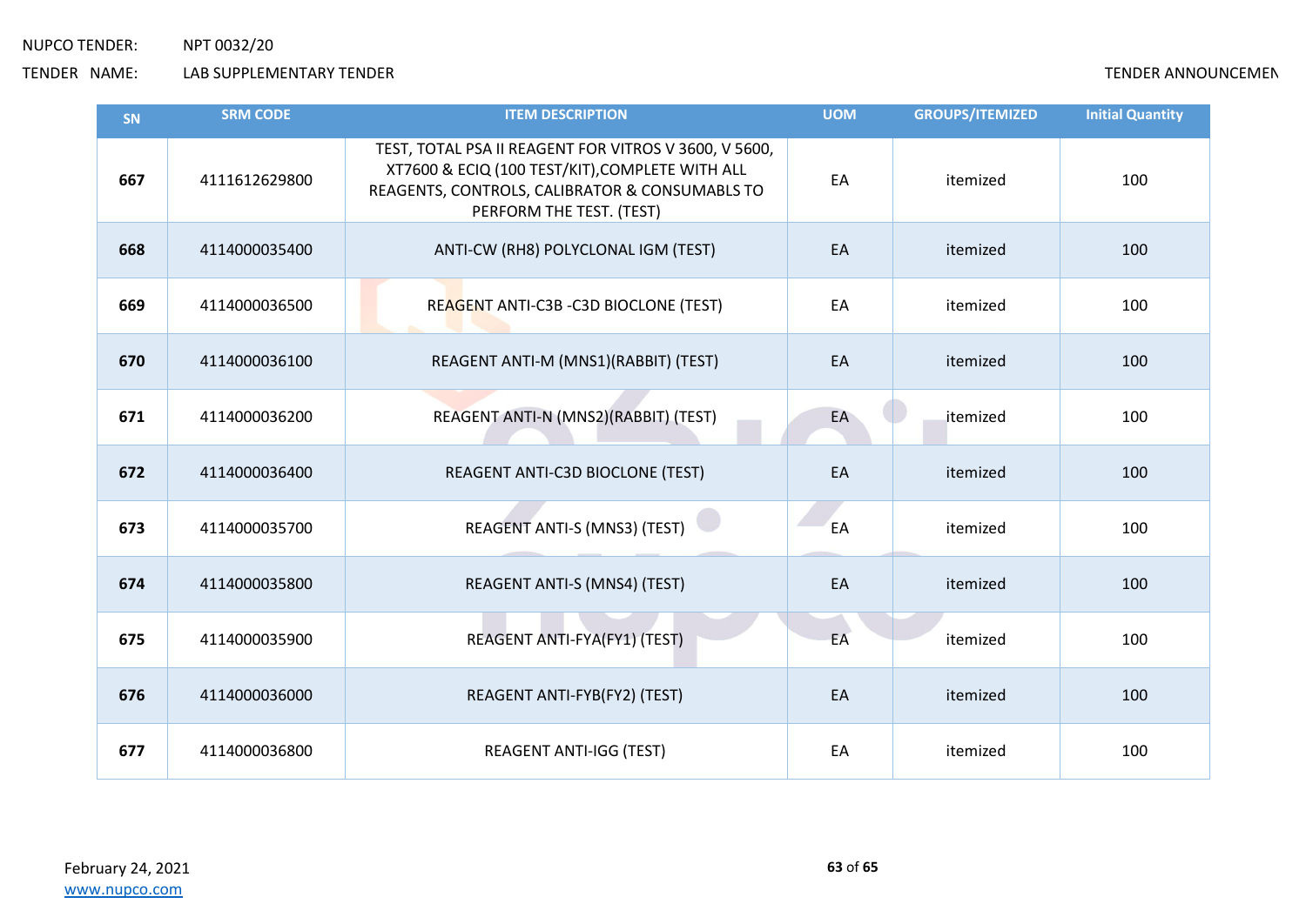NUPCO TENDER: NPT 0032/20

TENDER NAME: LAB SUPPLEMENTARY TENDER

TENDER ANNOUNCEMEN

| SN | SRM CODE | ITEM DESCRIPTION | UOM | GROUPS/ITEMIZED | Initial Quantity |
|---|---|---|---|---|---|
| 667 | 4111612629800 | TEST, TOTAL PSA II REAGENT FOR VITROS V 3600, V 5600, XT7600 & ECIQ (100 TEST/KIT),COMPLETE WITH ALL REAGENTS, CONTROLS, CALIBRATOR & CONSUMABLS TO PERFORM THE TEST. (TEST) | EA | itemized | 100 |
| 668 | 4114000035400 | ANTI-CW (RH8) POLYCLONAL IGM (TEST) | EA | itemized | 100 |
| 669 | 4114000036500 | REAGENT ANTI-C3B -C3D BIOCLONE (TEST) | EA | itemized | 100 |
| 670 | 4114000036100 | REAGENT ANTI-M (MNS1)(RABBIT) (TEST) | EA | itemized | 100 |
| 671 | 4114000036200 | REAGENT ANTI-N (MNS2)(RABBIT) (TEST) | EA | itemized | 100 |
| 672 | 4114000036400 | REAGENT ANTI-C3D BIOCLONE (TEST) | EA | itemized | 100 |
| 673 | 4114000035700 | REAGENT ANTI-S (MNS3) (TEST) | EA | itemized | 100 |
| 674 | 4114000035800 | REAGENT ANTI-S (MNS4) (TEST) | EA | itemized | 100 |
| 675 | 4114000035900 | REAGENT ANTI-FYA(FY1) (TEST) | EA | itemized | 100 |
| 676 | 4114000036000 | REAGENT ANTI-FYB(FY2) (TEST) | EA | itemized | 100 |
| 677 | 4114000036800 | REAGENT ANTI-IGG (TEST) | EA | itemized | 100 |

February 24, 2021

www.nupco.com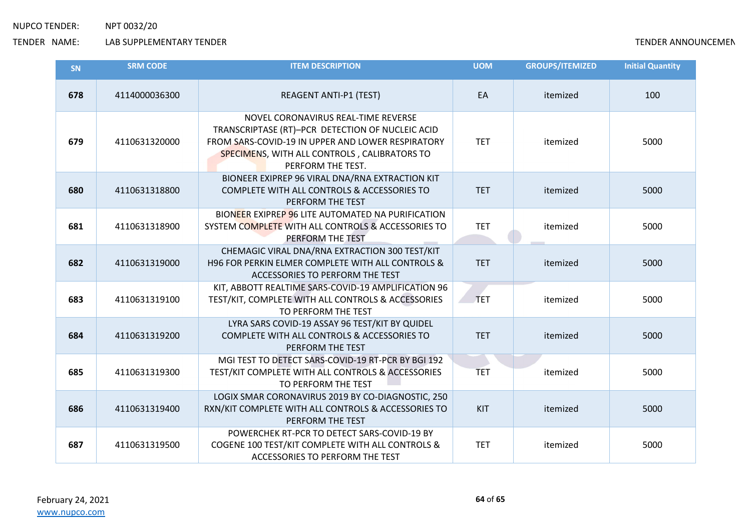| SN | SRM CODE | ITEM DESCRIPTION | UOM | GROUPS/ITEMIZED | Initial Quantity |
|---|---|---|---|---|---|
| 678 | 4114000036300 | REAGENT ANTI-P1 (TEST) | EA | itemized | 100 |
| 679 | 4110631320000 | NOVEL CORONAVIRUS REAL-TIME REVERSE TRANSCRIPTASE (RT)–PCR DETECTION OF NUCLEIC ACID FROM SARS-COVID-19 IN UPPER AND LOWER RESPIRATORY SPECIMENS, WITH ALL CONTROLS , CALIBRATORS TO PERFORM THE TEST. | TET | itemized | 5000 |
| 680 | 4110631318800 | BIONEER EXIPREP 96 VIRAL DNA/RNA EXTRACTION KIT COMPLETE WITH ALL CONTROLS & ACCESSORIES TO PERFORM THE TEST | TET | itemized | 5000 |
| 681 | 4110631318900 | BIONEER EXIPREP 96 LITE AUTOMATED NA PURIFICATION SYSTEM COMPLETE WITH ALL CONTROLS & ACCESSORIES TO PERFORM THE TEST | TET | itemized | 5000 |
| 682 | 4110631319000 | CHEMAGIC VIRAL DNA/RNA EXTRACTION 300 TEST/KIT H96 FOR PERKIN ELMER COMPLETE WITH ALL CONTROLS & ACCESSORIES TO PERFORM THE TEST | TET | itemized | 5000 |
| 683 | 4110631319100 | KIT, ABBOTT REALTIME SARS-COVID-19 AMPLIFICATION 96 TEST/KIT, COMPLETE WITH ALL CONTROLS & ACCESSORIES TO PERFORM THE TEST | TET | itemized | 5000 |
| 684 | 4110631319200 | LYRA SARS COVID-19 ASSAY 96 TEST/KIT BY QUIDEL COMPLETE WITH ALL CONTROLS & ACCESSORIES TO PERFORM THE TEST | TET | itemized | 5000 |
| 685 | 4110631319300 | MGI TEST TO DETECT SARS-COVID-19 RT-PCR BY BGI 192 TEST/KIT COMPLETE WITH ALL CONTROLS & ACCESSORIES TO PERFORM THE TEST | TET | itemized | 5000 |
| 686 | 4110631319400 | LOGIX SMAR CORONAVIRUS 2019 BY CO-DIAGNOSTIC, 250 RXN/KIT COMPLETE WITH ALL CONTROLS & ACCESSORIES TO PERFORM THE TEST | KIT | itemized | 5000 |
| 687 | 4110631319500 | POWERCHEK RT-PCR TO DETECT SARS-COVID-19 BY COGENE 100 TEST/KIT COMPLETE WITH ALL CONTROLS & ACCESSORIES TO PERFORM THE TEST | TET | itemized | 5000 |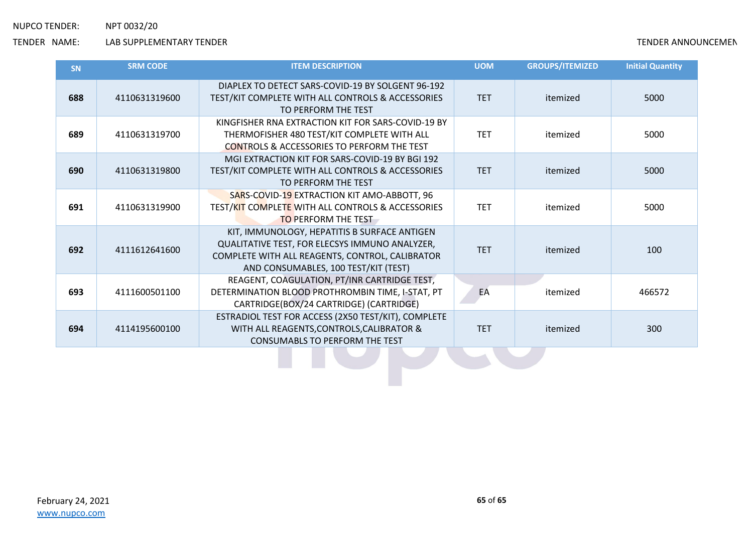| SN | SRM CODE | ITEM DESCRIPTION | UOM | GROUPS/ITEMIZED | Initial Quantity |
|---|---|---|---|---|---|
| **688** | 4110631319600 | DIAPLEX TO DETECT SARS-COVID-19 BY SOLGENT 96-192 TEST/KIT COMPLETE WITH ALL CONTROLS & ACCESSORIES TO PERFORM THE TEST | TET | itemized | 5000 |
| **689** | 4110631319700 | KINGFISHER RNA EXTRACTION KIT FOR SARS-COVID-19 BY THERMOFISHER 480 TEST/KIT COMPLETE WITH ALL CONTROLS & ACCESSORIES TO PERFORM THE TEST | TET | itemized | 5000 |
| **690** | 4110631319800 | MGI EXTRACTION KIT FOR SARS-COVID-19 BY BGI 192 TEST/KIT COMPLETE WITH ALL CONTROLS & ACCESSORIES TO PERFORM THE TEST | TET | itemized | 5000 |
| **691** | 4110631319900 | SARS-COVID-19 EXTRACTION KIT AMO-ABBOTT, 96 TEST/KIT COMPLETE WITH ALL CONTROLS & ACCESSORIES TO PERFORM THE TEST | TET | itemized | 5000 |
| **692** | 4111612641600 | KIT, IMMUNOLOGY, HEPATITIS B SURFACE ANTIGEN QUALITATIVE TEST, FOR ELECSYS IMMUNO ANALYZER, COMPLETE WITH ALL REAGENTS, CONTROL, CALIBRATOR AND CONSUMABLES, 100 TEST/KIT (TEST) | TET | itemized | 100 |
| **693** | 4111600501100 | REAGENT, COAGULATION, PT/INR CARTRIDGE TEST, DETERMINATION BLOOD PROTHROMBIN TIME, I-STAT, PT CARTRIDGE(BOX/24 CARTRIDGE) (CARTRIDGE) | EA | itemized | 466572 |
| **694** | 4114195600100 | ESTRADIOL TEST FOR ACCESS (2X50 TEST/KIT), COMPLETE WITH ALL REAGENTS,CONTROLS,CALIBRATOR & CONSUMABLS TO PERFORM THE TEST | TET | itemized | 300 |